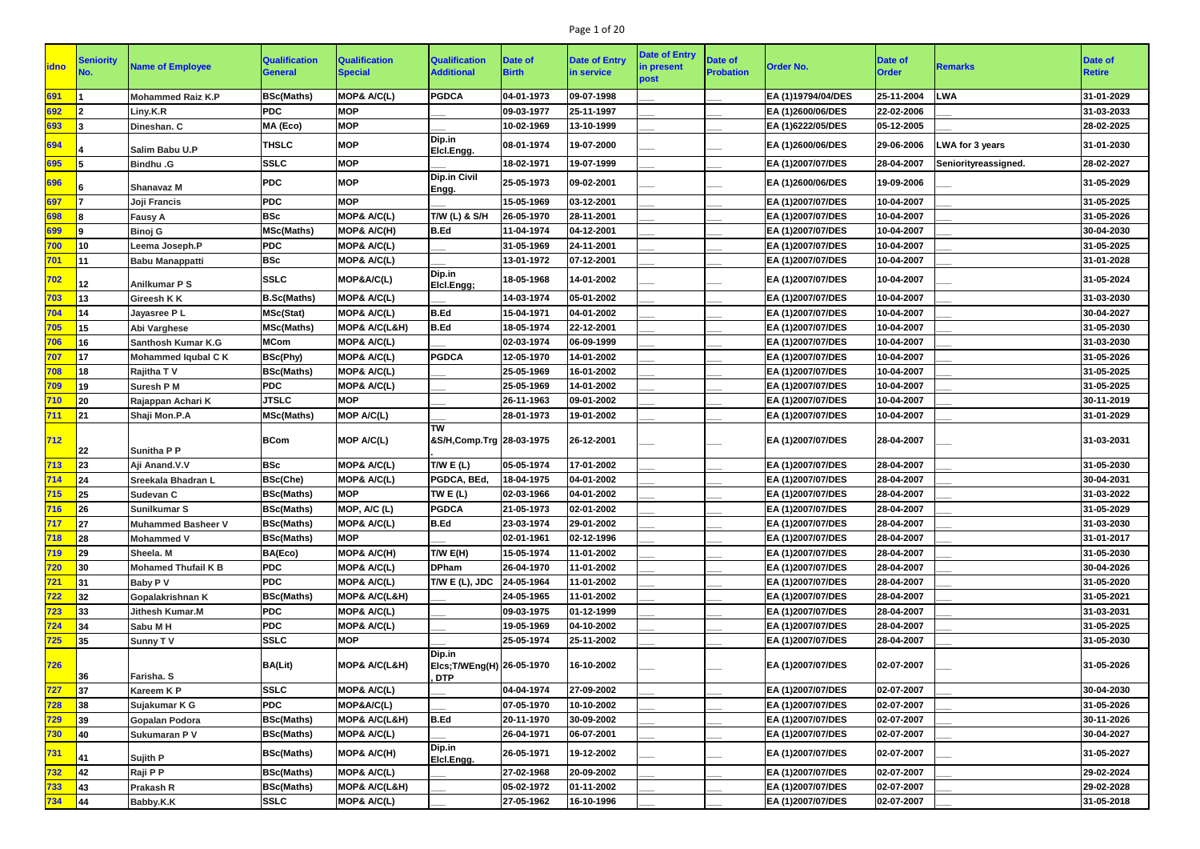| idno | Seniority No. | Name of Employee | Qualification General | Qualification Special | Qualification Additional | Date of Birth | Date of Entry in service | Date of Entry in present post | Date of Probation | Order No. | Date of Order | Remarks | Date of Retire |
|---|---|---|---|---|---|---|---|---|---|---|---|---|---|
| 691 | 1 | Mohammed Raiz K.P | BSc(Maths) | MOP& A/C(L) | PGDCA | 04-01-1973 | 09-07-1998 | ___ | ___ | EA (1)19794/04/DES | 25-11-2004 | LWA | 31-01-2029 |
| 692 | 2 | Liny.K.R | PDC | MOP | ___ | 09-03-1977 | 25-11-1997 | ___ | ___ | EA (1)2600/06/DES | 22-02-2006 | ___ | 31-03-2033 |
| 693 | 3 | Dineshan. C | MA (Eco) | MOP | ___ | 10-02-1969 | 13-10-1999 | ___ | ___ | EA (1)6222/05/DES | 05-12-2005 | ___ | 28-02-2025 |
| 694 | 4 | Salim Babu U.P | THSLC | MOP | Dip.in Elcl.Engg. | 08-01-1974 | 19-07-2000 | ___ | ___ | EA (1)2600/06/DES | 29-06-2006 | LWA for 3 years | 31-01-2030 |
| 695 | 5 | Bindhu .G | SSLC | MOP | ___ | 18-02-1971 | 19-07-1999 | ___ | ___ | EA (1)2007/07/DES | 28-04-2007 | Seniorityreassigned. | 28-02-2027 |
| 696 | 6 | Shanavaz M | PDC | MOP | Dip.in Civil Engg. | 25-05-1973 | 09-02-2001 | ___ | ___ | EA (1)2600/06/DES | 19-09-2006 | ___ | 31-05-2029 |
| 697 | 7 | Joji Francis | PDC | MOP | ___ | 15-05-1969 | 03-12-2001 | ___ | ___ | EA (1)2007/07/DES | 10-04-2007 | ___ | 31-05-2025 |
| 698 | 8 | Fausy A | BSc | MOP& A/C(L) | T/W (L) & S/H | 26-05-1970 | 28-11-2001 | ___ | ___ | EA (1)2007/07/DES | 10-04-2007 | ___ | 31-05-2026 |
| 699 | 9 | Binoj G | MSc(Maths) | MOP& A/C(H) | B.Ed | 11-04-1974 | 04-12-2001 | ___ | ___ | EA (1)2007/07/DES | 10-04-2007 | ___ | 30-04-2030 |
| 700 | 10 | Leema Joseph.P | PDC | MOP& A/C(L) | ___ | 31-05-1969 | 24-11-2001 | ___ | ___ | EA (1)2007/07/DES | 10-04-2007 | ___ | 31-05-2025 |
| 701 | 11 | Babu Manappatti | BSc | MOP& A/C(L) | ___ | 13-01-1972 | 07-12-2001 | ___ | ___ | EA (1)2007/07/DES | 10-04-2007 | ___ | 31-01-2028 |
| 702 | 12 | Anilkumar P S | SSLC | MOP&A/C(L) | Dip.in Elcl.Engg; | 18-05-1968 | 14-01-2002 | ___ | ___ | EA (1)2007/07/DES | 10-04-2007 | ___ | 31-05-2024 |
| 703 | 13 | Gireesh K K | B.Sc(Maths) | MOP& A/C(L) | ___ | 14-03-1974 | 05-01-2002 | ___ | ___ | EA (1)2007/07/DES | 10-04-2007 | ___ | 31-03-2030 |
| 704 | 14 | Jayasree P L | MSc(Stat) | MOP& A/C(L) | B.Ed | 15-04-1971 | 04-01-2002 | ___ | ___ | EA (1)2007/07/DES | 10-04-2007 | ___ | 30-04-2027 |
| 705 | 15 | Abi Varghese | MSc(Maths) | MOP& A/C(L&H) | B.Ed | 18-05-1974 | 22-12-2001 | ___ | ___ | EA (1)2007/07/DES | 10-04-2007 | ___ | 31-05-2030 |
| 706 | 16 | Santhosh Kumar K.G | MCom | MOP& A/C(L) | ___ | 02-03-1974 | 06-09-1999 | ___ | ___ | EA (1)2007/07/DES | 10-04-2007 | ___ | 31-03-2030 |
| 707 | 17 | Mohammed Iqubal C K | BSc(Phy) | MOP& A/C(L) | PGDCA | 12-05-1970 | 14-01-2002 | ___ | ___ | EA (1)2007/07/DES | 10-04-2007 | ___ | 31-05-2026 |
| 708 | 18 | Rajitha T V | BSc(Maths) | MOP& A/C(L) | ___ | 25-05-1969 | 16-01-2002 | ___ | ___ | EA (1)2007/07/DES | 10-04-2007 | ___ | 31-05-2025 |
| 709 | 19 | Suresh P M | PDC | MOP& A/C(L) | ___ | 25-05-1969 | 14-01-2002 | ___ | ___ | EA (1)2007/07/DES | 10-04-2007 | ___ | 31-05-2025 |
| 710 | 20 | Rajappan Achari K | JTSLC | MOP | ___ | 26-11-1963 | 09-01-2002 | ___ | ___ | EA (1)2007/07/DES | 10-04-2007 | ___ | 30-11-2019 |
| 711 | 21 | Shaji Mon.P.A | MSc(Maths) | MOP A/C(L) | ___ | 28-01-1973 | 19-01-2002 | ___ | ___ | EA (1)2007/07/DES | 10-04-2007 | ___ | 31-01-2029 |
| 712 | 22 | Sunitha P P | BCom | MOP A/C(L) | TW &S/H,Comp.Trg . | 28-03-1975 | 26-12-2001 | ___ | ___ | EA (1)2007/07/DES | 28-04-2007 | ___ | 31-03-2031 |
| 713 | 23 | Aji Anand.V.V | BSc | MOP& A/C(L) | T/W E (L) | 05-05-1974 | 17-01-2002 | ___ | ___ | EA (1)2007/07/DES | 28-04-2007 | ___ | 31-05-2030 |
| 714 | 24 | Sreekala Bhadran L | BSc(Che) | MOP& A/C(L) | PGDCA, BEd, | 18-04-1975 | 04-01-2002 | ___ | ___ | EA (1)2007/07/DES | 28-04-2007 | ___ | 30-04-2031 |
| 715 | 25 | Sudevan C | BSc(Maths) | MOP | TW E (L) | 02-03-1966 | 04-01-2002 | ___ | ___ | EA (1)2007/07/DES | 28-04-2007 | ___ | 31-03-2022 |
| 716 | 26 | Sunilkumar S | BSc(Maths) | MOP, A/C (L) | PGDCA | 21-05-1973 | 02-01-2002 | ___ | ___ | EA (1)2007/07/DES | 28-04-2007 | ___ | 31-05-2029 |
| 717 | 27 | Muhammed Basheer V | BSc(Maths) | MOP& A/C(L) | B.Ed | 23-03-1974 | 29-01-2002 | ___ | ___ | EA (1)2007/07/DES | 28-04-2007 | ___ | 31-03-2030 |
| 718 | 28 | Mohammed V | BSc(Maths) | MOP | ___ | 02-01-1961 | 02-12-1996 | ___ | ___ | EA (1)2007/07/DES | 28-04-2007 | ___ | 31-01-2017 |
| 719 | 29 | Sheela. M | BA(Eco) | MOP& A/C(H) | T/W E(H) | 15-05-1974 | 11-01-2002 | ___ | ___ | EA (1)2007/07/DES | 28-04-2007 | ___ | 31-05-2030 |
| 720 | 30 | Mohamed Thufail K B | PDC | MOP& A/C(L) | DPham | 26-04-1970 | 11-01-2002 | ___ | ___ | EA (1)2007/07/DES | 28-04-2007 | ___ | 30-04-2026 |
| 721 | 31 | Baby P V | PDC | MOP& A/C(L) | T/W E (L), JDC | 24-05-1964 | 11-01-2002 | ___ | ___ | EA (1)2007/07/DES | 28-04-2007 | ___ | 31-05-2020 |
| 722 | 32 | Gopalakrishnan K | BSc(Maths) | MOP& A/C(L&H) | ___ | 24-05-1965 | 11-01-2002 | ___ | ___ | EA (1)2007/07/DES | 28-04-2007 | ___ | 31-05-2021 |
| 723 | 33 | Jithesh Kumar.M | PDC | MOP& A/C(L) | ___ | 09-03-1975 | 01-12-1999 | ___ | ___ | EA (1)2007/07/DES | 28-04-2007 | ___ | 31-03-2031 |
| 724 | 34 | Sabu M H | PDC | MOP& A/C(L) | ___ | 19-05-1969 | 04-10-2002 | ___ | ___ | EA (1)2007/07/DES | 28-04-2007 | ___ | 31-05-2025 |
| 725 | 35 | Sunny T V | SSLC | MOP | ___ | 25-05-1974 | 25-11-2002 | ___ | ___ | EA (1)2007/07/DES | 28-04-2007 | ___ | 31-05-2030 |
| 726 | 36 | Farisha. S | BA(Lit) | MOP& A/C(L&H) | Dip.in Elcs;T/WEng(H) , DTP | 26-05-1970 | 16-10-2002 | ___ | ___ | EA (1)2007/07/DES | 02-07-2007 | ___ | 31-05-2026 |
| 727 | 37 | Kareem K P | SSLC | MOP& A/C(L) | ___ | 04-04-1974 | 27-09-2002 | ___ | ___ | EA (1)2007/07/DES | 02-07-2007 | ___ | 30-04-2030 |
| 728 | 38 | Sujakumar K G | PDC | MOP&A/C(L) | ___ | 07-05-1970 | 10-10-2002 | ___ | ___ | EA (1)2007/07/DES | 02-07-2007 | ___ | 31-05-2026 |
| 729 | 39 | Gopalan Podora | BSc(Maths) | MOP& A/C(L&H) | B.Ed | 20-11-1970 | 30-09-2002 | ___ | ___ | EA (1)2007/07/DES | 02-07-2007 | ___ | 30-11-2026 |
| 730 | 40 | Sukumaran P V | BSc(Maths) | MOP& A/C(L) | ___ | 26-04-1971 | 06-07-2001 | ___ | ___ | EA (1)2007/07/DES | 02-07-2007 | ___ | 30-04-2027 |
| 731 | 41 | Sujith P | BSc(Maths) | MOP& A/C(H) | Dip.in Elcl.Engg. | 26-05-1971 | 19-12-2002 | ___ | ___ | EA (1)2007/07/DES | 02-07-2007 | ___ | 31-05-2027 |
| 732 | 42 | Raji P P | BSc(Maths) | MOP& A/C(L) | ___ | 27-02-1968 | 20-09-2002 | ___ | ___ | EA (1)2007/07/DES | 02-07-2007 | ___ | 29-02-2024 |
| 733 | 43 | Prakash R | BSc(Maths) | MOP& A/C(L&H) | ___ | 05-02-1972 | 01-11-2002 | ___ | ___ | EA (1)2007/07/DES | 02-07-2007 | ___ | 29-02-2028 |
| 734 | 44 | Babby.K.K | SSLC | MOP& A/C(L) | ___ | 27-05-1962 | 16-10-1996 | ___ | ___ | EA (1)2007/07/DES | 02-07-2007 | ___ | 31-05-2018 |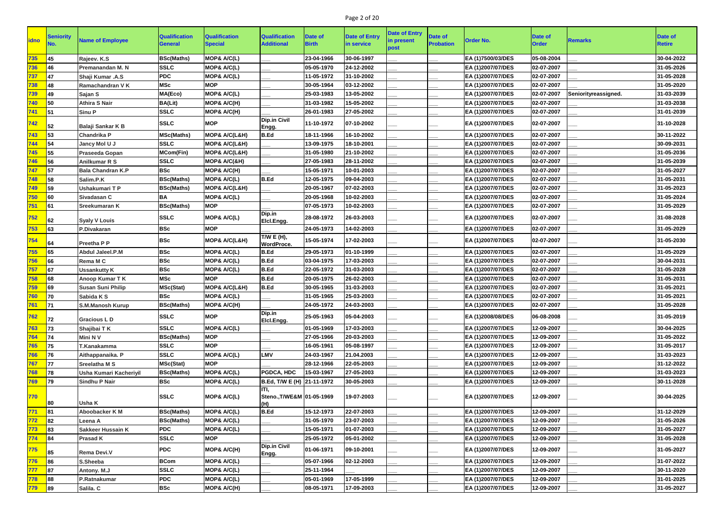| idno | Seniority No. | Name of Employee | Qualification General | Qualification Special | Qualification Additional | Date of Birth | Date of Entry in service | Date of Entry in present post | Date of Probation | Order No. | Date of Order | Remarks | Date of Retire |
|---|---|---|---|---|---|---|---|---|---|---|---|---|---|
| 735 | 45 | Rajeev. K.S | BSc(Maths) | MOP& A/C(L) | ___ | 23-04-1966 | 30-06-1997 | ___ | ___ | EA (1)7500/03/DES | 05-08-2004 | ___ | 30-04-2022 |
| 736 | 46 | Premanandan M. N | SSLC | MOP& A/C(L) | ___ | 05-05-1970 | 24-12-2002 | ___ | ___ | EA (1)2007/07/DES | 02-07-2007 | ___ | 31-05-2026 |
| 737 | 47 | Shaji Kumar .A.S | PDC | MOP& A/C(L) | ___ | 11-05-1972 | 31-10-2002 | ___ | ___ | EA (1)2007/07/DES | 02-07-2007 | ___ | 31-05-2028 |
| 738 | 48 | Ramachandran V K | MSc | MOP | ___ | 30-05-1964 | 03-12-2002 | ___ | ___ | EA (1)2007/07/DES | 02-07-2007 | ___ | 31-05-2020 |
| 739 | 49 | Sajan S | MA(Eco) | MOP& A/C(L) | ___ | 25-03-1983 | 13-05-2002 | ___ | ___ | EA (1)2007/07/DES | 02-07-2007 | Seniorityreassigned. | 31-03-2039 |
| 740 | 50 | Athira S Nair | BA(Lit) | MOP& A/C(H) | ___ | 31-03-1982 | 15-05-2002 | ___ | ___ | EA (1)2007/07/DES | 02-07-2007 | ___ | 31-03-2038 |
| 741 | 51 | Sinu P | SSLC | MOP& A/C(H) | ___ | 26-01-1983 | 27-05-2002 | ___ | ___ | EA (1)2007/07/DES | 02-07-2007 | ___ | 31-01-2039 |
| 742 | 52 | Balaji Sankar K B | SSLC | MOP | Dip.in Civil Engg. | 11-10-1972 | 07-10-2002 | ___ | ___ | EA (1)2007/07/DES | 02-07-2007 | ___ | 31-10-2028 |
| 743 | 53 | Chandrika P | MSc(Maths) | MOP& A/C(L&H) | B.Ed | 18-11-1966 | 16-10-2002 | ___ | ___ | EA (1)2007/07/DES | 02-07-2007 | ___ | 30-11-2022 |
| 744 | 54 | Jancy Mol U J | SSLC | MOP& A/C(L&H) | ___ | 13-09-1975 | 18-10-2001 | ___ | ___ | EA (1)2007/07/DES | 02-07-2007 | ___ | 30-09-2031 |
| 745 | 55 | Praseeda Gopan | MCom(Fin) | MOP& A/C(L&H) | ___ | 31-05-1980 | 21-10-2002 | ___ | ___ | EA (1)2007/07/DES | 02-07-2007 | ___ | 31-05-2036 |
| 746 | 56 | Anilkumar R S | SSLC | MOP& A/C(&H) | ___ | 27-05-1983 | 28-11-2002 | ___ | ___ | EA (1)2007/07/DES | 02-07-2007 | ___ | 31-05-2039 |
| 747 | 57 | Bala Chandran K.P | BSc | MOP& A/C(H) | ___ | 15-05-1971 | 10-01-2003 | ___ | ___ | EA (1)2007/07/DES | 02-07-2007 | ___ | 31-05-2027 |
| 748 | 58 | Salim.P.K | BSc(Maths) | MOP& A/C(L) | B.Ed | 12-05-1975 | 09-04-2003 | ___ | ___ | EA (1)2007/07/DES | 02-07-2007 | ___ | 31-05-2031 |
| 749 | 59 | Ushakumari T P | BSc(Maths) | MOP& A/C(L&H) | ___ | 20-05-1967 | 07-02-2003 | ___ | ___ | EA (1)2007/07/DES | 02-07-2007 | ___ | 31-05-2023 |
| 750 | 60 | Sivadasan C | BA | MOP& A/C(L) | ___ | 20-05-1968 | 10-02-2003 | ___ | ___ | EA (1)2007/07/DES | 02-07-2007 | ___ | 31-05-2024 |
| 751 | 61 | Sreekumaran K | BSc(Maths) | MOP | ___ | 07-05-1973 | 10-02-2003 | ___ | ___ | EA (1)2007/07/DES | 02-07-2007 | ___ | 31-05-2029 |
| 752 | 62 | Syaly V Louis | SSLC | MOP& A/C(L) | Dip.in Elcl.Engg. | 28-08-1972 | 26-03-2003 | ___ | ___ | EA (1)2007/07/DES | 02-07-2007 | ___ | 31-08-2028 |
| 753 | 63 | P.Divakaran | BSc | MOP | ___ | 24-05-1973 | 14-02-2003 | ___ | ___ | EA (1)2007/07/DES | 02-07-2007 | ___ | 31-05-2029 |
| 754 | 64 | Preetha P P | BSc | MOP& A/C(L&H) | T/W E (H), WordProce. | 15-05-1974 | 17-02-2003 | ___ | ___ | EA (1)2007/07/DES | 02-07-2007 | ___ | 31-05-2030 |
| 755 | 65 | Abdul Jaleel.P.M | BSc | MOP& A/C(L) | B.Ed | 29-05-1973 | 01-10-1999 | ___ | ___ | EA (1)2007/07/DES | 02-07-2007 | ___ | 31-05-2029 |
| 756 | 66 | Rema M C | BSc | MOP& A/C(L) | B.Ed | 03-04-1975 | 17-03-2003 | ___ | ___ | EA (1)2007/07/DES | 02-07-2007 | ___ | 30-04-2031 |
| 757 | 67 | Ussankutty K | BSc | MOP& A/C(L) | B.Ed | 22-05-1972 | 31-03-2003 | ___ | ___ | EA (1)2007/07/DES | 02-07-2007 | ___ | 31-05-2028 |
| 758 | 68 | Anoop Kumar T K | MSc | MOP | B.Ed | 20-05-1975 | 26-02-2003 | ___ | ___ | EA (1)2007/07/DES | 02-07-2007 | ___ | 31-05-2031 |
| 759 | 69 | Susan Suni Philip | MSc(Stat) | MOP& A/C(L&H) | B.Ed | 30-05-1965 | 31-03-2003 | ___ | ___ | EA (1)2007/07/DES | 02-07-2007 | ___ | 31-05-2021 |
| 760 | 70 | Sabida K S | BSc | MOP& A/C(L) | ___ | 31-05-1965 | 25-03-2003 | ___ | ___ | EA (1)2007/07/DES | 02-07-2007 | ___ | 31-05-2021 |
| 761 | 71 | S.M.Manosh Kurup | BSc(Maths) | MOP& A/C(H) | ___ | 24-05-1972 | 24-03-2003 | ___ | ___ | EA (1)2007/07/DES | 02-07-2007 | ___ | 31-05-2028 |
| 762 | 72 | Gracious L D | SSLC | MOP | Dip.in Elcl.Engg. | 25-05-1963 | 05-04-2003 | ___ | ___ | EA (1)2008/08/DES | 06-08-2008 | ___ | 31-05-2019 |
| 763 | 73 | Shajibai T K | SSLC | MOP& A/C(L) | ___ | 01-05-1969 | 17-03-2003 | ___ | ___ | EA (1)2007/07/DES | 12-09-2007 | ___ | 30-04-2025 |
| 764 | 74 | Mini N V | BSc(Maths) | MOP | ___ | 27-05-1966 | 20-03-2003 | ___ | ___ | EA (1)2007/07/DES | 12-09-2007 | ___ | 31-05-2022 |
| 765 | 75 | T.Kanakamma | SSLC | MOP | ___ | 16-05-1961 | 05-08-1997 | ___ | ___ | EA (1)2007/07/DES | 12-09-2007 | ___ | 31-05-2017 |
| 766 | 76 | Aithappanaika. P | SSLC | MOP& A/C(L) | LMV | 24-03-1967 | 21.04.2003 | ___ | ___ | EA (1)2007/07/DES | 12-09-2007 | ___ | 31-03-2023 |
| 767 | 77 | Sreelatha M S | MSc(Stat) | MOP | ___ | 28-12-1966 | 22-05-2003 | ___ | ___ | EA (1)2007/07/DES | 12-09-2007 | ___ | 31-12-2022 |
| 768 | 78 | Usha Kumari Kacheriyil | BSc(Maths) | MOP& A/C(L) | PGDCA, HDC | 15-03-1967 | 27-05-2003 | ___ | ___ | EA (1)2007/07/DES | 12-09-2007 | ___ | 31-03-2023 |
| 769 | 79 | Sindhu P Nair | BSc | MOP& A/C(L) | B.Ed, T/W E (H) | 21-11-1972 | 30-05-2003 | ___ | ___ | EA (1)2007/07/DES | 12-09-2007 | ___ | 30-11-2028 |
| 770 | 80 | Usha K | SSLC | MOP& A/C(L) | ITI, Steno.,T/WE&M (H) | 01-05-1969 | 19-07-2003 | ___ | ___ | EA (1)2007/07/DES | 12-09-2007 | ___ | 30-04-2025 |
| 771 | 81 | Aboobacker K M | BSc(Maths) | MOP& A/C(L) | B.Ed | 15-12-1973 | 22-07-2003 | ___ | ___ | EA (1)2007/07/DES | 12-09-2007 | ___ | 31-12-2029 |
| 772 | 82 | Leena A | BSc(Maths) | MOP& A/C(L) | ___ | 31-05-1970 | 23-07-2003 | ___ | ___ | EA (1)2007/07/DES | 12-09-2007 | ___ | 31-05-2026 |
| 773 | 83 | Sakkeer Hussain K | PDC | MOP& A/C(L) | ___ | 15-05-1971 | 01-07-2003 | ___ | ___ | EA (1)2007/07/DES | 12-09-2007 | ___ | 31-05-2027 |
| 774 | 84 | Prasad K | SSLC | MOP | ___ | 25-05-1972 | 05-01-2002 | ___ | ___ | EA (1)2007/07/DES | 12-09-2007 | ___ | 31-05-2028 |
| 775 | 85 | Rema Devi.V | PDC | MOP& A/C(H) | Dip.in Civil Engg. | 01-06-1971 | 09-10-2001 | ___ | ___ | EA (1)2007/07/DES | 12-09-2007 | ___ | 31-05-2027 |
| 776 | 86 | S.Sheeba | BCom | MOP& A/C(L) | ___ | 05-07-1966 | 02-12-2003 | ___ | ___ | EA (1)2007/07/DES | 12-09-2007 | ___ | 31-07-2022 |
| 777 | 87 | Antony. M.J | SSLC | MOP& A/C(L) | ___ | 25-11-1964 | ___ | ___ | ___ | EA (1)2007/07/DES | 12-09-2007 | ___ | 30-11-2020 |
| 778 | 88 | P.Ratnakumar | PDC | MOP& A/C(L) | ___ | 05-01-1969 | 17-05-1999 | ___ | ___ | EA (1)2007/07/DES | 12-09-2007 | ___ | 31-01-2025 |
| 779 | 89 | Salila. C | BSc | MOP& A/C(H) | ___ | 08-05-1971 | 17-09-2003 | ___ | ___ | EA (1)2007/07/DES | 12-09-2007 | ___ | 31-05-2027 |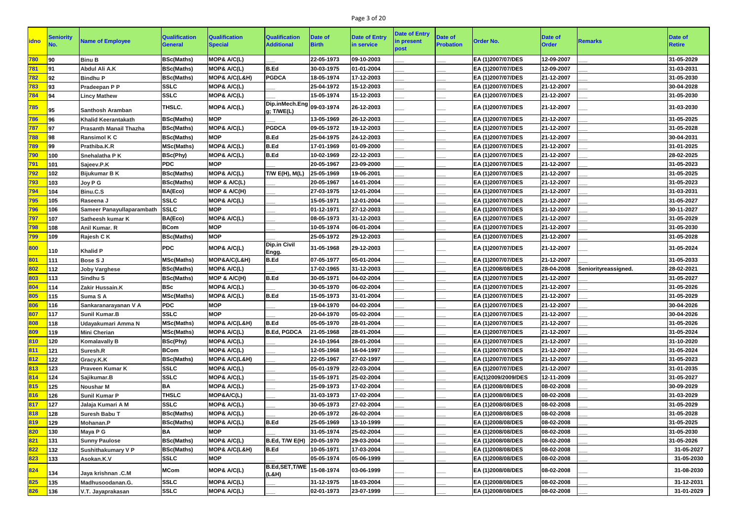| idno | Seniority No. | Name of Employee | Qualification General | Qualification Special | Qualification Additional | Date of Birth | Date of Entry in service | Date of Entry in present post | Date of Probation | Order No. | Date of Order | Remarks | Date of Retire |
|---|---|---|---|---|---|---|---|---|---|---|---|---|---|
| 780 | 90 | Binu B | BSc(Maths) | MOP& A/C(L) | ___ | 22-05-1973 | 09-10-2003 | ___ | ___ | EA (1)2007/07/DES | 12-09-2007 | ___ | 31-05-2029 |
| 781 | 91 | Abdul Ali A.K | BSc(Maths) | MOP& A/C(L) | B.Ed | 30-03-1975 | 01-01-2004 | ___ | ___ | EA (1)2007/07/DES | 12-09-2007 | ___ | 31-03-2031 |
| 782 | 92 | Bindhu P | BSc(Maths) | MOP& A/C(L&H) | PGDCA | 18-05-1974 | 17-12-2003 | ___ | ___ | EA (1)2007/07/DES | 21-12-2007 | ___ | 31-05-2030 |
| 783 | 93 | Pradeepan P P | SSLC | MOP& A/C(L) | ___ | 25-04-1972 | 15-12-2003 | ___ | ___ | EA (1)2007/07/DES | 21-12-2007 | ___ | 30-04-2028 |
| 784 | 94 | Lincy Mathew | SSLC | MOP& A/C(L) | ___ | 15-05-1974 | 15-12-2003 | ___ | ___ | EA (1)2007/07/DES | 21-12-2007 | ___ | 31-05-2030 |
| 785 | 95 | Santhosh Aramban | THSLC. | MOP& A/C(L) | Dip.inMech.Eng g; T/WE(L) | 09-03-1974 | 26-12-2003 | ___ | ___ | EA (1)2007/07/DES | 21-12-2007 | ___ | 31-03-2030 |
| 786 | 96 | Khalid Keerantakath | BSc(Maths) | MOP | ___ | 13-05-1969 | 26-12-2003 | ___ | ___ | EA (1)2007/07/DES | 21-12-2007 | ___ | 31-05-2025 |
| 787 | 97 | Prasanth Manail Thazha | BSc(Maths) | MOP& A/C(L) | PGDCA | 09-05-1972 | 19-12-2003 | ___ | ___ | EA (1)2007/07/DES | 21-12-2007 | ___ | 31-05-2028 |
| 788 | 98 | Ransimol K C | BSc(Maths) | MOP | B.Ed | 25-04-1975 | 24-12-2003 | ___ | ___ | EA (1)2007/07/DES | 21-12-2007 | ___ | 30-04-2031 |
| 789 | 99 | Prathiba.K.R | MSc(Maths) | MOP& A/C(L) | B.Ed | 17-01-1969 | 01-09-2000 | ___ | ___ | EA (1)2007/07/DES | 21-12-2007 | ___ | 31-01-2025 |
| 790 | 100 | Snehalatha P K | BSc(Phy) | MOP& A/C(L) | B.Ed | 10-02-1969 | 22-12-2003 | ___ | ___ | EA (1)2007/07/DES | 21-12-2007 | ___ | 28-02-2025 |
| 791 | 101 | Sajeev.P.K | PDC | MOP | ___ | 20-05-1967 | 23-09-2000 | ___ | ___ | EA (1)2007/07/DES | 21-12-2007 | ___ | 31-05-2023 |
| 792 | 102 | Bijukumar B K | BSc(Maths) | MOP& A/C(L) | T/W E(H), M(L) | 25-05-1969 | 19-06-2001 | ___ | ___ | EA (1)2007/07/DES | 21-12-2007 | ___ | 31-05-2025 |
| 793 | 103 | Joy P G | BSc(Maths) | MOP & A/C(L) | ___ | 20-05-1967 | 14-01-2004 | ___ | ___ | EA (1)2007/07/DES | 21-12-2007 | ___ | 31-05-2023 |
| 794 | 104 | Binu.C.S | BA(Eco) | MOP & A/C(H) | ___ | 27-03-1975 | 12-01-2004 | ___ | ___ | EA (1)2007/07/DES | 21-12-2007 | ___ | 31-03-2031 |
| 795 | 105 | Raseena J | SSLC | MOP& A/C(L) | ___ | 15-05-1971 | 12-01-2004 | ___ | ___ | EA (1)2007/07/DES | 21-12-2007 | ___ | 31-05-2027 |
| 796 | 106 | Sameer Panayullaparambath | SSLC | MOP | ___ | 01-12-1971 | 27-12-2003 | ___ | ___ | EA (1)2007/07/DES | 21-12-2007 | ___ | 30-11-2027 |
| 797 | 107 | Satheesh kumar K | BA(Eco) | MOP& A/C(L) | ___ | 08-05-1973 | 31-12-2003 | ___ | ___ | EA (1)2007/07/DES | 21-12-2007 | ___ | 31-05-2029 |
| 798 | 108 | Anil Kumar. R | BCom | MOP | ___ | 10-05-1974 | 06-01-2004 | ___ | ___ | EA (1)2007/07/DES | 21-12-2007 | ___ | 31-05-2030 |
| 799 | 109 | Rajesh C K | BSc(Maths) | MOP | ___ | 25-05-1972 | 29-12-2003 | ___ | ___ | EA (1)2007/07/DES | 21-12-2007 | ___ | 31-05-2028 |
| 800 | 110 | Khalid P | PDC | MOP& A/C(L) | Dip.in Civil Engg. | 31-05-1968 | 29-12-2003 | ___ | ___ | EA (1)2007/07/DES | 21-12-2007 | ___ | 31-05-2024 |
| 801 | 111 | Bose S J | MSc(Maths) | MOP&A/C(L&H) | B.Ed | 07-05-1977 | 05-01-2004 | ___ | ___ | EA (1)2007/07/DES | 21-12-2007 | ___ | 31-05-2033 |
| 802 | 112 | Joby Varghese | BSc(Maths) | MOP& A/C(L) | ___ | 17-02-1965 | 31-12-2003 | ___ | ___ | EA (1)2008/08/DES | 28-04-2008 | Seniorityreassigned. | 28-02-2021 |
| 803 | 113 | Sindhu S | BSc(Maths) | MOP & A/C(H) | B.Ed | 30-05-1971 | 04-02-2004 | ___ | ___ | EA (1)2007/07/DES | 21-12-2007 | ___ | 31-05-2027 |
| 804 | 114 | Zakir Hussain.K | BSc | MOP& A/C(L) | ___ | 30-05-1970 | 06-02-2004 | ___ | ___ | EA (1)2007/07/DES | 21-12-2007 | ___ | 31-05-2026 |
| 805 | 115 | Suma S A | MSc(Maths) | MOP& A/C(L) | B.Ed | 15-05-1973 | 31-01-2004 | ___ | ___ | EA (1)2007/07/DES | 21-12-2007 | ___ | 31-05-2029 |
| 806 | 116 | Sankaranarayanan V A | PDC | MOP | ___ | 19-04-1970 | 04-02-2004 | ___ | ___ | EA (1)2007/07/DES | 21-12-2007 | ___ | 30-04-2026 |
| 807 | 117 | Sunil Kumar.B | SSLC | MOP | ___ | 20-04-1970 | 05-02-2004 | ___ | ___ | EA (1)2007/07/DES | 21-12-2007 | ___ | 30-04-2026 |
| 808 | 118 | Udayakumari Amma N | MSc(Maths) | MOP& A/C(L&H) | B.Ed | 05-05-1970 | 28-01-2004 | ___ | ___ | EA (1)2007/07/DES | 21-12-2007 | ___ | 31-05-2026 |
| 809 | 119 | Mini Cherian | MSc(Maths) | MOP& A/C(L) | B.Ed, PGDCA | 21-05-1968 | 28-01-2004 | ___ | ___ | EA (1)2007/07/DES | 21-12-2007 | ___ | 31-05-2024 |
| 810 | 120 | Komalavally B | BSc(Phy) | MOP& A/C(L) | ___ | 24-10-1964 | 28-01-2004 | ___ | ___ | EA (1)2007/07/DES | 21-12-2007 | ___ | 31-10-2020 |
| 811 | 121 | Suresh.R | BCom | MOP& A/C(L) | ___ | 12-05-1968 | 16-04-1997 | ___ | ___ | EA (1)2007/07/DES | 21-12-2007 | ___ | 31-05-2024 |
| 812 | 122 | Gracy.K.K | BSc(Maths) | MOP& A/C(L&H) | ___ | 22-05-1967 | 27-02-1997 | ___ | ___ | EA (1)2007/07/DES | 21-12-2007 | ___ | 31-05-2023 |
| 813 | 123 | Praveen Kumar K | SSLC | MOP& A/C(L) | ___ | 05-01-1979 | 22-03-2004 | ___ | ___ | EA (1)2007/07/DES | 21-12-2007 | ___ | 31-01-2035 |
| 814 | 124 | Sajikumar.B | SSLC | MOP& A/C(L) | ___ | 15-05-1971 | 25-02-2004 | ___ | ___ | EA(1)2009/2009/DES | 12-11-2009 | ___ | 31-05-2027 |
| 815 | 125 | Noushar M | BA | MOP& A/C(L) | ___ | 25-09-1973 | 17-02-2004 | ___ | ___ | EA (1)2008/08/DES | 08-02-2008 | ___ | 30-09-2029 |
| 816 | 126 | Sunil Kumar P | THSLC | MOP&A/C(L) | ___ | 31-03-1973 | 17-02-2004 | ___ | ___ | EA (1)2008/08/DES | 08-02-2008 | ___ | 31-03-2029 |
| 817 | 127 | Jalaja Kumari A M | SSLC | MOP& A/C(L) | ___ | 30-05-1973 | 27-02-2004 | ___ | ___ | EA (1)2008/08/DES | 08-02-2008 | ___ | 31-05-2029 |
| 818 | 128 | Suresh Babu T | BSc(Maths) | MOP& A/C(L) | ___ | 20-05-1972 | 26-02-2004 | ___ | ___ | EA (1)2008/08/DES | 08-02-2008 | ___ | 31-05-2028 |
| 819 | 129 | Mohanan.P | BSc(Maths) | MOP& A/C(L) | B.Ed | 25-05-1969 | 13-10-1999 | ___ | ___ | EA (1)2008/08/DES | 08-02-2008 | ___ | 31-05-2025 |
| 820 | 130 | Maya P G | BA | MOP | ___ | 31-05-1974 | 25-02-2004 | ___ | ___ | EA (1)2008/08/DES | 08-02-2008 | ___ | 31-05-2030 |
| 821 | 131 | Sunny Paulose | BSc(Maths) | MOP& A/C(L) | B.Ed, T/W E(H) | 20-05-1970 | 29-03-2004 | ___ | ___ | EA (1)2008/08/DES | 08-02-2008 | ___ | 31-05-2026 |
| 822 | 132 | Sushithakumary V P | BSc(Maths) | MOP& A/C(L&H) | B.Ed | 10-05-1971 | 17-03-2004 | ___ | ___ | EA (1)2008/08/DES | 08-02-2008 | ___ | 31-05-2027 |
| 823 | 133 | Asokan.K.V | SSLC | MOP | ___ | 05-05-1974 | 05-06-1999 | ___ | ___ | EA (1)2008/08/DES | 08-02-2008 | ___ | 31-05-2030 |
| 824 | 134 | Jaya krishnan .C.M | MCom | MOP& A/C(L) | B.Ed,SET,T/WE (L&H) | 15-08-1974 | 03-06-1999 | ___ | ___ | EA (1)2008/08/DES | 08-02-2008 | ___ | 31-08-2030 |
| 825 | 135 | Madhusoodanan.G. | SSLC | MOP& A/C(L) | ___ | 31-12-1975 | 18-03-2004 | ___ | ___ | EA (1)2008/08/DES | 08-02-2008 | ___ | 31-12-2031 |
| 826 | 136 | V.T. Jayaprakasan | SSLC | MOP& A/C(L) | ___ | 02-01-1973 | 23-07-1999 | ___ | ___ | EA (1)2008/08/DES | 08-02-2008 | ___ | 31-01-2029 |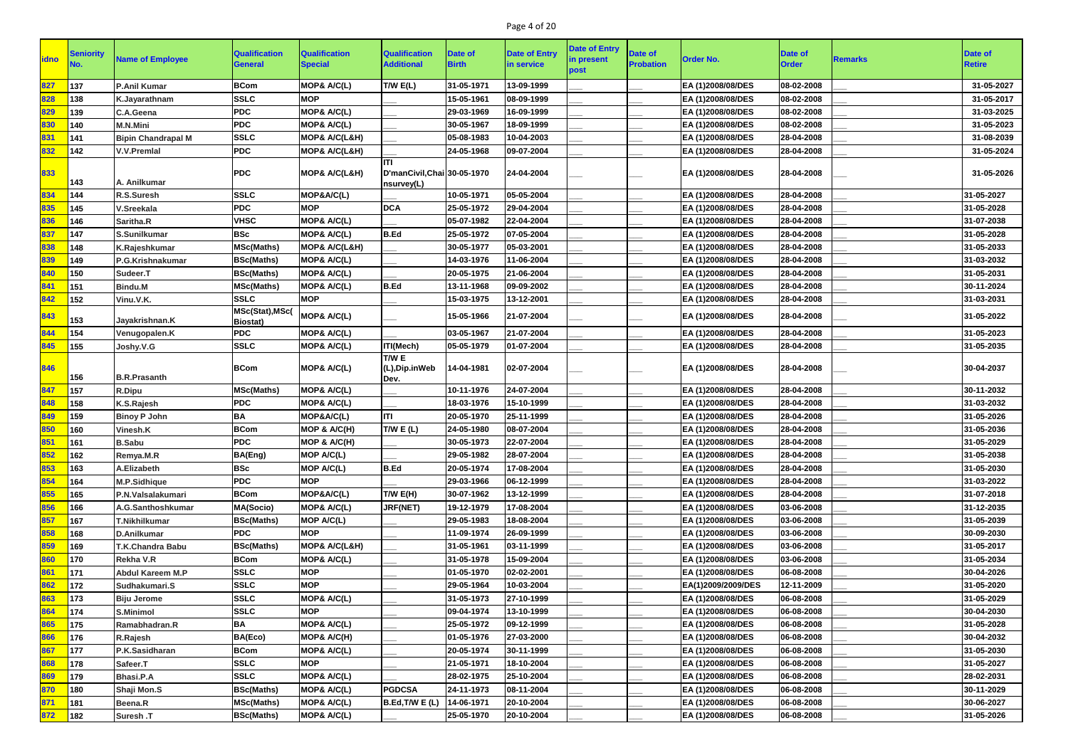| idno | Seniority No. | Name of Employee | Qualification General | Qualification Special | Qualification Additional | Date of Birth | Date of Entry in service | Date of Entry in present post | Date of Probation | Order No. | Date of Order | Remarks | Date of Retire |
|---|---|---|---|---|---|---|---|---|---|---|---|---|---|
| 827 | 137 | P.Anil Kumar | BCom | MOP& A/C(L) | T/W E(L) | 31-05-1971 | 13-09-1999 | ___ | ___ | EA (1)2008/08/DES | 08-02-2008 | ___ | 31-05-2027 |
| 828 | 138 | K.Jayarathnam | SSLC | MOP | ___ | 15-05-1961 | 08-09-1999 | ___ | ___ | EA (1)2008/08/DES | 08-02-2008 | ___ | 31-05-2017 |
| 829 | 139 | C.A.Geena | PDC | MOP& A/C(L) | ___ | 29-03-1969 | 16-09-1999 | ___ | ___ | EA (1)2008/08/DES | 08-02-2008 | ___ | 31-03-2025 |
| 830 | 140 | M.N.Mini | PDC | MOP& A/C(L) | ___ | 30-05-1967 | 18-09-1999 | ___ | ___ | EA (1)2008/08/DES | 08-02-2008 | ___ | 31-05-2023 |
| 831 | 141 | Bipin Chandrapal M | SSLC | MOP& A/C(L&H) | ___ | 05-08-1983 | 10-04-2003 | ___ | ___ | EA (1)2008/08/DES | 28-04-2008 | ___ | 31-08-2039 |
| 832 | 142 | V.V.Premlal | PDC | MOP& A/C(L&H) | ___ | 24-05-1968 | 09-07-2004 | ___ | ___ | EA (1)2008/08/DES | 28-04-2008 | ___ | 31-05-2024 |
| 833 | 143 | A. Anilkumar | PDC | MOP& A/C(L&H) | ITI D'manCivil,Chainsurvey(L) | 30-05-1970 | 24-04-2004 | ___ | ___ | EA (1)2008/08/DES | 28-04-2008 | ___ | 31-05-2026 |
| 834 | 144 | R.S.Suresh | SSLC | MOP&A/C(L) | ___ | 10-05-1971 | 05-05-2004 | ___ | ___ | EA (1)2008/08/DES | 28-04-2008 | ___ | 31-05-2027 |
| 835 | 145 | V.Sreekala | PDC | MOP | DCA | 25-05-1972 | 29-04-2004 | ___ | ___ | EA (1)2008/08/DES | 28-04-2008 | ___ | 31-05-2028 |
| 836 | 146 | Saritha.R | VHSC | MOP& A/C(L) | ___ | 05-07-1982 | 22-04-2004 | ___ | ___ | EA (1)2008/08/DES | 28-04-2008 | ___ | 31-07-2038 |
| 837 | 147 | S.Sunilkumar | BSc | MOP& A/C(L) | B.Ed | 25-05-1972 | 07-05-2004 | ___ | ___ | EA (1)2008/08/DES | 28-04-2008 | ___ | 31-05-2028 |
| 838 | 148 | K.Rajeshkumar | MSc(Maths) | MOP& A/C(L&H) | ___ | 30-05-1977 | 05-03-2001 | ___ | ___ | EA (1)2008/08/DES | 28-04-2008 | ___ | 31-05-2033 |
| 839 | 149 | P.G.Krishnakumar | BSc(Maths) | MOP& A/C(L) | ___ | 14-03-1976 | 11-06-2004 | ___ | ___ | EA (1)2008/08/DES | 28-04-2008 | ___ | 31-03-2032 |
| 840 | 150 | Sudeer.T | BSc(Maths) | MOP& A/C(L) | ___ | 20-05-1975 | 21-06-2004 | ___ | ___ | EA (1)2008/08/DES | 28-04-2008 | ___ | 31-05-2031 |
| 841 | 151 | Bindu.M | MSc(Maths) | MOP& A/C(L) | B.Ed | 13-11-1968 | 09-09-2002 | ___ | ___ | EA (1)2008/08/DES | 28-04-2008 | ___ | 30-11-2024 |
| 842 | 152 | Vinu.V.K. | SSLC | MOP | ___ | 15-03-1975 | 13-12-2001 | ___ | ___ | EA (1)2008/08/DES | 28-04-2008 | ___ | 31-03-2031 |
| 843 | 153 | Jayakrishnan.K | MSc(Stat),MSc(Biostat) | MOP& A/C(L) | ___ | 15-05-1966 | 21-07-2004 | ___ | ___ | EA (1)2008/08/DES | 28-04-2008 | ___ | 31-05-2022 |
| 844 | 154 | Venugopalen.K | PDC | MOP& A/C(L) | ___ | 03-05-1967 | 21-07-2004 | ___ | ___ | EA (1)2008/08/DES | 28-04-2008 | ___ | 31-05-2023 |
| 845 | 155 | Joshy.V.G | SSLC | MOP& A/C(L) | ITI(Mech) | 05-05-1979 | 01-07-2004 | ___ | ___ | EA (1)2008/08/DES | 28-04-2008 | ___ | 31-05-2035 |
| 846 | 156 | B.R.Prasanth | BCom | MOP& A/C(L) | T/W E (L),Dip.inWeb Dev. | 14-04-1981 | 02-07-2004 | ___ | ___ | EA (1)2008/08/DES | 28-04-2008 | ___ | 30-04-2037 |
| 847 | 157 | R.Dipu | MSc(Maths) | MOP& A/C(L) | ___ | 10-11-1976 | 24-07-2004 | ___ | ___ | EA (1)2008/08/DES | 28-04-2008 | ___ | 30-11-2032 |
| 848 | 158 | K.S.Rajesh | PDC | MOP& A/C(L) | ___ | 18-03-1976 | 15-10-1999 | ___ | ___ | EA (1)2008/08/DES | 28-04-2008 | ___ | 31-03-2032 |
| 849 | 159 | Binoy P John | BA | MOP&A/C(L) | ITI | 20-05-1970 | 25-11-1999 | ___ | ___ | EA (1)2008/08/DES | 28-04-2008 | ___ | 31-05-2026 |
| 850 | 160 | Vinesh.K | BCom | MOP & A/C(H) | T/W E (L) | 24-05-1980 | 08-07-2004 | ___ | ___ | EA (1)2008/08/DES | 28-04-2008 | ___ | 31-05-2036 |
| 851 | 161 | B.Sabu | PDC | MOP & A/C(H) | ___ | 30-05-1973 | 22-07-2004 | ___ | ___ | EA (1)2008/08/DES | 28-04-2008 | ___ | 31-05-2029 |
| 852 | 162 | Remya.M.R | BA(Eng) | MOP A/C(L) | ___ | 29-05-1982 | 28-07-2004 | ___ | ___ | EA (1)2008/08/DES | 28-04-2008 | ___ | 31-05-2038 |
| 853 | 163 | A.Elizabeth | BSc | MOP A/C(L) | B.Ed | 20-05-1974 | 17-08-2004 | ___ | ___ | EA (1)2008/08/DES | 28-04-2008 | ___ | 31-05-2030 |
| 854 | 164 | M.P.Sidhique | PDC | MOP | ___ | 29-03-1966 | 06-12-1999 | ___ | ___ | EA (1)2008/08/DES | 28-04-2008 | ___ | 31-03-2022 |
| 855 | 165 | P.N.Valsalakumari | BCom | MOP&A/C(L) | T/W E(H) | 30-07-1962 | 13-12-1999 | ___ | ___ | EA (1)2008/08/DES | 28-04-2008 | ___ | 31-07-2018 |
| 856 | 166 | A.G.Santhoshkumar | MA(Socio) | MOP& A/C(L) | JRF(NET) | 19-12-1979 | 17-08-2004 | ___ | ___ | EA (1)2008/08/DES | 03-06-2008 | ___ | 31-12-2035 |
| 857 | 167 | T.Nikhilkumar | BSc(Maths) | MOP A/C(L) | ___ | 29-05-1983 | 18-08-2004 | ___ | ___ | EA (1)2008/08/DES | 03-06-2008 | ___ | 31-05-2039 |
| 858 | 168 | D.Anilkumar | PDC | MOP | ___ | 11-09-1974 | 26-09-1999 | ___ | ___ | EA (1)2008/08/DES | 03-06-2008 | ___ | 30-09-2030 |
| 859 | 169 | T.K.Chandra Babu | BSc(Maths) | MOP& A/C(L&H) | ___ | 31-05-1961 | 03-11-1999 | ___ | ___ | EA (1)2008/08/DES | 03-06-2008 | ___ | 31-05-2017 |
| 860 | 170 | Rekha V.R | BCom | MOP& A/C(L) | ___ | 31-05-1978 | 15-09-2004 | ___ | ___ | EA (1)2008/08/DES | 03-06-2008 | ___ | 31-05-2034 |
| 861 | 171 | Abdul Kareem M.P | SSLC | MOP | ___ | 01-05-1970 | 02-02-2001 | ___ | ___ | EA (1)2008/08/DES | 06-08-2008 | ___ | 30-04-2026 |
| 862 | 172 | Sudhakumari.S | SSLC | MOP | ___ | 29-05-1964 | 10-03-2004 | ___ | ___ | EA(1)2009/2009/DES | 12-11-2009 | ___ | 31-05-2020 |
| 863 | 173 | Biju Jerome | SSLC | MOP& A/C(L) | ___ | 31-05-1973 | 27-10-1999 | ___ | ___ | EA (1)2008/08/DES | 06-08-2008 | ___ | 31-05-2029 |
| 864 | 174 | S.Minimol | SSLC | MOP | ___ | 09-04-1974 | 13-10-1999 | ___ | ___ | EA (1)2008/08/DES | 06-08-2008 | ___ | 30-04-2030 |
| 865 | 175 | Ramabhadran.R | BA | MOP& A/C(L) | ___ | 25-05-1972 | 09-12-1999 | ___ | ___ | EA (1)2008/08/DES | 06-08-2008 | ___ | 31-05-2028 |
| 866 | 176 | R.Rajesh | BA(Eco) | MOP& A/C(H) | ___ | 01-05-1976 | 27-03-2000 | ___ | ___ | EA (1)2008/08/DES | 06-08-2008 | ___ | 30-04-2032 |
| 867 | 177 | P.K.Sasidharan | BCom | MOP& A/C(L) | ___ | 20-05-1974 | 30-11-1999 | ___ | ___ | EA (1)2008/08/DES | 06-08-2008 | ___ | 31-05-2030 |
| 868 | 178 | Safeer.T | SSLC | MOP | ___ | 21-05-1971 | 18-10-2004 | ___ | ___ | EA (1)2008/08/DES | 06-08-2008 | ___ | 31-05-2027 |
| 869 | 179 | Bhasi.P.A | SSLC | MOP& A/C(L) | ___ | 28-02-1975 | 25-10-2004 | ___ | ___ | EA (1)2008/08/DES | 06-08-2008 | ___ | 28-02-2031 |
| 870 | 180 | Shaji Mon.S | BSc(Maths) | MOP& A/C(L) | PGDCSA | 24-11-1973 | 08-11-2004 | ___ | ___ | EA (1)2008/08/DES | 06-08-2008 | ___ | 30-11-2029 |
| 871 | 181 | Beena.R | MSc(Maths) | MOP& A/C(L) | B.Ed,T/W E (L) | 14-06-1971 | 20-10-2004 | ___ | ___ | EA (1)2008/08/DES | 06-08-2008 | ___ | 30-06-2027 |
| 872 | 182 | Suresh .T | BSc(Maths) | MOP& A/C(L) | ___ | 25-05-1970 | 20-10-2004 | ___ | ___ | EA (1)2008/08/DES | 06-08-2008 | ___ | 31-05-2026 |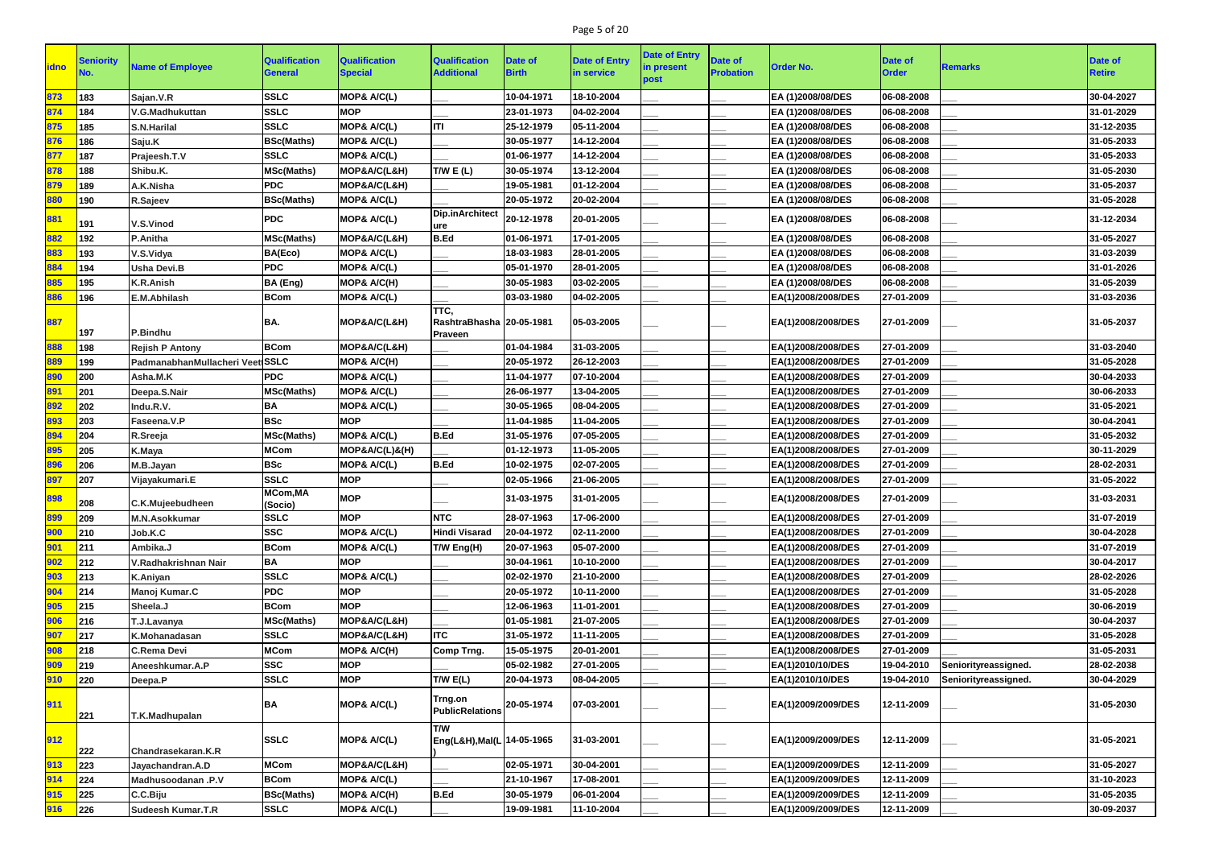| idno | Seniority No. | Name of Employee | Qualification General | Qualification Special | Qualification Additional | Date of Birth | Date of Entry in service | Date of Entry in present post | Date of Probation | Order No. | Date of Order | Remarks | Date of Retire |
|---|---|---|---|---|---|---|---|---|---|---|---|---|---|
| 873 | 183 | Sajan.V.R | SSLC | MOP& A/C(L) | ___ | 10-04-1971 | 18-10-2004 | ___ | ___ | EA (1)2008/08/DES | 06-08-2008 | ___ | 30-04-2027 |
| 874 | 184 | V.G.Madhukuttan | SSLC | MOP | ___ | 23-01-1973 | 04-02-2004 | ___ | ___ | EA (1)2008/08/DES | 06-08-2008 | ___ | 31-01-2029 |
| 875 | 185 | S.N.Harilal | SSLC | MOP& A/C(L) | ITI | 25-12-1979 | 05-11-2004 | ___ | ___ | EA (1)2008/08/DES | 06-08-2008 | ___ | 31-12-2035 |
| 876 | 186 | Saju.K | BSc(Maths) | MOP& A/C(L) | ___ | 30-05-1977 | 14-12-2004 | ___ | ___ | EA (1)2008/08/DES | 06-08-2008 | ___ | 31-05-2033 |
| 877 | 187 | Prajeesh.T.V | SSLC | MOP& A/C(L) | ___ | 01-06-1977 | 14-12-2004 | ___ | ___ | EA (1)2008/08/DES | 06-08-2008 | ___ | 31-05-2033 |
| 878 | 188 | Shibu.K. | MSc(Maths) | MOP&A/C(L&H) | T/W E (L) | 30-05-1974 | 13-12-2004 | ___ | ___ | EA (1)2008/08/DES | 06-08-2008 | ___ | 31-05-2030 |
| 879 | 189 | A.K.Nisha | PDC | MOP&A/C(L&H) | ___ | 19-05-1981 | 01-12-2004 | ___ | ___ | EA (1)2008/08/DES | 06-08-2008 | ___ | 31-05-2037 |
| 880 | 190 | R.Sajeev | BSc(Maths) | MOP& A/C(L) | ___ | 20-05-1972 | 20-02-2004 | ___ | ___ | EA (1)2008/08/DES | 06-08-2008 | ___ | 31-05-2028 |
| 881 | 191 | V.S.Vinod | PDC | MOP& A/C(L) | Dip.inArchitecture | 20-12-1978 | 20-01-2005 | ___ | ___ | EA (1)2008/08/DES | 06-08-2008 | ___ | 31-12-2034 |
| 882 | 192 | P.Anitha | MSc(Maths) | MOP&A/C(L&H) | B.Ed | 01-06-1971 | 17-01-2005 | ___ | ___ | EA (1)2008/08/DES | 06-08-2008 | ___ | 31-05-2027 |
| 883 | 193 | V.S.Vidya | BA(Eco) | MOP& A/C(L) | ___ | 18-03-1983 | 28-01-2005 | ___ | ___ | EA (1)2008/08/DES | 06-08-2008 | ___ | 31-03-2039 |
| 884 | 194 | Usha Devi.B | PDC | MOP& A/C(L) | ___ | 05-01-1970 | 28-01-2005 | ___ | ___ | EA (1)2008/08/DES | 06-08-2008 | ___ | 31-01-2026 |
| 885 | 195 | K.R.Anish | BA (Eng) | MOP& A/C(H) | ___ | 30-05-1983 | 03-02-2005 | ___ | ___ | EA (1)2008/08/DES | 06-08-2008 | ___ | 31-05-2039 |
| 886 | 196 | E.M.Abhilash | BCom | MOP& A/C(L) | ___ | 03-03-1980 | 04-02-2005 | ___ | ___ | EA(1)2008/2008/DES | 27-01-2009 | ___ | 31-03-2036 |
| 887 | 197 | P.Bindhu | BA. | MOP&A/C(L&H) | TTC, RashtraBhasha Praveen | 20-05-1981 | 05-03-2005 | ___ | ___ | EA(1)2008/2008/DES | 27-01-2009 | ___ | 31-05-2037 |
| 888 | 198 | Rejish P Antony | BCom | MOP&A/C(L&H) | ___ | 01-04-1984 | 31-03-2005 | ___ | ___ | EA(1)2008/2008/DES | 27-01-2009 | ___ | 31-03-2040 |
| 889 | 199 | PadmanabhanMullacheri Veet | SSLC | MOP& A/C(H) | ___ | 20-05-1972 | 26-12-2003 | ___ | ___ | EA(1)2008/2008/DES | 27-01-2009 | ___ | 31-05-2028 |
| 890 | 200 | Asha.M.K | PDC | MOP& A/C(L) | ___ | 11-04-1977 | 07-10-2004 | ___ | ___ | EA(1)2008/2008/DES | 27-01-2009 | ___ | 30-04-2033 |
| 891 | 201 | Deepa.S.Nair | MSc(Maths) | MOP& A/C(L) | ___ | 26-06-1977 | 13-04-2005 | ___ | ___ | EA(1)2008/2008/DES | 27-01-2009 | ___ | 30-06-2033 |
| 892 | 202 | Indu.R.V. | BA | MOP& A/C(L) | ___ | 30-05-1965 | 08-04-2005 | ___ | ___ | EA(1)2008/2008/DES | 27-01-2009 | ___ | 31-05-2021 |
| 893 | 203 | Faseena.V.P | BSc | MOP | ___ | 11-04-1985 | 11-04-2005 | ___ | ___ | EA(1)2008/2008/DES | 27-01-2009 | ___ | 30-04-2041 |
| 894 | 204 | R.Sreeja | MSc(Maths) | MOP& A/C(L) | B.Ed | 31-05-1976 | 07-05-2005 | ___ | ___ | EA(1)2008/2008/DES | 27-01-2009 | ___ | 31-05-2032 |
| 895 | 205 | K.Maya | MCom | MOP&A/C(L)&(H) | ___ | 01-12-1973 | 11-05-2005 | ___ | ___ | EA(1)2008/2008/DES | 27-01-2009 | ___ | 30-11-2029 |
| 896 | 206 | M.B.Jayan | BSc | MOP& A/C(L) | B.Ed | 10-02-1975 | 02-07-2005 | ___ | ___ | EA(1)2008/2008/DES | 27-01-2009 | ___ | 28-02-2031 |
| 897 | 207 | Vijayakumari.E | SSLC | MOP | ___ | 02-05-1966 | 21-06-2005 | ___ | ___ | EA(1)2008/2008/DES | 27-01-2009 | ___ | 31-05-2022 |
| 898 | 208 | C.K.Mujeebudheen | MCom,MA (Socio) | MOP | ___ | 31-03-1975 | 31-01-2005 | ___ | ___ | EA(1)2008/2008/DES | 27-01-2009 | ___ | 31-03-2031 |
| 899 | 209 | M.N.Asokkumar | SSLC | MOP | NTC | 28-07-1963 | 17-06-2000 | ___ | ___ | EA(1)2008/2008/DES | 27-01-2009 | ___ | 31-07-2019 |
| 900 | 210 | Job.K.C | SSC | MOP& A/C(L) | Hindi Visarad | 20-04-1972 | 02-11-2000 | ___ | ___ | EA(1)2008/2008/DES | 27-01-2009 | ___ | 30-04-2028 |
| 901 | 211 | Ambika.J | BCom | MOP& A/C(L) | T/W Eng(H) | 20-07-1963 | 05-07-2000 | ___ | ___ | EA(1)2008/2008/DES | 27-01-2009 | ___ | 31-07-2019 |
| 902 | 212 | V.Radhakrishnan Nair | BA | MOP | ___ | 30-04-1961 | 10-10-2000 | ___ | ___ | EA(1)2008/2008/DES | 27-01-2009 | ___ | 30-04-2017 |
| 903 | 213 | K.Aniyan | SSLC | MOP& A/C(L) | ___ | 02-02-1970 | 21-10-2000 | ___ | ___ | EA(1)2008/2008/DES | 27-01-2009 | ___ | 28-02-2026 |
| 904 | 214 | Manoj Kumar.C | PDC | MOP | ___ | 20-05-1972 | 10-11-2000 | ___ | ___ | EA(1)2008/2008/DES | 27-01-2009 | ___ | 31-05-2028 |
| 905 | 215 | Sheela.J | BCom | MOP | ___ | 12-06-1963 | 11-01-2001 | ___ | ___ | EA(1)2008/2008/DES | 27-01-2009 | ___ | 30-06-2019 |
| 906 | 216 | T.J.Lavanya | MSc(Maths) | MOP&A/C(L&H) | ___ | 01-05-1981 | 21-07-2005 | ___ | ___ | EA(1)2008/2008/DES | 27-01-2009 | ___ | 30-04-2037 |
| 907 | 217 | K.Mohanadasan | SSLC | MOP&A/C(L&H) | ITC | 31-05-1972 | 11-11-2005 | ___ | ___ | EA(1)2008/2008/DES | 27-01-2009 | ___ | 31-05-2028 |
| 908 | 218 | C.Rema Devi | MCom | MOP& A/C(H) | Comp Trng. | 15-05-1975 | 20-01-2001 | ___ | ___ | EA(1)2008/2008/DES | 27-01-2009 | ___ | 31-05-2031 |
| 909 | 219 | Aneeshkumar.A.P | SSC | MOP | ___ | 05-02-1982 | 27-01-2005 | ___ | ___ | EA(1)2010/10/DES | 19-04-2010 | Seniorityreassigned. | 28-02-2038 |
| 910 | 220 | Deepa.P | SSLC | MOP | T/W E(L) | 20-04-1973 | 08-04-2005 | ___ | ___ | EA(1)2010/10/DES | 19-04-2010 | Seniorityreassigned. | 30-04-2029 |
| 911 | 221 | T.K.Madhupalan | BA | MOP& A/C(L) | Trng.on PublicRelations | 20-05-1974 | 07-03-2001 | ___ | ___ | EA(1)2009/2009/DES | 12-11-2009 | ___ | 31-05-2030 |
| 912 | 222 | Chandrasekaran.K.R | SSLC | MOP& A/C(L) | T/W Eng(L&H),Mal(L) | 14-05-1965 | 31-03-2001 | ___ | ___ | EA(1)2009/2009/DES | 12-11-2009 | ___ | 31-05-2021 |
| 913 | 223 | Jayachandran.A.D | MCom | MOP&A/C(L&H) | ___ | 02-05-1971 | 30-04-2001 | ___ | ___ | EA(1)2009/2009/DES | 12-11-2009 | ___ | 31-05-2027 |
| 914 | 224 | Madhusoodanan .P.V | BCom | MOP& A/C(L) | ___ | 21-10-1967 | 17-08-2001 | ___ | ___ | EA(1)2009/2009/DES | 12-11-2009 | ___ | 31-10-2023 |
| 915 | 225 | C.C.Biju | BSc(Maths) | MOP& A/C(H) | B.Ed | 30-05-1979 | 06-01-2004 | ___ | ___ | EA(1)2009/2009/DES | 12-11-2009 | ___ | 31-05-2035 |
| 916 | 226 | Sudeesh Kumar.T.R | SSLC | MOP& A/C(L) | ___ | 19-09-1981 | 11-10-2004 | ___ | ___ | EA(1)2009/2009/DES | 12-11-2009 | ___ | 30-09-2037 |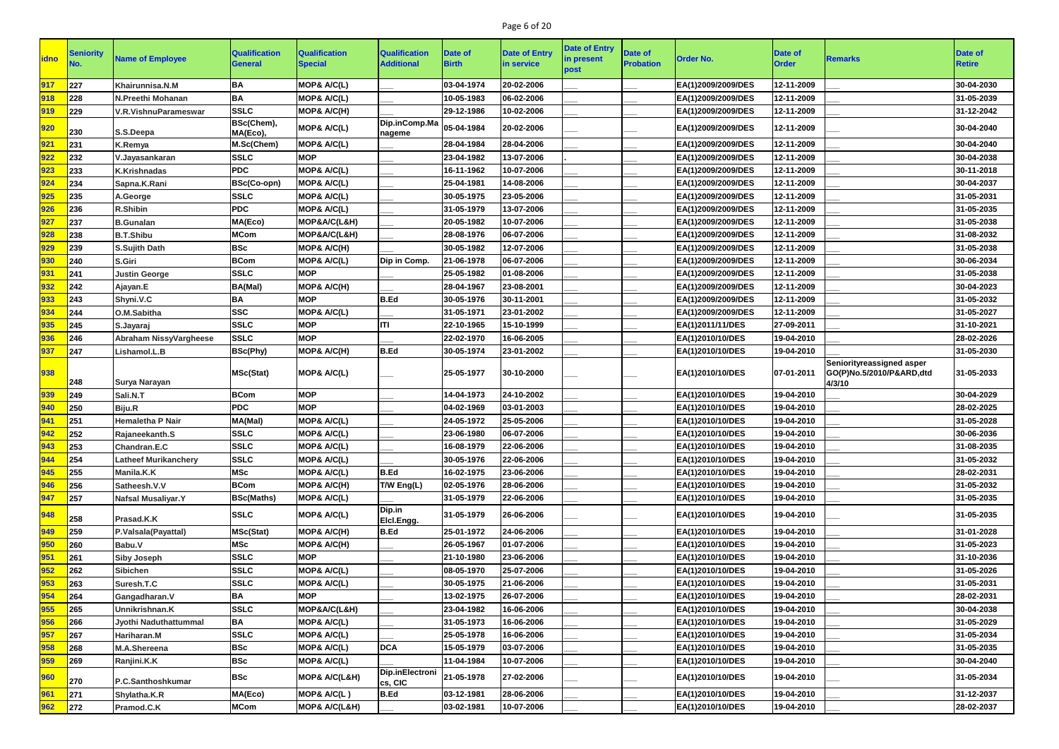| idno | Seniority No. | Name of Employee | Qualification General | Qualification Special | Qualification Additional | Date of Birth | Date of Entry in service | Date of Entry in present post | Date of Probation | Order No. | Date of Order | Remarks | Date of Retire |
|---|---|---|---|---|---|---|---|---|---|---|---|---|---|
| 917 | 227 | Khairunnisa.N.M | BA | MOP& A/C(L) | ___ | 03-04-1974 | 20-02-2006 | ___ | ___ | EA(1)2009/2009/DES | 12-11-2009 | ___ | 30-04-2030 |
| 918 | 228 | N.Preethi Mohanan | BA | MOP& A/C(L) | ___ | 10-05-1983 | 06-02-2006 | ___ | ___ | EA(1)2009/2009/DES | 12-11-2009 | ___ | 31-05-2039 |
| 919 | 229 | V.R.VishnuParameswar | SSLC | MOP& A/C(H) | ___ | 29-12-1986 | 10-02-2006 | ___ | ___ | EA(1)2009/2009/DES | 12-11-2009 | ___ | 31-12-2042 |
| 920 | 230 | S.S.Deepa | BSc(Chem), MA(Eco), | MOP& A/C(L) | Dip.inComp.Management | 05-04-1984 | 20-02-2006 | ___ | ___ | EA(1)2009/2009/DES | 12-11-2009 | ___ | 30-04-2040 |
| 921 | 231 | K.Remya | M.Sc(Chem) | MOP& A/C(L) | ___ | 28-04-1984 | 28-04-2006 | ___ | ___ | EA(1)2009/2009/DES | 12-11-2009 | ___ | 30-04-2040 |
| 922 | 232 | V.Jayasankaran | SSLC | MOP | ___ | 23-04-1982 | 13-07-2006 | . | ___ | EA(1)2009/2009/DES | 12-11-2009 | ___ | 30-04-2038 |
| 923 | 233 | K.Krishnadas | PDC | MOP& A/C(L) | ___ | 16-11-1962 | 10-07-2006 | ___ | ___ | EA(1)2009/2009/DES | 12-11-2009 | ___ | 30-11-2018 |
| 924 | 234 | Sapna.K.Rani | BSc(Co-opn) | MOP& A/C(L) | ___ | 25-04-1981 | 14-08-2006 | ___ | ___ | EA(1)2009/2009/DES | 12-11-2009 | ___ | 30-04-2037 |
| 925 | 235 | A.George | SSLC | MOP& A/C(L) | ___ | 30-05-1975 | 23-05-2006 | ___ | ___ | EA(1)2009/2009/DES | 12-11-2009 | ___ | 31-05-2031 |
| 926 | 236 | R.Shibin | PDC | MOP& A/C(L) | ___ | 31-05-1979 | 13-07-2006 | ___ | ___ | EA(1)2009/2009/DES | 12-11-2009 | ___ | 31-05-2035 |
| 927 | 237 | B.Gunalan | MA(Eco) | MOP&A/C(L&H) | ___ | 20-05-1982 | 10-07-2006 | ___ | ___ | EA(1)2009/2009/DES | 12-11-2009 | ___ | 31-05-2038 |
| 928 | 238 | B.T.Shibu | MCom | MOP&A/C(L&H) | ___ | 28-08-1976 | 06-07-2006 | ___ | ___ | EA(1)2009/2009/DES | 12-11-2009 | ___ | 31-08-2032 |
| 929 | 239 | S.Sujith Dath | BSc | MOP& A/C(H) | ___ | 30-05-1982 | 12-07-2006 | ___ | ___ | EA(1)2009/2009/DES | 12-11-2009 | ___ | 31-05-2038 |
| 930 | 240 | S.Giri | BCom | MOP& A/C(L) | Dip in Comp. | 21-06-1978 | 06-07-2006 | ___ | ___ | EA(1)2009/2009/DES | 12-11-2009 | ___ | 30-06-2034 |
| 931 | 241 | Justin George | SSLC | MOP | ___ | 25-05-1982 | 01-08-2006 | ___ | ___ | EA(1)2009/2009/DES | 12-11-2009 | ___ | 31-05-2038 |
| 932 | 242 | Ajayan.E | BA(Mal) | MOP& A/C(H) | ___ | 28-04-1967 | 23-08-2001 | ___ | ___ | EA(1)2009/2009/DES | 12-11-2009 | ___ | 30-04-2023 |
| 933 | 243 | Shyni.V.C | BA | MOP | B.Ed | 30-05-1976 | 30-11-2001 | ___ | ___ | EA(1)2009/2009/DES | 12-11-2009 | ___ | 31-05-2032 |
| 934 | 244 | O.M.Sabitha | SSC | MOP& A/C(L) | ___ | 31-05-1971 | 23-01-2002 | ___ | ___ | EA(1)2009/2009/DES | 12-11-2009 | ___ | 31-05-2027 |
| 935 | 245 | S.Jayaraj | SSLC | MOP | ITI | 22-10-1965 | 15-10-1999 | ___ | ___ | EA(1)2011/11/DES | 27-09-2011 | ___ | 31-10-2021 |
| 936 | 246 | Abraham NissyVargheese | SSLC | MOP | ___ | 22-02-1970 | 16-06-2005 | ___ | ___ | EA(1)2010/10/DES | 19-04-2010 | ___ | 28-02-2026 |
| 937 | 247 | Lishamol.L.B | BSc(Phy) | MOP& A/C(H) | B.Ed | 30-05-1974 | 23-01-2002 | ___ | ___ | EA(1)2010/10/DES | 19-04-2010 | ___ | 31-05-2030 |
| 938 | 248 | Surya Narayan | MSc(Stat) | MOP& A/C(L) | ___ | 25-05-1977 | 30-10-2000 | ___ | ___ | EA(1)2010/10/DES | 07-01-2011 | Seniorityreassigned asper GO(P)No.5/2010/P&ARD,dtd 4/3/10 | 31-05-2033 |
| 939 | 249 | Sali.N.T | BCom | MOP | ___ | 14-04-1973 | 24-10-2002 | ___ | ___ | EA(1)2010/10/DES | 19-04-2010 | ___ | 30-04-2029 |
| 940 | 250 | Biju.R | PDC | MOP | ___ | 04-02-1969 | 03-01-2003 | ___ | ___ | EA(1)2010/10/DES | 19-04-2010 | ___ | 28-02-2025 |
| 941 | 251 | Hemaletha P Nair | MA(Mal) | MOP& A/C(L) | ___ | 24-05-1972 | 25-05-2006 | ___ | ___ | EA(1)2010/10/DES | 19-04-2010 | ___ | 31-05-2028 |
| 942 | 252 | Rajaneekanth.S | SSLC | MOP& A/C(L) | ___ | 23-06-1980 | 06-07-2006 | ___ | ___ | EA(1)2010/10/DES | 19-04-2010 | ___ | 30-06-2036 |
| 943 | 253 | Chandran.E.C | SSLC | MOP& A/C(L) | ___ | 16-08-1979 | 22-06-2006 | ___ | ___ | EA(1)2010/10/DES | 19-04-2010 | ___ | 31-08-2035 |
| 944 | 254 | Latheef Murikanchery | SSLC | MOP& A/C(L) | ___ | 30-05-1976 | 22-06-2006 | ___ | ___ | EA(1)2010/10/DES | 19-04-2010 | ___ | 31-05-2032 |
| 945 | 255 | Manila.K.K | MSc | MOP& A/C(L) | B.Ed | 16-02-1975 | 23-06-2006 | ___ | ___ | EA(1)2010/10/DES | 19-04-2010 | ___ | 28-02-2031 |
| 946 | 256 | Satheesh.V.V | BCom | MOP& A/C(H) | T/W Eng(L) | 02-05-1976 | 28-06-2006 | ___ | ___ | EA(1)2010/10/DES | 19-04-2010 | ___ | 31-05-2032 |
| 947 | 257 | Nafsal Musaliyar.Y | BSc(Maths) | MOP& A/C(L) | ___ | 31-05-1979 | 22-06-2006 | ___ | ___ | EA(1)2010/10/DES | 19-04-2010 | ___ | 31-05-2035 |
| 948 | 258 | Prasad.K.K | SSLC | MOP& A/C(L) | Dip.in Elcl.Engg. | 31-05-1979 | 26-06-2006 | ___ | ___ | EA(1)2010/10/DES | 19-04-2010 | ___ | 31-05-2035 |
| 949 | 259 | P.Valsala(Payattal) | MSc(Stat) | MOP& A/C(H) | B.Ed | 25-01-1972 | 24-06-2006 | ___ | ___ | EA(1)2010/10/DES | 19-04-2010 | ___ | 31-01-2028 |
| 950 | 260 | Babu.V | MSc | MOP& A/C(H) | ___ | 26-05-1967 | 01-07-2006 | ___ | ___ | EA(1)2010/10/DES | 19-04-2010 | ___ | 31-05-2023 |
| 951 | 261 | Siby Joseph | SSLC | MOP | ___ | 21-10-1980 | 23-06-2006 | ___ | ___ | EA(1)2010/10/DES | 19-04-2010 | ___ | 31-10-2036 |
| 952 | 262 | Sibichen | SSLC | MOP& A/C(L) | ___ | 08-05-1970 | 25-07-2006 | ___ | ___ | EA(1)2010/10/DES | 19-04-2010 | ___ | 31-05-2026 |
| 953 | 263 | Suresh.T.C | SSLC | MOP& A/C(L) | ___ | 30-05-1975 | 21-06-2006 | ___ | ___ | EA(1)2010/10/DES | 19-04-2010 | ___ | 31-05-2031 |
| 954 | 264 | Gangadharan.V | BA | MOP | ___ | 13-02-1975 | 26-07-2006 | ___ | ___ | EA(1)2010/10/DES | 19-04-2010 | ___ | 28-02-2031 |
| 955 | 265 | Unnikrishnan.K | SSLC | MOP&A/C(L&H) | ___ | 23-04-1982 | 16-06-2006 | ___ | ___ | EA(1)2010/10/DES | 19-04-2010 | ___ | 30-04-2038 |
| 956 | 266 | Jyothi Naduthattummal | BA | MOP& A/C(L) | ___ | 31-05-1973 | 16-06-2006 | ___ | ___ | EA(1)2010/10/DES | 19-04-2010 | ___ | 31-05-2029 |
| 957 | 267 | Hariharan.M | SSLC | MOP& A/C(L) | ___ | 25-05-1978 | 16-06-2006 | ___ | ___ | EA(1)2010/10/DES | 19-04-2010 | ___ | 31-05-2034 |
| 958 | 268 | M.A.Shereena | BSc | MOP& A/C(L) | DCA | 15-05-1979 | 03-07-2006 | ___ | ___ | EA(1)2010/10/DES | 19-04-2010 | ___ | 31-05-2035 |
| 959 | 269 | Ranjini.K.K | BSc | MOP& A/C(L) | ___ | 11-04-1984 | 10-07-2006 | ___ | ___ | EA(1)2010/10/DES | 19-04-2010 | ___ | 30-04-2040 |
| 960 | 270 | P.C.Santhoshkumar | BSc | MOP& A/C(L&H) | Dip.inElectronics, CIC | 21-05-1978 | 27-02-2006 | ___ | ___ | EA(1)2010/10/DES | 19-04-2010 | ___ | 31-05-2034 |
| 961 | 271 | Shylatha.K.R | MA(Eco) | MOP& A/C(L ) | B.Ed | 03-12-1981 | 28-06-2006 | ___ | ___ | EA(1)2010/10/DES | 19-04-2010 | ___ | 31-12-2037 |
| 962 | 272 | Pramod.C.K | MCom | MOP& A/C(L&H) | ___ | 03-02-1981 | 10-07-2006 | ___ | ___ | EA(1)2010/10/DES | 19-04-2010 | ___ | 28-02-2037 |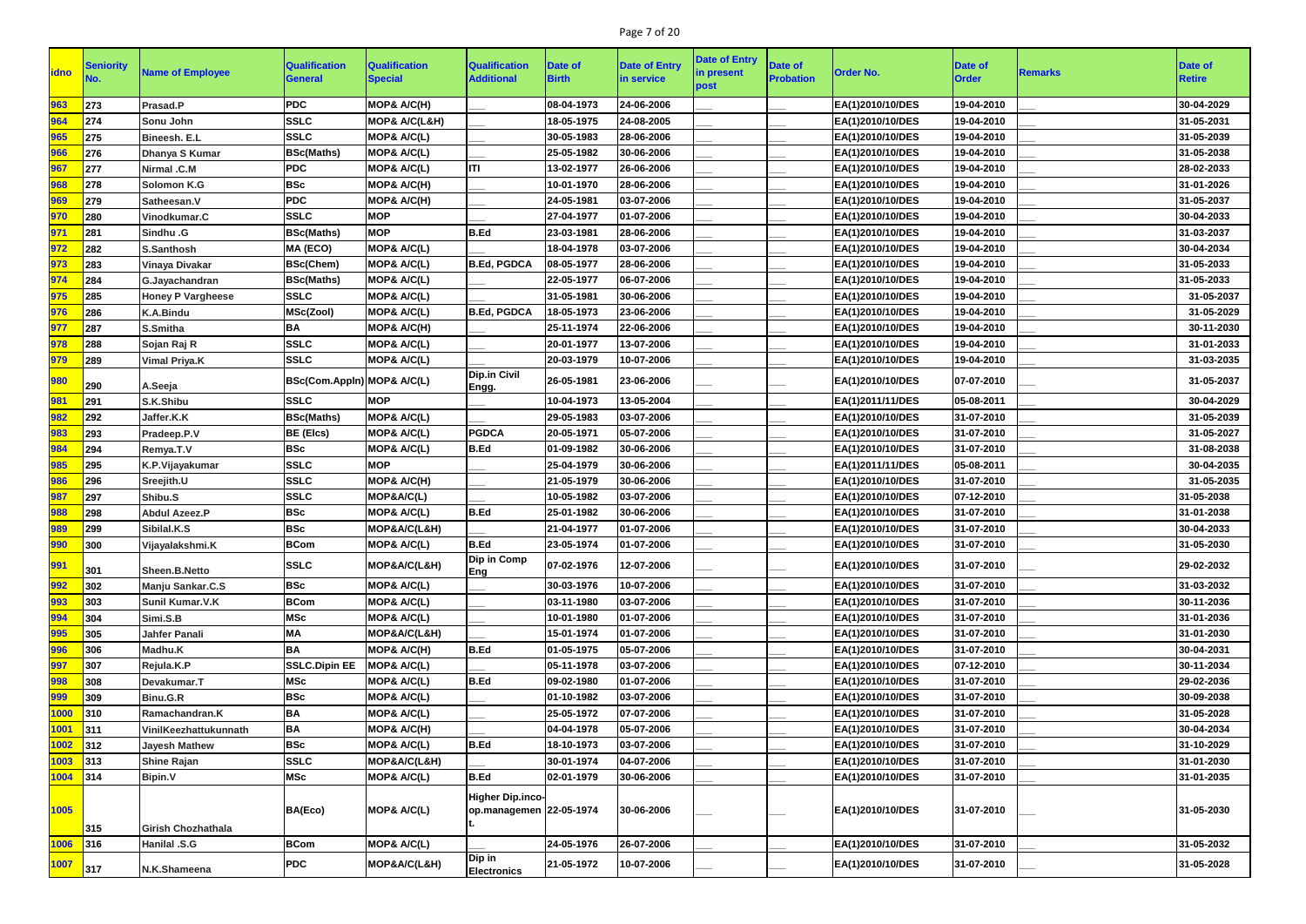| idno | Seniority No. | Name of Employee | Qualification General | Qualification Special | Qualification Additional | Date of Birth | Date of Entry in service | Date of Entry in present post | Date of Probation | Order No. | Date of Order | Remarks | Date of Retire |
|---|---|---|---|---|---|---|---|---|---|---|---|---|---|
| 963 | 273 | Prasad.P | PDC | MOP& A/C(H) | ___ | 08-04-1973 | 24-06-2006 | ___ | ___ | EA(1)2010/10/DES | 19-04-2010 | ___ | 30-04-2029 |
| 964 | 274 | Sonu John | SSLC | MOP& A/C(L&H) | ___ | 18-05-1975 | 24-08-2005 | ___ | ___ | EA(1)2010/10/DES | 19-04-2010 | ___ | 31-05-2031 |
| 965 | 275 | Bineesh. E.L | SSLC | MOP& A/C(L) | ___ | 30-05-1983 | 28-06-2006 | ___ | ___ | EA(1)2010/10/DES | 19-04-2010 | ___ | 31-05-2039 |
| 966 | 276 | Dhanya S Kumar | BSc(Maths) | MOP& A/C(L) | ___ | 25-05-1982 | 30-06-2006 | ___ | ___ | EA(1)2010/10/DES | 19-04-2010 | ___ | 31-05-2038 |
| 967 | 277 | Nirmal .C.M | PDC | MOP& A/C(L) | ITI | 13-02-1977 | 26-06-2006 | ___ | ___ | EA(1)2010/10/DES | 19-04-2010 | ___ | 28-02-2033 |
| 968 | 278 | Solomon K.G | BSc | MOP& A/C(H) | ___ | 10-01-1970 | 28-06-2006 | ___ | ___ | EA(1)2010/10/DES | 19-04-2010 | ___ | 31-01-2026 |
| 969 | 279 | Satheesan.V | PDC | MOP& A/C(H) | ___ | 24-05-1981 | 03-07-2006 | ___ | ___ | EA(1)2010/10/DES | 19-04-2010 | ___ | 31-05-2037 |
| 970 | 280 | Vinodkumar.C | SSLC | MOP | ___ | 27-04-1977 | 01-07-2006 | ___ | ___ | EA(1)2010/10/DES | 19-04-2010 | ___ | 30-04-2033 |
| 971 | 281 | Sindhu .G | BSc(Maths) | MOP | B.Ed | 23-03-1981 | 28-06-2006 | ___ | ___ | EA(1)2010/10/DES | 19-04-2010 | ___ | 31-03-2037 |
| 972 | 282 | S.Santhosh | MA (ECO) | MOP& A/C(L) | ___ | 18-04-1978 | 03-07-2006 | ___ | ___ | EA(1)2010/10/DES | 19-04-2010 | ___ | 30-04-2034 |
| 973 | 283 | Vinaya Divakar | BSc(Chem) | MOP& A/C(L) | B.Ed, PGDCA | 08-05-1977 | 28-06-2006 | ___ | ___ | EA(1)2010/10/DES | 19-04-2010 | ___ | 31-05-2033 |
| 974 | 284 | G.Jayachandran | BSc(Maths) | MOP& A/C(L) | ___ | 22-05-1977 | 06-07-2006 | ___ | ___ | EA(1)2010/10/DES | 19-04-2010 | ___ | 31-05-2033 |
| 975 | 285 | Honey P Vargheese | SSLC | MOP& A/C(L) | ___ | 31-05-1981 | 30-06-2006 | ___ | ___ | EA(1)2010/10/DES | 19-04-2010 | ___ | 31-05-2037 |
| 976 | 286 | K.A.Bindu | MSc(Zool) | MOP& A/C(L) | B.Ed, PGDCA | 18-05-1973 | 23-06-2006 | ___ | ___ | EA(1)2010/10/DES | 19-04-2010 | ___ | 31-05-2029 |
| 977 | 287 | S.Smitha | BA | MOP& A/C(H) | ___ | 25-11-1974 | 22-06-2006 | ___ | ___ | EA(1)2010/10/DES | 19-04-2010 | ___ | 30-11-2030 |
| 978 | 288 | Sojan Raj R | SSLC | MOP& A/C(L) | ___ | 20-01-1977 | 13-07-2006 | ___ | ___ | EA(1)2010/10/DES | 19-04-2010 | ___ | 31-01-2033 |
| 979 | 289 | Vimal Priya.K | SSLC | MOP& A/C(L) | ___ | 20-03-1979 | 10-07-2006 | ___ | ___ | EA(1)2010/10/DES | 19-04-2010 | ___ | 31-03-2035 |
| 980 | 290 | A.Seeja | BSc(Com.Appln) | MOP& A/C(L) | Dip.in Civil Engg. | 26-05-1981 | 23-06-2006 | ___ | ___ | EA(1)2010/10/DES | 07-07-2010 | ___ | 31-05-2037 |
| 981 | 291 | S.K.Shibu | SSLC | MOP | ___ | 10-04-1973 | 13-05-2004 | ___ | ___ | EA(1)2011/11/DES | 05-08-2011 | ___ | 30-04-2029 |
| 982 | 292 | Jaffer.K.K | BSc(Maths) | MOP& A/C(L) | ___ | 29-05-1983 | 03-07-2006 | ___ | ___ | EA(1)2010/10/DES | 31-07-2010 | ___ | 31-05-2039 |
| 983 | 293 | Pradeep.P.V | BE (Elcs) | MOP& A/C(L) | PGDCA | 20-05-1971 | 05-07-2006 | ___ | ___ | EA(1)2010/10/DES | 31-07-2010 | ___ | 31-05-2027 |
| 984 | 294 | Remya.T.V | BSc | MOP& A/C(L) | B.Ed | 01-09-1982 | 30-06-2006 | ___ | ___ | EA(1)2010/10/DES | 31-07-2010 | ___ | 31-08-2038 |
| 985 | 295 | K.P.Vijayakumar | SSLC | MOP | ___ | 25-04-1979 | 30-06-2006 | ___ | ___ | EA(1)2011/11/DES | 05-08-2011 | ___ | 30-04-2035 |
| 986 | 296 | Sreejith.U | SSLC | MOP& A/C(H) | ___ | 21-05-1979 | 30-06-2006 | ___ | ___ | EA(1)2010/10/DES | 31-07-2010 | ___ | 31-05-2035 |
| 987 | 297 | Shibu.S | SSLC | MOP&A/C(L) | ___ | 10-05-1982 | 03-07-2006 | ___ | ___ | EA(1)2010/10/DES | 07-12-2010 | ___ | 31-05-2038 |
| 988 | 298 | Abdul Azeez.P | BSc | MOP& A/C(L) | B.Ed | 25-01-1982 | 30-06-2006 | ___ | ___ | EA(1)2010/10/DES | 31-07-2010 | ___ | 31-01-2038 |
| 989 | 299 | Sibilal.K.S | BSc | MOP&A/C(L&H) | ___ | 21-04-1977 | 01-07-2006 | ___ | ___ | EA(1)2010/10/DES | 31-07-2010 | ___ | 30-04-2033 |
| 990 | 300 | Vijayalakshmi.K | BCom | MOP& A/C(L) | B.Ed | 23-05-1974 | 01-07-2006 | ___ | ___ | EA(1)2010/10/DES | 31-07-2010 | ___ | 31-05-2030 |
| 991 | 301 | Sheen.B.Netto | SSLC | MOP&A/C(L&H) | Dip in Comp Eng | 07-02-1976 | 12-07-2006 | ___ | ___ | EA(1)2010/10/DES | 31-07-2010 | ___ | 29-02-2032 |
| 992 | 302 | Manju Sankar.C.S | BSc | MOP& A/C(L) | ___ | 30-03-1976 | 10-07-2006 | ___ | ___ | EA(1)2010/10/DES | 31-07-2010 | ___ | 31-03-2032 |
| 993 | 303 | Sunil Kumar.V.K | BCom | MOP& A/C(L) | ___ | 03-11-1980 | 03-07-2006 | ___ | ___ | EA(1)2010/10/DES | 31-07-2010 | ___ | 30-11-2036 |
| 994 | 304 | Simi.S.B | MSc | MOP& A/C(L) | ___ | 10-01-1980 | 01-07-2006 | ___ | ___ | EA(1)2010/10/DES | 31-07-2010 | ___ | 31-01-2036 |
| 995 | 305 | Jahfer Panali | MA | MOP&A/C(L&H) | ___ | 15-01-1974 | 01-07-2006 | ___ | ___ | EA(1)2010/10/DES | 31-07-2010 | ___ | 31-01-2030 |
| 996 | 306 | Madhu.K | BA | MOP& A/C(H) | B.Ed | 01-05-1975 | 05-07-2006 | ___ | ___ | EA(1)2010/10/DES | 31-07-2010 | ___ | 30-04-2031 |
| 997 | 307 | Rejula.K.P | SSLC.Dipin EE | MOP& A/C(L) | ___ | 05-11-1978 | 03-07-2006 | ___ | ___ | EA(1)2010/10/DES | 07-12-2010 | ___ | 30-11-2034 |
| 998 | 308 | Devakumar.T | MSc | MOP& A/C(L) | B.Ed | 09-02-1980 | 01-07-2006 | ___ | ___ | EA(1)2010/10/DES | 31-07-2010 | ___ | 29-02-2036 |
| 999 | 309 | Binu.G.R | BSc | MOP& A/C(L) | ___ | 01-10-1982 | 03-07-2006 | ___ | ___ | EA(1)2010/10/DES | 31-07-2010 | ___ | 30-09-2038 |
| 1000 | 310 | Ramachandran.K | BA | MOP& A/C(L) | ___ | 25-05-1972 | 07-07-2006 | ___ | ___ | EA(1)2010/10/DES | 31-07-2010 | ___ | 31-05-2028 |
| 1001 | 311 | VinilKeezhattukunnath | BA | MOP& A/C(H) | ___ | 04-04-1978 | 05-07-2006 | ___ | ___ | EA(1)2010/10/DES | 31-07-2010 | ___ | 30-04-2034 |
| 1002 | 312 | Jayesh Mathew | BSc | MOP& A/C(L) | B.Ed | 18-10-1973 | 03-07-2006 | ___ | ___ | EA(1)2010/10/DES | 31-07-2010 | ___ | 31-10-2029 |
| 1003 | 313 | Shine Rajan | SSLC | MOP&A/C(L&H) | ___ | 30-01-1974 | 04-07-2006 | ___ | ___ | EA(1)2010/10/DES | 31-07-2010 | ___ | 31-01-2030 |
| 1004 | 314 | Bipin.V | MSc | MOP& A/C(L) | B.Ed | 02-01-1979 | 30-06-2006 | ___ | ___ | EA(1)2010/10/DES | 31-07-2010 | ___ | 31-01-2035 |
| 1005 | 315 | Girish Chozhathala | BA(Eco) | MOP& A/C(L) | Higher Dip.inco-op.management. | 22-05-1974 | 30-06-2006 | ___ | ___ | EA(1)2010/10/DES | 31-07-2010 | ___ | 31-05-2030 |
| 1006 | 316 | Hanilal .S.G | BCom | MOP& A/C(L) | ___ | 24-05-1976 | 26-07-2006 | ___ | ___ | EA(1)2010/10/DES | 31-07-2010 | ___ | 31-05-2032 |
| 1007 | 317 | N.K.Shameena | PDC | MOP&A/C(L&H) | Dip in Electronics | 21-05-1972 | 10-07-2006 | ___ | ___ | EA(1)2010/10/DES | 31-07-2010 | ___ | 31-05-2028 |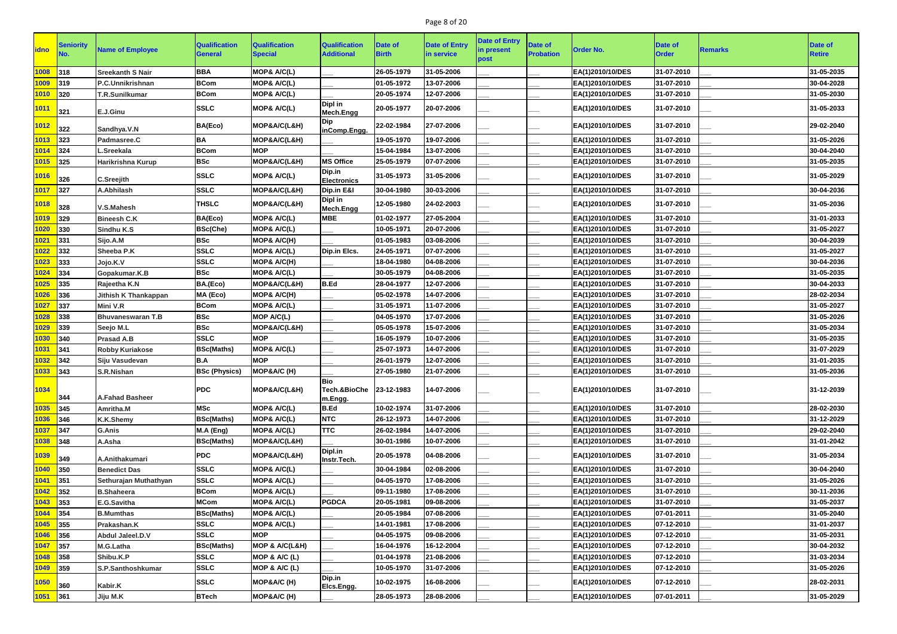| idno | Seniority No. | Name of Employee | Qualification General | Qualification Special | Qualification Additional | Date of Birth | Date of Entry in service | Date of Entry in present post | Date of Probation | Order No. | Date of Order | Remarks | Date of Retire |
|---|---|---|---|---|---|---|---|---|---|---|---|---|---|
| 1008 | 318 | Sreekanth S Nair | BBA | MOP& A/C(L) | ___ | 26-05-1979 | 31-05-2006 | ___ | ___ | EA(1)2010/10/DES | 31-07-2010 | ___ | 31-05-2035 |
| 1009 | 319 | P.C.Unnikrishnan | BCom | MOP& A/C(L) | ___ | 01-05-1972 | 13-07-2006 | ___ | ___ | EA(1)2010/10/DES | 31-07-2010 | ___ | 30-04-2028 |
| 1010 | 320 | T.R.Sunilkumar | BCom | MOP& A/C(L) | ___ | 20-05-1974 | 12-07-2006 | ___ | ___ | EA(1)2010/10/DES | 31-07-2010 | ___ | 31-05-2030 |
| 1011 | 321 | E.J.Ginu | SSLC | MOP& A/C(L) | Dipl in Mech.Engg | 20-05-1977 | 20-07-2006 | ___ | ___ | EA(1)2010/10/DES | 31-07-2010 | ___ | 31-05-2033 |
| 1012 | 322 | Sandhya.V.N | BA(Eco) | MOP&A/C(L&H) | Dip inComp.Engg. | 22-02-1984 | 27-07-2006 | ___ | ___ | EA(1)2010/10/DES | 31-07-2010 | ___ | 29-02-2040 |
| 1013 | 323 | Padmasree.C | BA | MOP&A/C(L&H) | ___ | 19-05-1970 | 19-07-2006 | ___ | ___ | EA(1)2010/10/DES | 31-07-2010 | ___ | 31-05-2026 |
| 1014 | 324 | L.Sreekala | BCom | MOP | ___ | 15-04-1984 | 13-07-2006 | ___ | ___ | EA(1)2010/10/DES | 31-07-2010 | ___ | 30-04-2040 |
| 1015 | 325 | Harikrishna Kurup | BSc | MOP&A/C(L&H) | MS Office | 25-05-1979 | 07-07-2006 | ___ | ___ | EA(1)2010/10/DES | 31-07-2010 | ___ | 31-05-2035 |
| 1016 | 326 | C.Sreejith | SSLC | MOP& A/C(L) | Dip.in Electronics | 31-05-1973 | 31-05-2006 | ___ | ___ | EA(1)2010/10/DES | 31-07-2010 | ___ | 31-05-2029 |
| 1017 | 327 | A.Abhilash | SSLC | MOP&A/C(L&H) | Dip.in E&I | 30-04-1980 | 30-03-2006 | ___ | ___ | EA(1)2010/10/DES | 31-07-2010 | ___ | 30-04-2036 |
| 1018 | 328 | V.S.Mahesh | THSLC | MOP&A/C(L&H) | Dipl in Mech.Engg | 12-05-1980 | 24-02-2003 | ___ | ___ | EA(1)2010/10/DES | 31-07-2010 | ___ | 31-05-2036 |
| 1019 | 329 | Bineesh C.K | BA(Eco) | MOP& A/C(L) | MBE | 01-02-1977 | 27-05-2004 | ___ | ___ | EA(1)2010/10/DES | 31-07-2010 | ___ | 31-01-2033 |
| 1020 | 330 | Sindhu K.S | BSc(Che) | MOP& A/C(L) | ___ | 10-05-1971 | 20-07-2006 | ___ | ___ | EA(1)2010/10/DES | 31-07-2010 | ___ | 31-05-2027 |
| 1021 | 331 | Sijo.A.M | BSc | MOP& A/C(H) | ___ | 01-05-1983 | 03-08-2006 | ___ | ___ | EA(1)2010/10/DES | 31-07-2010 | ___ | 30-04-2039 |
| 1022 | 332 | Sheeba P.K | SSLC | MOP& A/C(L) | Dip.in Elcs. | 24-05-1971 | 07-07-2006 | ___ | ___ | EA(1)2010/10/DES | 31-07-2010 | ___ | 31-05-2027 |
| 1023 | 333 | Jojo.K.V | SSLC | MOP& A/C(H) | ___ | 18-04-1980 | 04-08-2006 | ___ | ___ | EA(1)2010/10/DES | 31-07-2010 | ___ | 30-04-2036 |
| 1024 | 334 | Gopakumar.K.B | BSc | MOP& A/C(L) | ___ | 30-05-1979 | 04-08-2006 | ___ | ___ | EA(1)2010/10/DES | 31-07-2010 | ___ | 31-05-2035 |
| 1025 | 335 | Rajeetha K.N | BA.(Eco) | MOP&A/C(L&H) | B.Ed | 28-04-1977 | 12-07-2006 | ___ | ___ | EA(1)2010/10/DES | 31-07-2010 | ___ | 30-04-2033 |
| 1026 | 336 | Jithish K Thankappan | MA (Eco) | MOP& A/C(H) | ___ | 05-02-1978 | 14-07-2006 | ___ | ___ | EA(1)2010/10/DES | 31-07-2010 | ___ | 28-02-2034 |
| 1027 | 337 | Mini V.R | BCom | MOP& A/C(L) | ___ | 31-05-1971 | 11-07-2006 | ___ | ___ | EA(1)2010/10/DES | 31-07-2010 | ___ | 31-05-2027 |
| 1028 | 338 | Bhuvaneswaran T.B | BSc | MOP A/C(L) | ___ | 04-05-1970 | 17-07-2006 | ___ | ___ | EA(1)2010/10/DES | 31-07-2010 | ___ | 31-05-2026 |
| 1029 | 339 | Seejo M.L | BSc | MOP&A/C(L&H) | ___ | 05-05-1978 | 15-07-2006 | ___ | ___ | EA(1)2010/10/DES | 31-07-2010 | ___ | 31-05-2034 |
| 1030 | 340 | Prasad A.B | SSLC | MOP | ___ | 16-05-1979 | 10-07-2006 | ___ | ___ | EA(1)2010/10/DES | 31-07-2010 | ___ | 31-05-2035 |
| 1031 | 341 | Robby Kuriakose | BSc(Maths) | MOP& A/C(L) | ___ | 25-07-1973 | 14-07-2006 | ___ | ___ | EA(1)2010/10/DES | 31-07-2010 | ___ | 31-07-2029 |
| 1032 | 342 | Siju Vasudevan | B.A | MOP | ___ | 26-01-1979 | 12-07-2006 | ___ | ___ | EA(1)2010/10/DES | 31-07-2010 | ___ | 31-01-2035 |
| 1033 | 343 | S.R.Nishan | BSc (Physics) | MOP&A/C (H) | ___ | 27-05-1980 | 21-07-2006 | ___ | ___ | EA(1)2010/10/DES | 31-07-2010 | ___ | 31-05-2036 |
| 1034 | 344 | A.Fahad Basheer | PDC | MOP&A/C(L&H) | Bio Tech.&BioChe m.Engg. | 23-12-1983 | 14-07-2006 | ___ | ___ | EA(1)2010/10/DES | 31-07-2010 | ___ | 31-12-2039 |
| 1035 | 345 | Amritha.M | MSc | MOP& A/C(L) | B.Ed | 10-02-1974 | 31-07-2006 | ___ | ___ | EA(1)2010/10/DES | 31-07-2010 | ___ | 28-02-2030 |
| 1036 | 346 | K.K.Shemy | BSc(Maths) | MOP& A/C(L) | NTC | 26-12-1973 | 14-07-2006 | ___ | ___ | EA(1)2010/10/DES | 31-07-2010 | ___ | 31-12-2029 |
| 1037 | 347 | G.Anis | M.A (Eng) | MOP& A/C(L) | TTC | 26-02-1984 | 14-07-2006 | ___ | ___ | EA(1)2010/10/DES | 31-07-2010 | ___ | 29-02-2040 |
| 1038 | 348 | A.Asha | BSc(Maths) | MOP&A/C(L&H) | ___ | 30-01-1986 | 10-07-2006 | ___ | ___ | EA(1)2010/10/DES | 31-07-2010 | ___ | 31-01-2042 |
| 1039 | 349 | A.Anithakumari | PDC | MOP&A/C(L&H) | Dipl.in Instr.Tech. | 20-05-1978 | 04-08-2006 | ___ | ___ | EA(1)2010/10/DES | 31-07-2010 | ___ | 31-05-2034 |
| 1040 | 350 | Benedict Das | SSLC | MOP& A/C(L) | ___ | 30-04-1984 | 02-08-2006 | ___ | ___ | EA(1)2010/10/DES | 31-07-2010 | ___ | 30-04-2040 |
| 1041 | 351 | Sethurajan Muthathyan | SSLC | MOP& A/C(L) | ___ | 04-05-1970 | 17-08-2006 | ___ | ___ | EA(1)2010/10/DES | 31-07-2010 | ___ | 31-05-2026 |
| 1042 | 352 | B.Shaheera | BCom | MOP& A/C(L) | ___ | 09-11-1980 | 17-08-2006 | ___ | ___ | EA(1)2010/10/DES | 31-07-2010 | ___ | 30-11-2036 |
| 1043 | 353 | E.G.Savitha | MCom | MOP& A/C(L) | PGDCA | 20-05-1981 | 09-08-2006 | ___ | ___ | EA(1)2010/10/DES | 31-07-2010 | ___ | 31-05-2037 |
| 1044 | 354 | B.Mumthas | BSc(Maths) | MOP& A/C(L) | ___ | 20-05-1984 | 07-08-2006 | ___ | ___ | EA(1)2010/10/DES | 07-01-2011 | ___ | 31-05-2040 |
| 1045 | 355 | Prakashan.K | SSLC | MOP& A/C(L) | ___ | 14-01-1981 | 17-08-2006 | ___ | ___ | EA(1)2010/10/DES | 07-12-2010 | ___ | 31-01-2037 |
| 1046 | 356 | Abdul Jaleel.D.V | SSLC | MOP | ___ | 04-05-1975 | 09-08-2006 | ___ | ___ | EA(1)2010/10/DES | 07-12-2010 | ___ | 31-05-2031 |
| 1047 | 357 | M.G.Latha | BSc(Maths) | MOP & A/C(L&H) | ___ | 16-04-1976 | 16-12-2004 | ___ | ___ | EA(1)2010/10/DES | 07-12-2010 | ___ | 30-04-2032 |
| 1048 | 358 | Shibu.K.P | SSLC | MOP & A/C (L) | ___ | 01-04-1978 | 21-08-2006 | ___ | ___ | EA(1)2010/10/DES | 07-12-2010 | ___ | 31-03-2034 |
| 1049 | 359 | S.P.Santhoshkumar | SSLC | MOP & A/C (L) | ___ | 10-05-1970 | 31-07-2006 | ___ | ___ | EA(1)2010/10/DES | 07-12-2010 | ___ | 31-05-2026 |
| 1050 | 360 | Kabir.K | SSLC | MOP&A/C (H) | Dip.in Elcs.Engg. | 10-02-1975 | 16-08-2006 | ___ | ___ | EA(1)2010/10/DES | 07-12-2010 | ___ | 28-02-2031 |
| 1051 | 361 | Jiju M.K | BTech | MOP&A/C (H) | ___ | 28-05-1973 | 28-08-2006 | ___ | ___ | EA(1)2010/10/DES | 07-01-2011 | ___ | 31-05-2029 |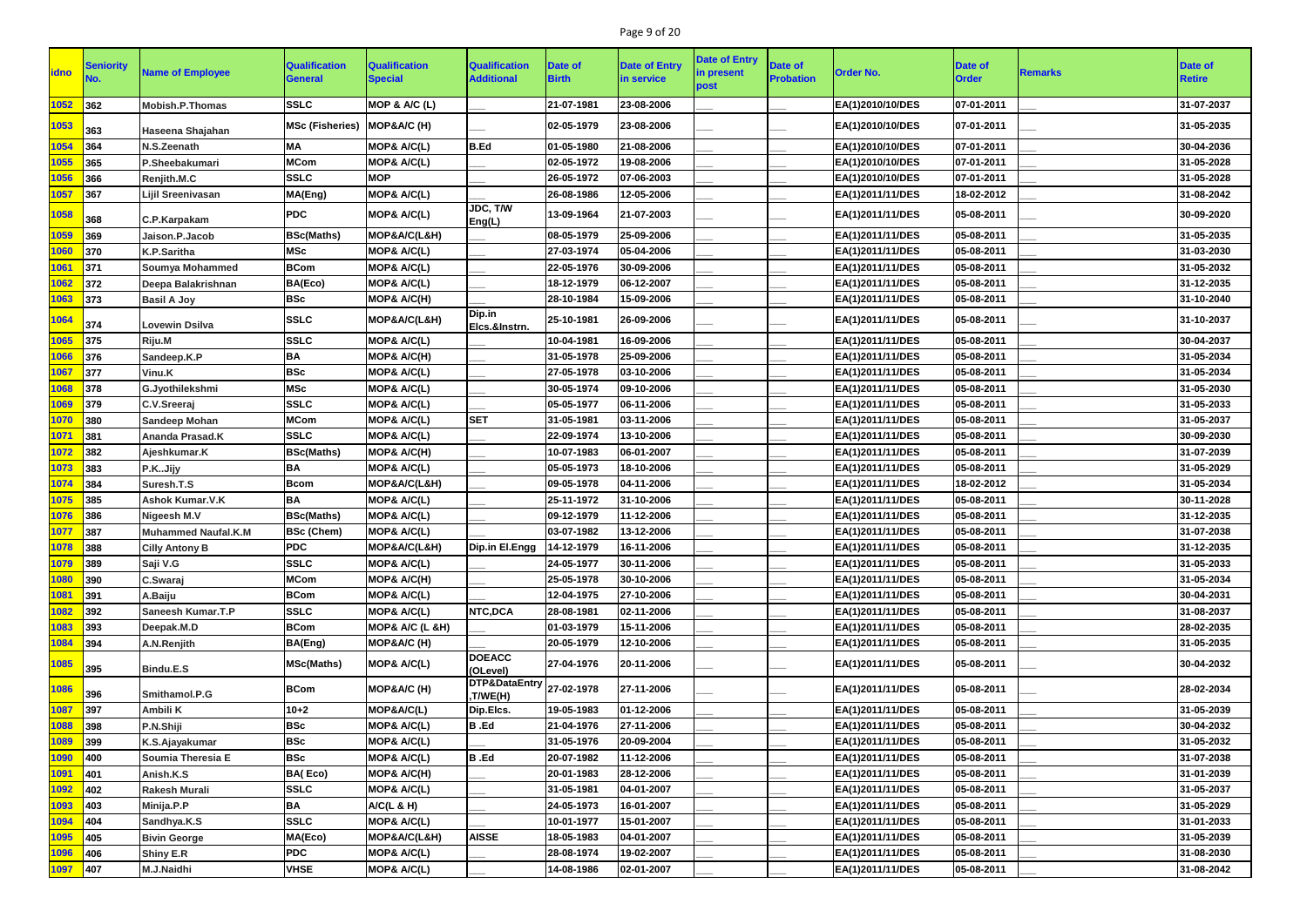| idno | Seniority No. | Name of Employee | Qualification General | Qualification Special | Qualification Additional | Date of Birth | Date of Entry in service | Date of Entry in present post | Date of Probation | Order No. | Date of Order | Remarks | Date of Retire |
|---|---|---|---|---|---|---|---|---|---|---|---|---|---|
| 1052 | 362 | Mobish.P.Thomas | SSLC | MOP & A/C (L) | ___ | 21-07-1981 | 23-08-2006 | ___ | ___ | EA(1)2010/10/DES | 07-01-2011 | ___ | 31-07-2037 |
| 1053 | 363 | Haseena Shajahan | MSc (Fisheries) | MOP&A/C (H) | | 02-05-1979 | 23-08-2006 | ___ | ___ | EA(1)2010/10/DES | 07-01-2011 | ___ | 31-05-2035 |
| 1054 | 364 | N.S.Zeenath | MA | MOP& A/C(L) | B.Ed | 01-05-1980 | 21-08-2006 | ___ | ___ | EA(1)2010/10/DES | 07-01-2011 | ___ | 30-04-2036 |
| 1055 | 365 | P.Sheebakumari | MCom | MOP& A/C(L) | ___ | 02-05-1972 | 19-08-2006 | ___ | ___ | EA(1)2010/10/DES | 07-01-2011 | ___ | 31-05-2028 |
| 1056 | 366 | Renjith.M.C | SSLC | MOP | ___ | 26-05-1972 | 07-06-2003 | ___ | ___ | EA(1)2010/10/DES | 07-01-2011 | ___ | 31-05-2028 |
| 1057 | 367 | Lijil Sreenivasan | MA(Eng) | MOP& A/C(L) | ___ | 26-08-1986 | 12-05-2006 | ___ | ___ | EA(1)2011/11/DES | 18-02-2012 | ___ | 31-08-2042 |
| 1058 | 368 | C.P.Karpakam | PDC | MOP& A/C(L) | JDC, T/W Eng(L) | 13-09-1964 | 21-07-2003 | ___ | ___ | EA(1)2011/11/DES | 05-08-2011 | ___ | 30-09-2020 |
| 1059 | 369 | Jaison.P.Jacob | BSc(Maths) | MOP&A/C(L&H) | | 08-05-1979 | 25-09-2006 | ___ | ___ | EA(1)2011/11/DES | 05-08-2011 | ___ | 31-05-2035 |
| 1060 | 370 | K.P.Saritha | MSc | MOP& A/C(L) | ___ | 27-03-1974 | 05-04-2006 | ___ | ___ | EA(1)2011/11/DES | 05-08-2011 | ___ | 31-03-2030 |
| 1061 | 371 | Soumya Mohammed | BCom | MOP& A/C(L) | ___ | 22-05-1976 | 30-09-2006 | ___ | ___ | EA(1)2011/11/DES | 05-08-2011 | ___ | 31-05-2032 |
| 1062 | 372 | Deepa Balakrishnan | BA(Eco) | MOP& A/C(L) | ___ | 18-12-1979 | 06-12-2007 | ___ | ___ | EA(1)2011/11/DES | 05-08-2011 | ___ | 31-12-2035 |
| 1063 | 373 | Basil A Joy | BSc | MOP& A/C(H) | ___ | 28-10-1984 | 15-09-2006 | ___ | ___ | EA(1)2011/11/DES | 05-08-2011 | ___ | 31-10-2040 |
| 1064 | 374 | Lovewin Dsilva | SSLC | MOP&A/C(L&H) | Dip.in Elcs.&Instrn. | 25-10-1981 | 26-09-2006 | ___ | ___ | EA(1)2011/11/DES | 05-08-2011 | ___ | 31-10-2037 |
| 1065 | 375 | Riju.M | SSLC | MOP& A/C(L) | ___ | 10-04-1981 | 16-09-2006 | ___ | ___ | EA(1)2011/11/DES | 05-08-2011 | ___ | 30-04-2037 |
| 1066 | 376 | Sandeep.K.P | BA | MOP& A/C(H) | ___ | 31-05-1978 | 25-09-2006 | ___ | ___ | EA(1)2011/11/DES | 05-08-2011 | ___ | 31-05-2034 |
| 1067 | 377 | Vinu.K | BSc | MOP& A/C(L) | ___ | 27-05-1978 | 03-10-2006 | ___ | ___ | EA(1)2011/11/DES | 05-08-2011 | ___ | 31-05-2034 |
| 1068 | 378 | G.Jyothilekshmi | MSc | MOP& A/C(L) | ___ | 30-05-1974 | 09-10-2006 | ___ | ___ | EA(1)2011/11/DES | 05-08-2011 | ___ | 31-05-2030 |
| 1069 | 379 | C.V.Sreeraj | SSLC | MOP& A/C(L) | ___ | 05-05-1977 | 06-11-2006 | ___ | ___ | EA(1)2011/11/DES | 05-08-2011 | ___ | 31-05-2033 |
| 1070 | 380 | Sandeep Mohan | MCom | MOP& A/C(L) | SET | 31-05-1981 | 03-11-2006 | ___ | ___ | EA(1)2011/11/DES | 05-08-2011 | ___ | 31-05-2037 |
| 1071 | 381 | Ananda Prasad.K | SSLC | MOP& A/C(L) | ___ | 22-09-1974 | 13-10-2006 | ___ | ___ | EA(1)2011/11/DES | 05-08-2011 | ___ | 30-09-2030 |
| 1072 | 382 | Ajeshkumar.K | BSc(Maths) | MOP& A/C(H) | ___ | 10-07-1983 | 06-01-2007 | ___ | ___ | EA(1)2011/11/DES | 05-08-2011 | ___ | 31-07-2039 |
| 1073 | 383 | P.K..Jijy | BA | MOP& A/C(L) | ___ | 05-05-1973 | 18-10-2006 | ___ | ___ | EA(1)2011/11/DES | 05-08-2011 | ___ | 31-05-2029 |
| 1074 | 384 | Suresh.T.S | Bcom | MOP&A/C(L&H) | ___ | 09-05-1978 | 04-11-2006 | ___ | ___ | EA(1)2011/11/DES | 18-02-2012 | ___ | 31-05-2034 |
| 1075 | 385 | Ashok Kumar.V.K | BA | MOP& A/C(L) | ___ | 25-11-1972 | 31-10-2006 | ___ | ___ | EA(1)2011/11/DES | 05-08-2011 | ___ | 30-11-2028 |
| 1076 | 386 | Nigeesh M.V | BSc(Maths) | MOP& A/C(L) | ___ | 09-12-1979 | 11-12-2006 | ___ | ___ | EA(1)2011/11/DES | 05-08-2011 | ___ | 31-12-2035 |
| 1077 | 387 | Muhammed Naufal.K.M | BSc (Chem) | MOP& A/C(L) | ___ | 03-07-1982 | 13-12-2006 | ___ | ___ | EA(1)2011/11/DES | 05-08-2011 | ___ | 31-07-2038 |
| 1078 | 388 | Cilly Antony B | PDC | MOP&A/C(L&H) | Dip.in El.Engg | 14-12-1979 | 16-11-2006 | ___ | ___ | EA(1)2011/11/DES | 05-08-2011 | ___ | 31-12-2035 |
| 1079 | 389 | Saji V.G | SSLC | MOP& A/C(L) | ___ | 24-05-1977 | 30-11-2006 | ___ | ___ | EA(1)2011/11/DES | 05-08-2011 | ___ | 31-05-2033 |
| 1080 | 390 | C.Swaraj | MCom | MOP& A/C(H) | ___ | 25-05-1978 | 30-10-2006 | ___ | ___ | EA(1)2011/11/DES | 05-08-2011 | ___ | 31-05-2034 |
| 1081 | 391 | A.Baiju | BCom | MOP& A/C(L) | ___ | 12-04-1975 | 27-10-2006 | ___ | ___ | EA(1)2011/11/DES | 05-08-2011 | ___ | 30-04-2031 |
| 1082 | 392 | Saneesh Kumar.T.P | SSLC | MOP& A/C(L) | NTC,DCA | 28-08-1981 | 02-11-2006 | ___ | ___ | EA(1)2011/11/DES | 05-08-2011 | ___ | 31-08-2037 |
| 1083 | 393 | Deepak.M.D | BCom | MOP& A/C (L &H) | ___ | 01-03-1979 | 15-11-2006 | ___ | ___ | EA(1)2011/11/DES | 05-08-2011 | ___ | 28-02-2035 |
| 1084 | 394 | A.N.Renjith | BA(Eng) | MOP&A/C (H) | ___ | 20-05-1979 | 12-10-2006 | ___ | ___ | EA(1)2011/11/DES | 05-08-2011 | ___ | 31-05-2035 |
| 1085 | 395 | Bindu.E.S | MSc(Maths) | MOP& A/C(L) | DOEACC (OLevel) | 27-04-1976 | 20-11-2006 | ___ | ___ | EA(1)2011/11/DES | 05-08-2011 | ___ | 30-04-2032 |
| 1086 | 396 | Smithamol.P.G | BCom | MOP&A/C (H) | DTP&DataEntry ,T/WE(H) | 27-02-1978 | 27-11-2006 | ___ | ___ | EA(1)2011/11/DES | 05-08-2011 | ___ | 28-02-2034 |
| 1087 | 397 | Ambili K | 10+2 | MOP&A/C(L) | Dip.Elcs. | 19-05-1983 | 01-12-2006 | ___ | ___ | EA(1)2011/11/DES | 05-08-2011 | ___ | 31-05-2039 |
| 1088 | 398 | P.N.Shiji | BSc | MOP& A/C(L) | B .Ed | 21-04-1976 | 27-11-2006 | ___ | ___ | EA(1)2011/11/DES | 05-08-2011 | ___ | 30-04-2032 |
| 1089 | 399 | K.S.Ajayakumar | BSc | MOP& A/C(L) | ___ | 31-05-1976 | 20-09-2004 | ___ | ___ | EA(1)2011/11/DES | 05-08-2011 | ___ | 31-05-2032 |
| 1090 | 400 | Soumia Theresia E | BSc | MOP& A/C(L) | B .Ed | 20-07-1982 | 11-12-2006 | ___ | ___ | EA(1)2011/11/DES | 05-08-2011 | ___ | 31-07-2038 |
| 1091 | 401 | Anish.K.S | BA( Eco) | MOP& A/C(H) | ___ | 20-01-1983 | 28-12-2006 | ___ | ___ | EA(1)2011/11/DES | 05-08-2011 | ___ | 31-01-2039 |
| 1092 | 402 | Rakesh Murali | SSLC | MOP& A/C(L) | ___ | 31-05-1981 | 04-01-2007 | ___ | ___ | EA(1)2011/11/DES | 05-08-2011 | ___ | 31-05-2037 |
| 1093 | 403 | Minija.P.P | BA | A/C(L & H) | ___ | 24-05-1973 | 16-01-2007 | ___ | ___ | EA(1)2011/11/DES | 05-08-2011 | ___ | 31-05-2029 |
| 1094 | 404 | Sandhya.K.S | SSLC | MOP& A/C(L) | ___ | 10-01-1977 | 15-01-2007 | ___ | ___ | EA(1)2011/11/DES | 05-08-2011 | ___ | 31-01-2033 |
| 1095 | 405 | Bivin George | MA(Eco) | MOP&A/C(L&H) | AISSE | 18-05-1983 | 04-01-2007 | ___ | ___ | EA(1)2011/11/DES | 05-08-2011 | ___ | 31-05-2039 |
| 1096 | 406 | Shiny E.R | PDC | MOP& A/C(L) | ___ | 28-08-1974 | 19-02-2007 | ___ | ___ | EA(1)2011/11/DES | 05-08-2011 | ___ | 31-08-2030 |
| 1097 | 407 | M.J.Naidhi | VHSE | MOP& A/C(L) | ___ | 14-08-1986 | 02-01-2007 | ___ | ___ | EA(1)2011/11/DES | 05-08-2011 | ___ | 31-08-2042 |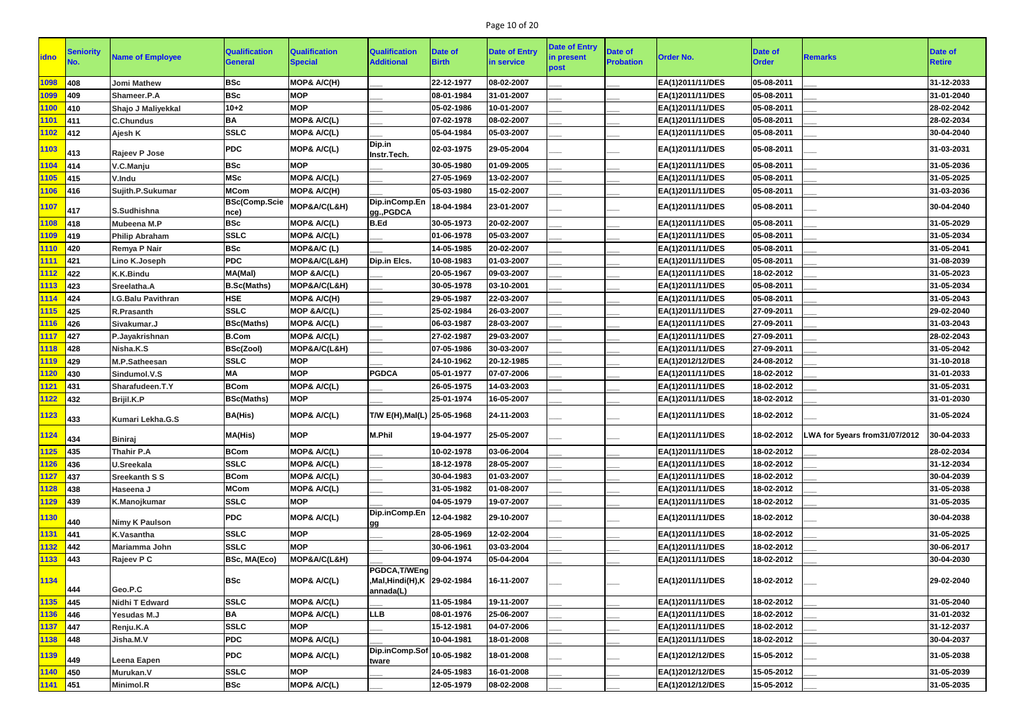| idno | Seniority No. | Name of Employee | Qualification General | Qualification Special | Qualification Additional | Date of Birth | Date of Entry in service | Date of Entry in present post | Date of Probation | Order No. | Date of Order | Remarks | Date of Retire |
|---|---|---|---|---|---|---|---|---|---|---|---|---|---|
| 1098 | 408 | Jomi Mathew | BSc | MOP& A/C(H) | ___ | 22-12-1977 | 08-02-2007 | ___ | ___ | EA(1)2011/11/DES | 05-08-2011 | ___ | 31-12-2033 |
| 1099 | 409 | Shameer.P.A | BSc | MOP | ___ | 08-01-1984 | 31-01-2007 | ___ | ___ | EA(1)2011/11/DES | 05-08-2011 | ___ | 31-01-2040 |
| 1100 | 410 | Shajo J Maliyekkal | 10+2 | MOP | ___ | 05-02-1986 | 10-01-2007 | ___ | ___ | EA(1)2011/11/DES | 05-08-2011 | ___ | 28-02-2042 |
| 1101 | 411 | C.Chundus | BA | MOP& A/C(L) | ___ | 07-02-1978 | 08-02-2007 | ___ | ___ | EA(1)2011/11/DES | 05-08-2011 | ___ | 28-02-2034 |
| 1102 | 412 | Ajesh K | SSLC | MOP& A/C(L) | ___ | 05-04-1984 | 05-03-2007 | ___ | ___ | EA(1)2011/11/DES | 05-08-2011 | ___ | 30-04-2040 |
| 1103 | 413 | Rajeev P Jose | PDC | MOP& A/C(L) | Dip.in Instr.Tech. | 02-03-1975 | 29-05-2004 | ___ | ___ | EA(1)2011/11/DES | 05-08-2011 | ___ | 31-03-2031 |
| 1104 | 414 | V.C.Manju | BSc | MOP | ___ | 30-05-1980 | 01-09-2005 | ___ | ___ | EA(1)2011/11/DES | 05-08-2011 | ___ | 31-05-2036 |
| 1105 | 415 | V.Indu | MSc | MOP& A/C(L) | ___ | 27-05-1969 | 13-02-2007 | ___ | ___ | EA(1)2011/11/DES | 05-08-2011 | ___ | 31-05-2025 |
| 1106 | 416 | Sujith.P.Sukumar | MCom | MOP& A/C(H) | ___ | 05-03-1980 | 15-02-2007 | ___ | ___ | EA(1)2011/11/DES | 05-08-2011 | ___ | 31-03-2036 |
| 1107 | 417 | S.Sudhishna | BSc(Comp.Science) | MOP&A/C(L&H) | Dip.inComp.Engg.,PGDCA | 18-04-1984 | 23-01-2007 | ___ | ___ | EA(1)2011/11/DES | 05-08-2011 | ___ | 30-04-2040 |
| 1108 | 418 | Mubeena M.P | BSc | MOP& A/C(L) | B.Ed | 30-05-1973 | 20-02-2007 | ___ | ___ | EA(1)2011/11/DES | 05-08-2011 | ___ | 31-05-2029 |
| 1109 | 419 | Philip Abraham | SSLC | MOP& A/C(L) | ___ | 01-06-1978 | 05-03-2007 | ___ | ___ | EA(1)2011/11/DES | 05-08-2011 | ___ | 31-05-2034 |
| 1110 | 420 | Remya P Nair | BSc | MOP&A/C (L) | ___ | 14-05-1985 | 20-02-2007 | ___ | ___ | EA(1)2011/11/DES | 05-08-2011 | ___ | 31-05-2041 |
| 1111 | 421 | Lino K.Joseph | PDC | MOP&A/C(L&H) | Dip.in Elcs. | 10-08-1983 | 01-03-2007 | ___ | ___ | EA(1)2011/11/DES | 05-08-2011 | ___ | 31-08-2039 |
| 1112 | 422 | K.K.Bindu | MA(Mal) | MOP &A/C(L) | ___ | 20-05-1967 | 09-03-2007 | ___ | ___ | EA(1)2011/11/DES | 18-02-2012 | ___ | 31-05-2023 |
| 1113 | 423 | Sreelatha.A | B.Sc(Maths) | MOP&A/C(L&H) | ___ | 30-05-1978 | 03-10-2001 | ___ | ___ | EA(1)2011/11/DES | 05-08-2011 | ___ | 31-05-2034 |
| 1114 | 424 | I.G.Balu Pavithran | HSE | MOP& A/C(H) | ___ | 29-05-1987 | 22-03-2007 | ___ | ___ | EA(1)2011/11/DES | 05-08-2011 | ___ | 31-05-2043 |
| 1115 | 425 | R.Prasanth | SSLC | MOP &A/C(L) | ___ | 25-02-1984 | 26-03-2007 | ___ | ___ | EA(1)2011/11/DES | 27-09-2011 | ___ | 29-02-2040 |
| 1116 | 426 | Sivakumar.J | BSc(Maths) | MOP& A/C(L) | ___ | 06-03-1987 | 28-03-2007 | ___ | ___ | EA(1)2011/11/DES | 27-09-2011 | ___ | 31-03-2043 |
| 1117 | 427 | P.Jayakrishnan | B.Com | MOP& A/C(L) | ___ | 27-02-1987 | 29-03-2007 | ___ | ___ | EA(1)2011/11/DES | 27-09-2011 | ___ | 28-02-2043 |
| 1118 | 428 | Nisha.K.S | BSc(Zool) | MOP&A/C(L&H) | ___ | 07-05-1986 | 30-03-2007 | ___ | ___ | EA(1)2011/11/DES | 27-09-2011 | ___ | 31-05-2042 |
| 1119 | 429 | M.P.Satheesan | SSLC | MOP | ___ | 24-10-1962 | 20-12-1985 | ___ | ___ | EA(1)2012/12/DES | 24-08-2012 | ___ | 31-10-2018 |
| 1120 | 430 | Sindumol.V.S | MA | MOP | PGDCA | 05-01-1977 | 07-07-2006 | ___ | ___ | EA(1)2011/11/DES | 18-02-2012 | ___ | 31-01-2033 |
| 1121 | 431 | Sharafudeen.T.Y | BCom | MOP& A/C(L) | ___ | 26-05-1975 | 14-03-2003 | ___ | ___ | EA(1)2011/11/DES | 18-02-2012 | ___ | 31-05-2031 |
| 1122 | 432 | Brijil.K.P | BSc(Maths) | MOP | ___ | 25-01-1974 | 16-05-2007 | ___ | ___ | EA(1)2011/11/DES | 18-02-2012 | ___ | 31-01-2030 |
| 1123 | 433 | Kumari Lekha.G.S | BA(His) | MOP& A/C(L) | T/W E(H),Mal(L) | 25-05-1968 | 24-11-2003 | ___ | ___ | EA(1)2011/11/DES | 18-02-2012 | ___ | 31-05-2024 |
| 1124 | 434 | Biniraj | MA(His) | MOP | M.Phil | 19-04-1977 | 25-05-2007 | ___ | ___ | EA(1)2011/11/DES | 18-02-2012 | LWA for 5years from31/07/2012 | 30-04-2033 |
| 1125 | 435 | Thahir P.A | BCom | MOP& A/C(L) | ___ | 10-02-1978 | 03-06-2004 | ___ | ___ | EA(1)2011/11/DES | 18-02-2012 | ___ | 28-02-2034 |
| 1126 | 436 | U.Sreekala | SSLC | MOP& A/C(L) | ___ | 18-12-1978 | 28-05-2007 | ___ | ___ | EA(1)2011/11/DES | 18-02-2012 | ___ | 31-12-2034 |
| 1127 | 437 | Sreekanth S S | BCom | MOP& A/C(L) | ___ | 30-04-1983 | 01-03-2007 | ___ | ___ | EA(1)2011/11/DES | 18-02-2012 | ___ | 30-04-2039 |
| 1128 | 438 | Haseena J | MCom | MOP& A/C(L) | ___ | 31-05-1982 | 01-08-2007 | ___ | ___ | EA(1)2011/11/DES | 18-02-2012 | ___ | 31-05-2038 |
| 1129 | 439 | K.Manojkumar | SSLC | MOP | ___ | 04-05-1979 | 19-07-2007 | ___ | ___ | EA(1)2011/11/DES | 18-02-2012 | ___ | 31-05-2035 |
| 1130 | 440 | Nimy K Paulson | PDC | MOP& A/C(L) | Dip.inComp.Engg | 12-04-1982 | 29-10-2007 | ___ | ___ | EA(1)2011/11/DES | 18-02-2012 | ___ | 30-04-2038 |
| 1131 | 441 | K.Vasantha | SSLC | MOP | ___ | 28-05-1969 | 12-02-2004 | ___ | ___ | EA(1)2011/11/DES | 18-02-2012 | ___ | 31-05-2025 |
| 1132 | 442 | Mariamma John | SSLC | MOP | ___ | 30-06-1961 | 03-03-2004 | ___ | ___ | EA(1)2011/11/DES | 18-02-2012 | ___ | 30-06-2017 |
| 1133 | 443 | Rajeev P C | BSc, MA(Eco) | MOP&A/C(L&H) | ___ | 09-04-1974 | 05-04-2004 | ___ | ___ | EA(1)2011/11/DES | 18-02-2012 | ___ | 30-04-2030 |
| 1134 | 444 | Geo.P.C | BSc | MOP& A/C(L) | PGDCA,T/WEng,Mal,Hindi(H),Kannada(L) | 29-02-1984 | 16-11-2007 | ___ | ___ | EA(1)2011/11/DES | 18-02-2012 | ___ | 29-02-2040 |
| 1135 | 445 | Nidhi T Edward | SSLC | MOP& A/C(L) | ___ | 11-05-1984 | 19-11-2007 | ___ | ___ | EA(1)2011/11/DES | 18-02-2012 | ___ | 31-05-2040 |
| 1136 | 446 | Yesudas M.J | BA | MOP& A/C(L) | LLB | 08-01-1976 | 25-06-2007 | ___ | ___ | EA(1)2011/11/DES | 18-02-2012 | ___ | 31-01-2032 |
| 1137 | 447 | Renju.K.A | SSLC | MOP | ___ | 15-12-1981 | 04-07-2006 | ___ | ___ | EA(1)2011/11/DES | 18-02-2012 | ___ | 31-12-2037 |
| 1138 | 448 | Jisha.M.V | PDC | MOP& A/C(L) | ___ | 10-04-1981 | 18-01-2008 | ___ | ___ | EA(1)2011/11/DES | 18-02-2012 | ___ | 30-04-2037 |
| 1139 | 449 | Leena Eapen | PDC | MOP& A/C(L) | Dip.inComp.Software | 10-05-1982 | 18-01-2008 | ___ | ___ | EA(1)2012/12/DES | 15-05-2012 | ___ | 31-05-2038 |
| 1140 | 450 | Murukan.V | SSLC | MOP | ___ | 24-05-1983 | 16-01-2008 | ___ | ___ | EA(1)2012/12/DES | 15-05-2012 | ___ | 31-05-2039 |
| 1141 | 451 | Minimol.R | BSc | MOP& A/C(L) | ___ | 12-05-1979 | 08-02-2008 | ___ | ___ | EA(1)2012/12/DES | 15-05-2012 | ___ | 31-05-2035 |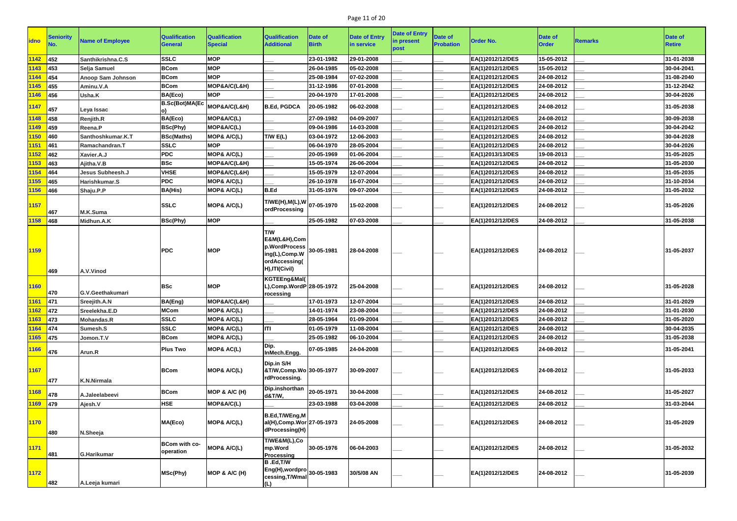| idno | Seniority No. | Name of Employee | Qualification General | Qualification Special | Qualification Additional | Date of Birth | Date of Entry in service | Date of Entry in present post | Date of Probation | Order No. | Date of Order | Remarks | Date of Retire |
|---|---|---|---|---|---|---|---|---|---|---|---|---|---|
| 1142 | 452 | Santhikrishna.C.S | SSLC | MOP | ___ | 23-01-1982 | 29-01-2008 | ___ | ___ | EA(1)2012/12/DES | 15-05-2012 | ___ | 31-01-2038 |
| 1143 | 453 | Selja Samuel | BCom | MOP | ___ | 26-04-1985 | 05-02-2008 | ___ | ___ | EA(1)2012/12/DES | 15-05-2012 | ___ | 30-04-2041 |
| 1144 | 454 | Anoop Sam Johnson | BCom | MOP | ___ | 25-08-1984 | 07-02-2008 | ___ | ___ | EA(1)2012/12/DES | 24-08-2012 | ___ | 31-08-2040 |
| 1145 | 455 | Aminu.V.A | BCom | MOP&A/C(L&H) | ___ | 31-12-1986 | 07-01-2008 | ___ | ___ | EA(1)2012/12/DES | 24-08-2012 | ___ | 31-12-2042 |
| 1146 | 456 | Usha.K | BA(Eco) | MOP | ___ | 20-04-1970 | 17-01-2008 | ___ | ___ | EA(1)2012/12/DES | 24-08-2012 | ___ | 30-04-2026 |
| 1147 | 457 | Leya Issac | B.Sc(Bot)MA(Eco) | MOP&A/C(L&H) | B.Ed, PGDCA | 20-05-1982 | 06-02-2008 | ___ | ___ | EA(1)2012/12/DES | 24-08-2012 | ___ | 31-05-2038 |
| 1148 | 458 | Renjith.R | BA(Eco) | MOP&A/C(L) | ___ | 27-09-1982 | 04-09-2007 | ___ | ___ | EA(1)2012/12/DES | 24-08-2012 | ___ | 30-09-2038 |
| 1149 | 459 | Reena.P | BSc(Phy) | MOP&A/C(L) | ___ | 09-04-1986 | 14-03-2008 | ___ | ___ | EA(1)2012/12/DES | 24-08-2012 | ___ | 30-04-2042 |
| 1150 | 460 | Santhoshkumar.K.T | BSc(Maths) | MOP& A/C(L) | T/W E(L) | 03-04-1972 | 12-06-2003 | ___ | ___ | EA(1)2012/12/DES | 24-08-2012 | ___ | 30-04-2028 |
| 1151 | 461 | Ramachandran.T | SSLC | MOP | ___ | 06-04-1970 | 28-05-2004 | ___ | ___ | EA(1)2012/12/DES | 24-08-2012 | ___ | 30-04-2026 |
| 1152 | 462 | Xavier.A.J | PDC | MOP& A/C(L) | ___ | 20-05-1969 | 01-06-2004 | ___ | ___ | EA(1)2013/13/DES | 19-08-2013 | ___ | 31-05-2025 |
| 1153 | 463 | Ajitha.V.B | BSc | MOP&A/C(L&H) | ___ | 15-05-1974 | 26-06-2004 | ___ | ___ | EA(1)2012/12/DES | 24-08-2012 | ___ | 31-05-2030 |
| 1154 | 464 | Jesus Subheesh.J | VHSE | MOP&A/C(L&H) | ___ | 15-05-1979 | 12-07-2004 | ___ | ___ | EA(1)2012/12/DES | 24-08-2012 | ___ | 31-05-2035 |
| 1155 | 465 | Harishkumar.S | PDC | MOP& A/C(L) | ___ | 26-10-1978 | 16-07-2004 | ___ | ___ | EA(1)2012/12/DES | 24-08-2012 | ___ | 31-10-2034 |
| 1156 | 466 | Shaju.P.P | BA(His) | MOP& A/C(L) | B.Ed | 31-05-1976 | 09-07-2004 | ___ | ___ | EA(1)2012/12/DES | 24-08-2012 | ___ | 31-05-2032 |
| 1157 | 467 | M.K.Suma | SSLC | MOP& A/C(L) | T/WE(H),M(L),WordProcessing | 07-05-1970 | 15-02-2008 | ___ | ___ | EA(1)2012/12/DES | 24-08-2012 | ___ | 31-05-2026 |
| 1158 | 468 | Midhun.A.K | BSc(Phy) | MOP | ___ | 25-05-1982 | 07-03-2008 | ___ | ___ | EA(1)2012/12/DES | 24-08-2012 | ___ | 31-05-2038 |
| 1159 | 469 | A.V.Vinod | PDC | MOP | T/W E&M(L&H),Comp.WordProcessing(L),Comp.WordAccessing(H),ITI(Civil) | 30-05-1981 | 28-04-2008 | ___ | ___ | EA(1)2012/12/DES | 24-08-2012 | ___ | 31-05-2037 |
| 1160 | 470 | G.V.Geethakumari | BSc | MOP | KGTEEng&Mal(L),Comp.WordProcessing | 28-05-1972 | 25-04-2008 | ___ | ___ | EA(1)2012/12/DES | 24-08-2012 | ___ | 31-05-2028 |
| 1161 | 471 | Sreejith.A.N | BA(Eng) | MOP&A/C(L&H) | ___ | 17-01-1973 | 12-07-2004 | ___ | ___ | EA(1)2012/12/DES | 24-08-2012 | ___ | 31-01-2029 |
| 1162 | 472 | Sreelekha.E.D | MCom | MOP& A/C(L) | ___ | 14-01-1974 | 23-08-2004 | ___ | ___ | EA(1)2012/12/DES | 24-08-2012 | ___ | 31-01-2030 |
| 1163 | 473 | Mohandas.R | SSLC | MOP& A/C(L) | ___ | 28-05-1964 | 01-09-2004 | ___ | ___ | EA(1)2012/12/DES | 24-08-2012 | ___ | 31-05-2020 |
| 1164 | 474 | Sumesh.S | SSLC | MOP& A/C(L) | ITI | 01-05-1979 | 11-08-2004 | ___ | ___ | EA(1)2012/12/DES | 24-08-2012 | ___ | 30-04-2035 |
| 1165 | 475 | Jomon.T.V | BCom | MOP& A/C(L) | ___ | 25-05-1982 | 06-10-2004 | ___ | ___ | EA(1)2012/12/DES | 24-08-2012 | ___ | 31-05-2038 |
| 1166 | 476 | Arun.R | Plus Two | MOP& AC(L) | Dip. InMech.Engg. | 07-05-1985 | 24-04-2008 | ___ | ___ | EA(1)2012/12/DES | 24-08-2012 | ___ | 31-05-2041 |
| 1167 | 477 | K.N.Nirmala | BCom | MOP& A/C(L) | Dip.in S/H &T/W,Comp.WordProcessing. | 30-05-1977 | 30-09-2007 | ___ | ___ | EA(1)2012/12/DES | 24-08-2012 | ___ | 31-05-2033 |
| 1168 | 478 | A.Jaleelabeevi | BCom | MOP & A/C (H) | Dip.inshorthand&T/W, | 20-05-1971 | 30-04-2008 | ___ | ___ | EA(1)2012/12/DES | 24-08-2012 | ___ | 31-05-2027 |
| 1169 | 479 | Ajesh.V | HSE | MOP&A/C(L) | ___ | 23-03-1988 | 03-04-2008 | ___ | ___ | EA(1)2012/12/DES | 24-08-2012 | ___ | 31-03-2044 |
| 1170 | 480 | N.Sheeja | MA(Eco) | MOP& A/C(L) | B.Ed,T/WEng,Mal(H),Comp.WordProcessing(H) | 27-05-1973 | 24-05-2008 | ___ | ___ | EA(1)2012/12/DES | 24-08-2012 | ___ | 31-05-2029 |
| 1171 | 481 | G.Harikumar | BCom with co-operation | MOP& A/C(L) | T/WE&M(L),Comp.Word Processing | 30-05-1976 | 06-04-2003 | ___ | ___ | EA(1)2012/12/DES | 24-08-2012 | ___ | 31-05-2032 |
| 1172 | 482 | A.Leeja kumari | MSc(Phy) | MOP & A/C (H) | B .Ed,T/W Eng(H),wordprocessing,T/Wmal(L) | 30-05-1983 | 30/5/08 AN | ___ | ___ | EA(1)2012/12/DES | 24-08-2012 | ___ | 31-05-2039 |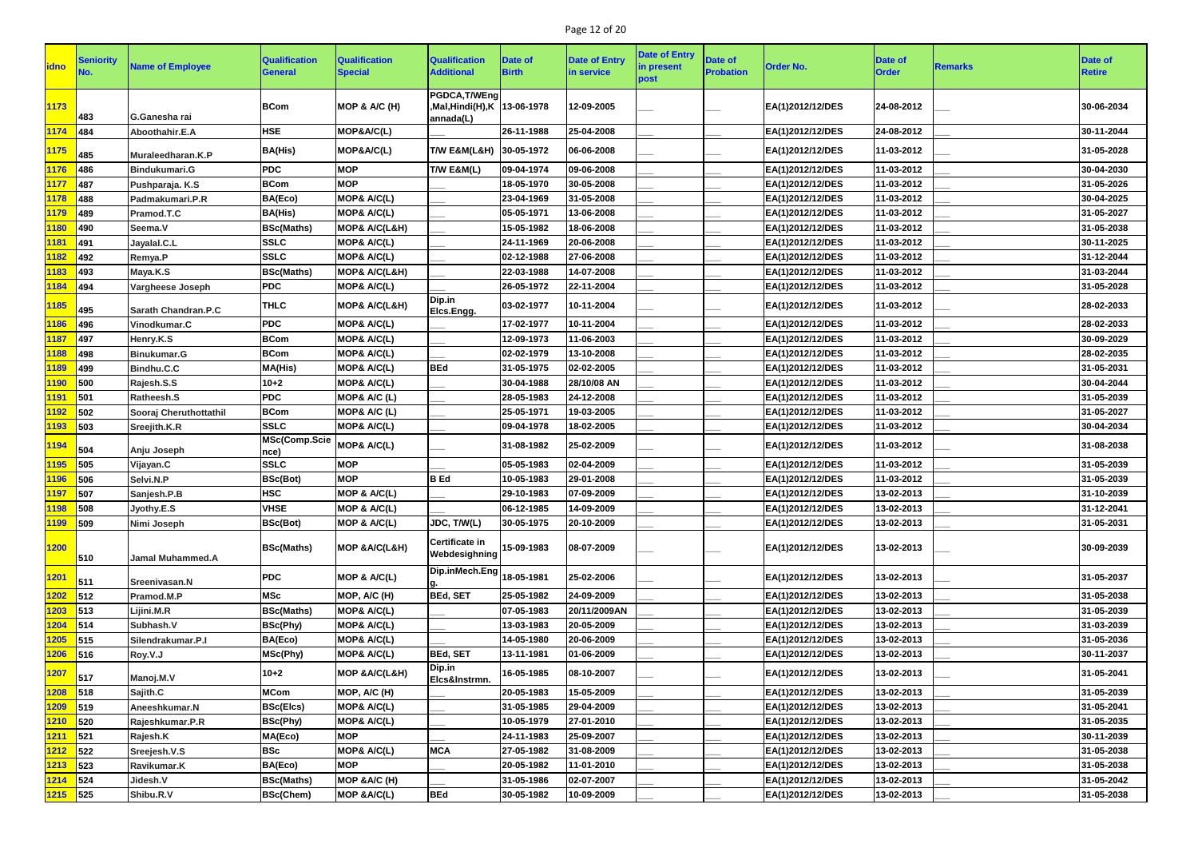| idno | Seniority No. | Name of Employee | Qualification General | Qualification Special | Qualification Additional | Date of Birth | Date of Entry in service | Date of Entry in present post | Date of Probation | Order No. | Date of Order | Remarks | Date of Retire |
|---|---|---|---|---|---|---|---|---|---|---|---|---|---|
| 1173 | 483 | G.Ganesha rai | BCom | MOP & A/C (H) | PGDCA,T/WEng ,Mal,Hindi(H),K annada(L) | 13-06-1978 | 12-09-2005 | ___ | ___ | EA(1)2012/12/DES | 24-08-2012 | ___ | 30-06-2034 |
| 1174 | 484 | Aboothahir.E.A | HSE | MOP&A/C(L) | ___ | 26-11-1988 | 25-04-2008 | ___ | ___ | EA(1)2012/12/DES | 24-08-2012 | ___ | 30-11-2044 |
| 1175 | 485 | Muraleedharan.K.P | BA(His) | MOP&A/C(L) | T/W E&M(L&H) | 30-05-1972 | 06-06-2008 | ___ | ___ | EA(1)2012/12/DES | 11-03-2012 | ___ | 31-05-2028 |
| 1176 | 486 | Bindukumari.G | PDC | MOP | T/W E&M(L) | 09-04-1974 | 09-06-2008 | ___ | ___ | EA(1)2012/12/DES | 11-03-2012 | ___ | 30-04-2030 |
| 1177 | 487 | Pushparaja. K.S | BCom | MOP | ___ | 18-05-1970 | 30-05-2008 | ___ | ___ | EA(1)2012/12/DES | 11-03-2012 | ___ | 31-05-2026 |
| 1178 | 488 | Padmakumari.P.R | BA(Eco) | MOP& A/C(L) | ___ | 23-04-1969 | 31-05-2008 | ___ | ___ | EA(1)2012/12/DES | 11-03-2012 | ___ | 30-04-2025 |
| 1179 | 489 | Pramod.T.C | BA(His) | MOP& A/C(L) | ___ | 05-05-1971 | 13-06-2008 | ___ | ___ | EA(1)2012/12/DES | 11-03-2012 | ___ | 31-05-2027 |
| 1180 | 490 | Seema.V | BSc(Maths) | MOP& A/C(L&H) | ___ | 15-05-1982 | 18-06-2008 | ___ | ___ | EA(1)2012/12/DES | 11-03-2012 | ___ | 31-05-2038 |
| 1181 | 491 | Jayalal.C.L | SSLC | MOP& A/C(L) | ___ | 24-11-1969 | 20-06-2008 | ___ | ___ | EA(1)2012/12/DES | 11-03-2012 | ___ | 30-11-2025 |
| 1182 | 492 | Remya.P | SSLC | MOP& A/C(L) | ___ | 02-12-1988 | 27-06-2008 | ___ | ___ | EA(1)2012/12/DES | 11-03-2012 | ___ | 31-12-2044 |
| 1183 | 493 | Maya.K.S | BSc(Maths) | MOP& A/C(L&H) | ___ | 22-03-1988 | 14-07-2008 | ___ | ___ | EA(1)2012/12/DES | 11-03-2012 | ___ | 31-03-2044 |
| 1184 | 494 | Vargheese Joseph | PDC | MOP& A/C(L) | ___ | 26-05-1972 | 22-11-2004 | ___ | ___ | EA(1)2012/12/DES | 11-03-2012 | ___ | 31-05-2028 |
| 1185 | 495 | Sarath Chandran.P.C | THLC | MOP& A/C(L&H) | Dip.in Elcs.Engg. | 03-02-1977 | 10-11-2004 | ___ | ___ | EA(1)2012/12/DES | 11-03-2012 | ___ | 28-02-2033 |
| 1186 | 496 | Vinodkumar.C | PDC | MOP& A/C(L) | ___ | 17-02-1977 | 10-11-2004 | ___ | ___ | EA(1)2012/12/DES | 11-03-2012 | ___ | 28-02-2033 |
| 1187 | 497 | Henry.K.S | BCom | MOP& A/C(L) | ___ | 12-09-1973 | 11-06-2003 | ___ | ___ | EA(1)2012/12/DES | 11-03-2012 | ___ | 30-09-2029 |
| 1188 | 498 | Binukumar.G | BCom | MOP& A/C(L) | ___ | 02-02-1979 | 13-10-2008 | ___ | ___ | EA(1)2012/12/DES | 11-03-2012 | ___ | 28-02-2035 |
| 1189 | 499 | Bindhu.C.C | MA(His) | MOP& A/C(L) | BEd | 31-05-1975 | 02-02-2005 | ___ | ___ | EA(1)2012/12/DES | 11-03-2012 | ___ | 31-05-2031 |
| 1190 | 500 | Rajesh.S.S | 10+2 | MOP& A/C(L) | ___ | 30-04-1988 | 28/10/08 AN | ___ | ___ | EA(1)2012/12/DES | 11-03-2012 | ___ | 30-04-2044 |
| 1191 | 501 | Ratheesh.S | PDC | MOP& A/C (L) | ___ | 28-05-1983 | 24-12-2008 | ___ | ___ | EA(1)2012/12/DES | 11-03-2012 | ___ | 31-05-2039 |
| 1192 | 502 | Sooraj Cheruthottathil | BCom | MOP& A/C (L) | ___ | 25-05-1971 | 19-03-2005 | ___ | ___ | EA(1)2012/12/DES | 11-03-2012 | ___ | 31-05-2027 |
| 1193 | 503 | Sreejith.K.R | SSLC | MOP& A/C(L) | ___ | 09-04-1978 | 18-02-2005 | ___ | ___ | EA(1)2012/12/DES | 11-03-2012 | ___ | 30-04-2034 |
| 1194 | 504 | Anju Joseph | MSc(Comp.Science) | MOP& A/C(L) | ___ | 31-08-1982 | 25-02-2009 | ___ | ___ | EA(1)2012/12/DES | 11-03-2012 | ___ | 31-08-2038 |
| 1195 | 505 | Vijayan.C | SSLC | MOP | ___ | 05-05-1983 | 02-04-2009 | ___ | ___ | EA(1)2012/12/DES | 11-03-2012 | ___ | 31-05-2039 |
| 1196 | 506 | Selvi.N.P | BSc(Bot) | MOP | B Ed | 10-05-1983 | 29-01-2008 | ___ | ___ | EA(1)2012/12/DES | 11-03-2012 | ___ | 31-05-2039 |
| 1197 | 507 | Sanjesh.P.B | HSC | MOP & A/C(L) | ___ | 29-10-1983 | 07-09-2009 | ___ | ___ | EA(1)2012/12/DES | 13-02-2013 | ___ | 31-10-2039 |
| 1198 | 508 | Jyothy.E.S | VHSE | MOP & A/C(L) | ___ | 06-12-1985 | 14-09-2009 | ___ | ___ | EA(1)2012/12/DES | 13-02-2013 | ___ | 31-12-2041 |
| 1199 | 509 | Nimi Joseph | BSc(Bot) | MOP & A/C(L) | JDC, T/W(L) | 30-05-1975 | 20-10-2009 | ___ | ___ | EA(1)2012/12/DES | 13-02-2013 | ___ | 31-05-2031 |
| 1200 | 510 | Jamal Muhammed.A | BSc(Maths) | MOP &A/C(L&H) | Certificate in Webdesighning | 15-09-1983 | 08-07-2009 | ___ | ___ | EA(1)2012/12/DES | 13-02-2013 | ___ | 30-09-2039 |
| 1201 | 511 | Sreenivasan.N | PDC | MOP & A/C(L) | Dip.inMech.Engg. | 18-05-1981 | 25-02-2006 | ___ | ___ | EA(1)2012/12/DES | 13-02-2013 | ___ | 31-05-2037 |
| 1202 | 512 | Pramod.M.P | MSc | MOP, A/C (H) | BEd, SET | 25-05-1982 | 24-09-2009 | ___ | ___ | EA(1)2012/12/DES | 13-02-2013 | ___ | 31-05-2038 |
| 1203 | 513 | Lijini.M.R | BSc(Maths) | MOP& A/C(L) | ___ | 07-05-1983 | 20/11/2009AN | ___ | ___ | EA(1)2012/12/DES | 13-02-2013 | ___ | 31-05-2039 |
| 1204 | 514 | Subhash.V | BSc(Phy) | MOP& A/C(L) | ___ | 13-03-1983 | 20-05-2009 | ___ | ___ | EA(1)2012/12/DES | 13-02-2013 | ___ | 31-03-2039 |
| 1205 | 515 | Silendrakumar.P.I | BA(Eco) | MOP& A/C(L) | ___ | 14-05-1980 | 20-06-2009 | ___ | ___ | EA(1)2012/12/DES | 13-02-2013 | ___ | 31-05-2036 |
| 1206 | 516 | Roy.V.J | MSc(Phy) | MOP& A/C(L) | BEd, SET | 13-11-1981 | 01-06-2009 | ___ | ___ | EA(1)2012/12/DES | 13-02-2013 | ___ | 30-11-2037 |
| 1207 | 517 | Manoj.M.V | 10+2 | MOP &A/C(L&H) | Dip.in Elcs&Instrmn. | 16-05-1985 | 08-10-2007 | ___ | ___ | EA(1)2012/12/DES | 13-02-2013 | ___ | 31-05-2041 |
| 1208 | 518 | Sajith.C | MCom | MOP, A/C (H) | ___ | 20-05-1983 | 15-05-2009 | ___ | ___ | EA(1)2012/12/DES | 13-02-2013 | ___ | 31-05-2039 |
| 1209 | 519 | Aneeshkumar.N | BSc(Elcs) | MOP& A/C(L) | ___ | 31-05-1985 | 29-04-2009 | ___ | ___ | EA(1)2012/12/DES | 13-02-2013 | ___ | 31-05-2041 |
| 1210 | 520 | Rajeshkumar.P.R | BSc(Phy) | MOP& A/C(L) | ___ | 10-05-1979 | 27-01-2010 | ___ | ___ | EA(1)2012/12/DES | 13-02-2013 | ___ | 31-05-2035 |
| 1211 | 521 | Rajesh.K | MA(Eco) | MOP | ___ | 24-11-1983 | 25-09-2007 | ___ | ___ | EA(1)2012/12/DES | 13-02-2013 | ___ | 30-11-2039 |
| 1212 | 522 | Sreejesh.V.S | BSc | MOP& A/C(L) | MCA | 27-05-1982 | 31-08-2009 | ___ | ___ | EA(1)2012/12/DES | 13-02-2013 | ___ | 31-05-2038 |
| 1213 | 523 | Ravikumar.K | BA(Eco) | MOP | ___ | 20-05-1982 | 11-01-2010 | ___ | ___ | EA(1)2012/12/DES | 13-02-2013 | ___ | 31-05-2038 |
| 1214 | 524 | Jidesh.V | BSc(Maths) | MOP &A/C (H) | ___ | 31-05-1986 | 02-07-2007 | ___ | ___ | EA(1)2012/12/DES | 13-02-2013 | ___ | 31-05-2042 |
| 1215 | 525 | Shibu.R.V | BSc(Chem) | MOP &A/C(L) | BEd | 30-05-1982 | 10-09-2009 | ___ | ___ | EA(1)2012/12/DES | 13-02-2013 | ___ | 31-05-2038 |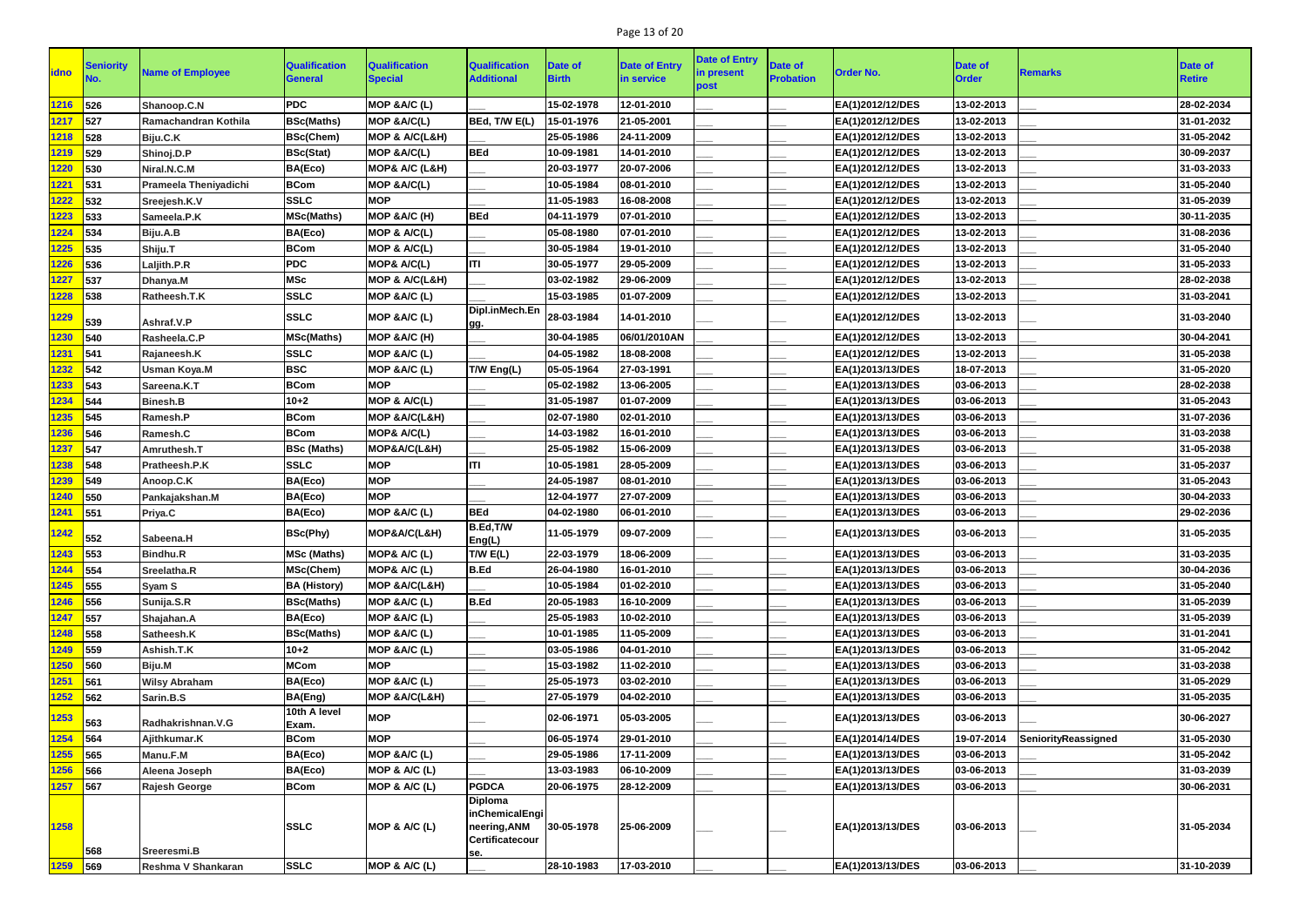| idno | Seniority No. | Name of Employee | Qualification General | Qualification Special | Qualification Additional | Date of Birth | Date of Entry in service | Date of Entry in present post | Date of Probation | Order No. | Date of Order | Remarks | Date of Retire |
|---|---|---|---|---|---|---|---|---|---|---|---|---|---|
| 1216 | 526 | Shanoop.C.N | PDC | MOP &A/C (L) | | 15-02-1978 | 12-01-2010 | ___ | ___ | EA(1)2012/12/DES | 13-02-2013 | ___ | 28-02-2034 |
| 1217 | 527 | Ramachandran Kothila | BSc(Maths) | MOP &A/C(L) | BEd, T/W E(L) | 15-01-1976 | 21-05-2001 | ___ | ___ | EA(1)2012/12/DES | 13-02-2013 | ___ | 31-01-2032 |
| 1218 | 528 | Biju.C.K | BSc(Chem) | MOP & A/C(L&H) | | 25-05-1986 | 24-11-2009 | ___ | ___ | EA(1)2012/12/DES | 13-02-2013 | ___ | 31-05-2042 |
| 1219 | 529 | Shinoj.D.P | BSc(Stat) | MOP &A/C(L) | BEd | 10-09-1981 | 14-01-2010 | ___ | ___ | EA(1)2012/12/DES | 13-02-2013 | ___ | 30-09-2037 |
| 1220 | 530 | Niral.N.C.M | BA(Eco) | MOP& A/C (L&H) | ___ | 20-03-1977 | 20-07-2006 | ___ | ___ | EA(1)2012/12/DES | 13-02-2013 | ___ | 31-03-2033 |
| 1221 | 531 | Prameela Theniyadichi | BCom | MOP &A/C(L) | ___ | 10-05-1984 | 08-01-2010 | ___ | ___ | EA(1)2012/12/DES | 13-02-2013 | ___ | 31-05-2040 |
| 1222 | 532 | Sreejesh.K.V | SSLC | MOP | ___ | 11-05-1983 | 16-08-2008 | ___ | ___ | EA(1)2012/12/DES | 13-02-2013 | ___ | 31-05-2039 |
| 1223 | 533 | Sameela.P.K | MSc(Maths) | MOP &A/C (H) | BEd | 04-11-1979 | 07-01-2010 | ___ | ___ | EA(1)2012/12/DES | 13-02-2013 | ___ | 30-11-2035 |
| 1224 | 534 | Biju.A.B | BA(Eco) | MOP & A/C(L) | ___ | 05-08-1980 | 07-01-2010 | ___ | ___ | EA(1)2012/12/DES | 13-02-2013 | ___ | 31-08-2036 |
| 1225 | 535 | Shiju.T | BCom | MOP & A/C(L) | ___ | 30-05-1984 | 19-01-2010 | ___ | ___ | EA(1)2012/12/DES | 13-02-2013 | ___ | 31-05-2040 |
| 1226 | 536 | Laljith.P.R | PDC | MOP& A/C(L) | ITI | 30-05-1977 | 29-05-2009 | ___ | ___ | EA(1)2012/12/DES | 13-02-2013 | ___ | 31-05-2033 |
| 1227 | 537 | Dhanya.M | MSc | MOP & A/C(L&H) | ___ | 03-02-1982 | 29-06-2009 | ___ | ___ | EA(1)2012/12/DES | 13-02-2013 | ___ | 28-02-2038 |
| 1228 | 538 | Ratheesh.T.K | SSLC | MOP &A/C (L) | ___ | 15-03-1985 | 01-07-2009 | ___ | ___ | EA(1)2012/12/DES | 13-02-2013 | ___ | 31-03-2041 |
| 1229 | 539 | Ashraf.V.P | SSLC | MOP &A/C (L) | Dipl.inMech.Engg. | 28-03-1984 | 14-01-2010 | ___ | ___ | EA(1)2012/12/DES | 13-02-2013 | ___ | 31-03-2040 |
| 1230 | 540 | Rasheela.C.P | MSc(Maths) | MOP &A/C (H) | ___ | 30-04-1985 | 06/01/2010AN | ___ | ___ | EA(1)2012/12/DES | 13-02-2013 | ___ | 30-04-2041 |
| 1231 | 541 | Rajaneesh.K | SSLC | MOP &A/C (L) | ___ | 04-05-1982 | 18-08-2008 | ___ | ___ | EA(1)2012/12/DES | 13-02-2013 | ___ | 31-05-2038 |
| 1232 | 542 | Usman Koya.M | BSC | MOP &A/C (L) | T/W Eng(L) | 05-05-1964 | 27-03-1991 | ___ | ___ | EA(1)2013/13/DES | 18-07-2013 | ___ | 31-05-2020 |
| 1233 | 543 | Sareena.K.T | BCom | MOP | ___ | 05-02-1982 | 13-06-2005 | ___ | ___ | EA(1)2013/13/DES | 03-06-2013 | ___ | 28-02-2038 |
| 1234 | 544 | Binesh.B | 10+2 | MOP & A/C(L) | ___ | 31-05-1987 | 01-07-2009 | ___ | ___ | EA(1)2013/13/DES | 03-06-2013 | ___ | 31-05-2043 |
| 1235 | 545 | Ramesh.P | BCom | MOP &A/C(L&H) | ___ | 02-07-1980 | 02-01-2010 | ___ | ___ | EA(1)2013/13/DES | 03-06-2013 | ___ | 31-07-2036 |
| 1236 | 546 | Ramesh.C | BCom | MOP& A/C(L) | ___ | 14-03-1982 | 16-01-2010 | ___ | ___ | EA(1)2013/13/DES | 03-06-2013 | ___ | 31-03-2038 |
| 1237 | 547 | Amruthesh.T | BSc (Maths) | MOP&A/C(L&H) | ___ | 25-05-1982 | 15-06-2009 | ___ | ___ | EA(1)2013/13/DES | 03-06-2013 | ___ | 31-05-2038 |
| 1238 | 548 | Pratheesh.P.K | SSLC | MOP | ITI | 10-05-1981 | 28-05-2009 | ___ | ___ | EA(1)2013/13/DES | 03-06-2013 | ___ | 31-05-2037 |
| 1239 | 549 | Anoop.C.K | BA(Eco) | MOP | ___ | 24-05-1987 | 08-01-2010 | ___ | ___ | EA(1)2013/13/DES | 03-06-2013 | ___ | 31-05-2043 |
| 1240 | 550 | Pankajakshan.M | BA(Eco) | MOP | ___ | 12-04-1977 | 27-07-2009 | ___ | ___ | EA(1)2013/13/DES | 03-06-2013 | ___ | 30-04-2033 |
| 1241 | 551 | Priya.C | BA(Eco) | MOP &A/C (L) | BEd | 04-02-1980 | 06-01-2010 | ___ | ___ | EA(1)2013/13/DES | 03-06-2013 | ___ | 29-02-2036 |
| 1242 | 552 | Sabeena.H | BSc(Phy) | MOP&A/C(L&H) | B.Ed,T/W Eng(L) | 11-05-1979 | 09-07-2009 | ___ | ___ | EA(1)2013/13/DES | 03-06-2013 | ___ | 31-05-2035 |
| 1243 | 553 | Bindhu.R | MSc (Maths) | MOP& A/C (L) | T/W E(L) | 22-03-1979 | 18-06-2009 | ___ | ___ | EA(1)2013/13/DES | 03-06-2013 | ___ | 31-03-2035 |
| 1244 | 554 | Sreelatha.R | MSc(Chem) | MOP& A/C (L) | B.Ed | 26-04-1980 | 16-01-2010 | ___ | ___ | EA(1)2013/13/DES | 03-06-2013 | ___ | 30-04-2036 |
| 1245 | 555 | Syam S | BA (History) | MOP &A/C(L&H) | ___ | 10-05-1984 | 01-02-2010 | ___ | ___ | EA(1)2013/13/DES | 03-06-2013 | ___ | 31-05-2040 |
| 1246 | 556 | Sunija.S.R | BSc(Maths) | MOP &A/C (L) | B.Ed | 20-05-1983 | 16-10-2009 | ___ | ___ | EA(1)2013/13/DES | 03-06-2013 | ___ | 31-05-2039 |
| 1247 | 557 | Shajahan.A | BA(Eco) | MOP &A/C (L) | ___ | 25-05-1983 | 10-02-2010 | ___ | ___ | EA(1)2013/13/DES | 03-06-2013 | ___ | 31-05-2039 |
| 1248 | 558 | Satheesh.K | BSc(Maths) | MOP &A/C (L) | ___ | 10-01-1985 | 11-05-2009 | ___ | ___ | EA(1)2013/13/DES | 03-06-2013 | ___ | 31-01-2041 |
| 1249 | 559 | Ashish.T.K | 10+2 | MOP &A/C (L) | ___ | 03-05-1986 | 04-01-2010 | ___ | ___ | EA(1)2013/13/DES | 03-06-2013 | ___ | 31-05-2042 |
| 1250 | 560 | Biju.M | MCom | MOP | ___ | 15-03-1982 | 11-02-2010 | ___ | ___ | EA(1)2013/13/DES | 03-06-2013 | ___ | 31-03-2038 |
| 1251 | 561 | Wilsy Abraham | BA(Eco) | MOP &A/C (L) | ___ | 25-05-1973 | 03-02-2010 | ___ | ___ | EA(1)2013/13/DES | 03-06-2013 | ___ | 31-05-2029 |
| 1252 | 562 | Sarin.B.S | BA(Eng) | MOP &A/C(L&H) | ___ | 27-05-1979 | 04-02-2010 | ___ | ___ | EA(1)2013/13/DES | 03-06-2013 | ___ | 31-05-2035 |
| 1253 | 563 | Radhakrishnan.V.G | 10th A level Exam. | MOP | ___ | 02-06-1971 | 05-03-2005 | ___ | ___ | EA(1)2013/13/DES | 03-06-2013 | ___ | 30-06-2027 |
| 1254 | 564 | Ajithkumar.K | BCom | MOP | ___ | 06-05-1974 | 29-01-2010 | ___ | ___ | EA(1)2014/14/DES | 19-07-2014 | SeniorityReassigned | 31-05-2030 |
| 1255 | 565 | Manu.F.M | BA(Eco) | MOP &A/C (L) | ___ | 29-05-1986 | 17-11-2009 | ___ | ___ | EA(1)2013/13/DES | 03-06-2013 | ___ | 31-05-2042 |
| 1256 | 566 | Aleena Joseph | BA(Eco) | MOP & A/C (L) | ___ | 13-03-1983 | 06-10-2009 | ___ | ___ | EA(1)2013/13/DES | 03-06-2013 | ___ | 31-03-2039 |
| 1257 | 567 | Rajesh George | BCom | MOP & A/C (L) | PGDCA | 20-06-1975 | 28-12-2009 | ___ | ___ | EA(1)2013/13/DES | 03-06-2013 | ___ | 30-06-2031 |
| 1258 | 568 | Sreeresmi.B | SSLC | MOP & A/C (L) | Diploma inChemicalEngineering,ANM Certificatecourse. | 30-05-1978 | 25-06-2009 | ___ | ___ | EA(1)2013/13/DES | 03-06-2013 | ___ | 31-05-2034 |
| 1259 | 569 | Reshma V Shankaran | SSLC | MOP & A/C (L) | ___ | 28-10-1983 | 17-03-2010 | ___ | ___ | EA(1)2013/13/DES | 03-06-2013 | ___ | 31-10-2039 |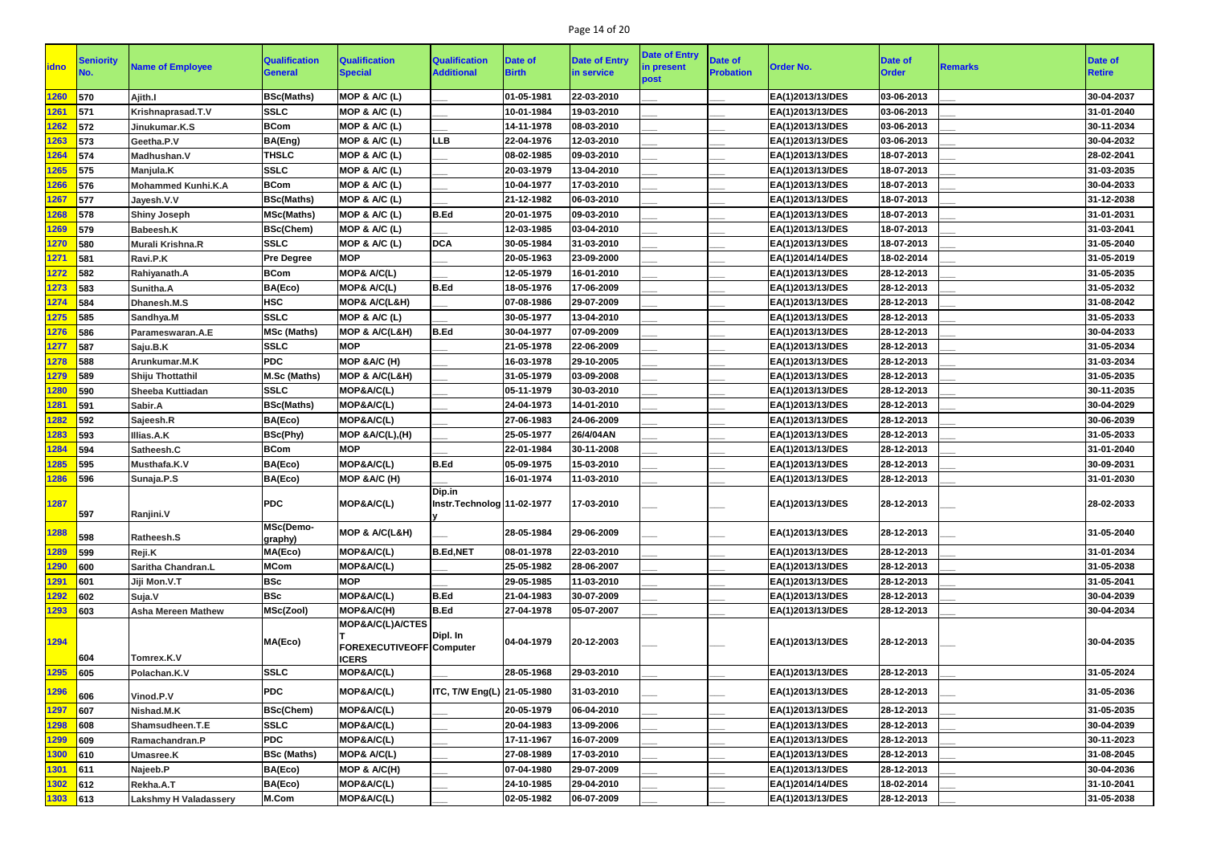| idno | Seniority No. | Name of Employee | Qualification General | Qualification Special | Qualification Additional | Date of Birth | Date of Entry in service | Date of Entry in present post | Date of Probation | Order No. | Date of Order | Remarks | Date of Retire |
|---|---|---|---|---|---|---|---|---|---|---|---|---|---|
| 1260 | 570 | Ajith.I | BSc(Maths) | MOP & A/C (L) | ___ | 01-05-1981 | 22-03-2010 | ___ | ___ | EA(1)2013/13/DES | 03-06-2013 | ___ | 30-04-2037 |
| 1261 | 571 | Krishnaprasad.T.V | SSLC | MOP & A/C (L) | ___ | 10-01-1984 | 19-03-2010 | ___ | ___ | EA(1)2013/13/DES | 03-06-2013 | ___ | 31-01-2040 |
| 1262 | 572 | Jinukumar.K.S | BCom | MOP & A/C (L) | ___ | 14-11-1978 | 08-03-2010 | ___ | ___ | EA(1)2013/13/DES | 03-06-2013 | ___ | 30-11-2034 |
| 1263 | 573 | Geetha.P.V | BA(Eng) | MOP & A/C (L) | LLB | 22-04-1976 | 12-03-2010 | ___ | ___ | EA(1)2013/13/DES | 03-06-2013 | ___ | 30-04-2032 |
| 1264 | 574 | Madhushan.V | THSLC | MOP & A/C (L) | ___ | 08-02-1985 | 09-03-2010 | ___ | ___ | EA(1)2013/13/DES | 18-07-2013 | ___ | 28-02-2041 |
| 1265 | 575 | Manjula.K | SSLC | MOP & A/C (L) | ___ | 20-03-1979 | 13-04-2010 | ___ | ___ | EA(1)2013/13/DES | 18-07-2013 | ___ | 31-03-2035 |
| 1266 | 576 | Mohammed Kunhi.K.A | BCom | MOP & A/C (L) | ___ | 10-04-1977 | 17-03-2010 | ___ | ___ | EA(1)2013/13/DES | 18-07-2013 | ___ | 30-04-2033 |
| 1267 | 577 | Jayesh.V.V | BSc(Maths) | MOP & A/C (L) | ___ | 21-12-1982 | 06-03-2010 | ___ | ___ | EA(1)2013/13/DES | 18-07-2013 | ___ | 31-12-2038 |
| 1268 | 578 | Shiny Joseph | MSc(Maths) | MOP & A/C (L) | B.Ed | 20-01-1975 | 09-03-2010 | ___ | ___ | EA(1)2013/13/DES | 18-07-2013 | ___ | 31-01-2031 |
| 1269 | 579 | Babeesh.K | BSc(Chem) | MOP & A/C (L) | ___ | 12-03-1985 | 03-04-2010 | ___ | ___ | EA(1)2013/13/DES | 18-07-2013 | ___ | 31-03-2041 |
| 1270 | 580 | Murali Krishna.R | SSLC | MOP & A/C (L) | DCA | 30-05-1984 | 31-03-2010 | ___ | ___ | EA(1)2013/13/DES | 18-07-2013 | ___ | 31-05-2040 |
| 1271 | 581 | Ravi.P.K | Pre Degree | MOP | ___ | 20-05-1963 | 23-09-2000 | ___ | ___ | EA(1)2014/14/DES | 18-02-2014 | ___ | 31-05-2019 |
| 1272 | 582 | Rahiyanath.A | BCom | MOP& A/C(L) | ___ | 12-05-1979 | 16-01-2010 | ___ | ___ | EA(1)2013/13/DES | 28-12-2013 | ___ | 31-05-2035 |
| 1273 | 583 | Sunitha.A | BA(Eco) | MOP& A/C(L) | B.Ed | 18-05-1976 | 17-06-2009 | ___ | ___ | EA(1)2013/13/DES | 28-12-2013 | ___ | 31-05-2032 |
| 1274 | 584 | Dhanesh.M.S | HSC | MOP& A/C(L&H) | ___ | 07-08-1986 | 29-07-2009 | ___ | ___ | EA(1)2013/13/DES | 28-12-2013 | ___ | 31-08-2042 |
| 1275 | 585 | Sandhya.M | SSLC | MOP & A/C (L) | ___ | 30-05-1977 | 13-04-2010 | ___ | ___ | EA(1)2013/13/DES | 28-12-2013 | ___ | 31-05-2033 |
| 1276 | 586 | Parameswaran.A.E | MSc (Maths) | MOP & A/C(L&H) | B.Ed | 30-04-1977 | 07-09-2009 | ___ | ___ | EA(1)2013/13/DES | 28-12-2013 | ___ | 30-04-2033 |
| 1277 | 587 | Saju.B.K | SSLC | MOP | ___ | 21-05-1978 | 22-06-2009 | ___ | ___ | EA(1)2013/13/DES | 28-12-2013 | ___ | 31-05-2034 |
| 1278 | 588 | Arunkumar.M.K | PDC | MOP &A/C (H) | ___ | 16-03-1978 | 29-10-2005 | ___ | ___ | EA(1)2013/13/DES | 28-12-2013 | ___ | 31-03-2034 |
| 1279 | 589 | Shiju Thottathil | M.Sc (Maths) | MOP & A/C(L&H) | ___ | 31-05-1979 | 03-09-2008 | ___ | ___ | EA(1)2013/13/DES | 28-12-2013 | ___ | 31-05-2035 |
| 1280 | 590 | Sheeba Kuttiadan | SSLC | MOP&A/C(L) | ___ | 05-11-1979 | 30-03-2010 | ___ | ___ | EA(1)2013/13/DES | 28-12-2013 | ___ | 30-11-2035 |
| 1281 | 591 | Sabir.A | BSc(Maths) | MOP&A/C(L) | ___ | 24-04-1973 | 14-01-2010 | ___ | ___ | EA(1)2013/13/DES | 28-12-2013 | ___ | 30-04-2029 |
| 1282 | 592 | Sajeesh.R | BA(Eco) | MOP&A/C(L) | ___ | 27-06-1983 | 24-06-2009 | ___ | ___ | EA(1)2013/13/DES | 28-12-2013 | ___ | 30-06-2039 |
| 1283 | 593 | Illias.A.K | BSc(Phy) | MOP &A/C(L),(H) | ___ | 25-05-1977 | 26/4/04AN | ___ | ___ | EA(1)2013/13/DES | 28-12-2013 | ___ | 31-05-2033 |
| 1284 | 594 | Satheesh.C | BCom | MOP | ___ | 22-01-1984 | 30-11-2008 | ___ | ___ | EA(1)2013/13/DES | 28-12-2013 | ___ | 31-01-2040 |
| 1285 | 595 | Musthafa.K.V | BA(Eco) | MOP&A/C(L) | B.Ed | 05-09-1975 | 15-03-2010 | ___ | ___ | EA(1)2013/13/DES | 28-12-2013 | ___ | 30-09-2031 |
| 1286 | 596 | Sunaja.P.S | BA(Eco) | MOP &A/C (H) | ___ | 16-01-1974 | 11-03-2010 | ___ | ___ | EA(1)2013/13/DES | 28-12-2013 | ___ | 31-01-2030 |
| 1287 | 597 | Ranjini.V | PDC | MOP&A/C(L) | Dip.in Instr.Technology | 11-02-1977 | 17-03-2010 | ___ | ___ | EA(1)2013/13/DES | 28-12-2013 | ___ | 28-02-2033 |
| 1288 | 598 | Ratheesh.S | MSc(Demography) | MOP & A/C(L&H) | ___ | 28-05-1984 | 29-06-2009 | ___ | ___ | EA(1)2013/13/DES | 28-12-2013 | ___ | 31-05-2040 |
| 1289 | 599 | Reji.K | MA(Eco) | MOP&A/C(L) | B.Ed,NET | 08-01-1978 | 22-03-2010 | ___ | ___ | EA(1)2013/13/DES | 28-12-2013 | ___ | 31-01-2034 |
| 1290 | 600 | Saritha Chandran.L | MCom | MOP&A/C(L) | ___ | 25-05-1982 | 28-06-2007 | ___ | ___ | EA(1)2013/13/DES | 28-12-2013 | ___ | 31-05-2038 |
| 1291 | 601 | Jiji Mon.V.T | BSc | MOP | ___ | 29-05-1985 | 11-03-2010 | ___ | ___ | EA(1)2013/13/DES | 28-12-2013 | ___ | 31-05-2041 |
| 1292 | 602 | Suja.V | BSc | MOP&A/C(L) | B.Ed | 21-04-1983 | 30-07-2009 | ___ | ___ | EA(1)2013/13/DES | 28-12-2013 | ___ | 30-04-2039 |
| 1293 | 603 | Asha Mereen Mathew | MSc(Zool) | MOP&A/C(H) | B.Ed | 27-04-1978 | 05-07-2007 | ___ | ___ | EA(1)2013/13/DES | 28-12-2013 | ___ | 30-04-2034 |
| 1294 | 604 | Tomrex.K.V | MA(Eco) | MOP&A/C(L)A/CTEST FOREXECUTIVEOFFICERS | Dipl. In Computer | 04-04-1979 | 20-12-2003 | ___ | ___ | EA(1)2013/13/DES | 28-12-2013 | ___ | 30-04-2035 |
| 1295 | 605 | Polachan.K.V | SSLC | MOP&A/C(L) | ___ | 28-05-1968 | 29-03-2010 | ___ | ___ | EA(1)2013/13/DES | 28-12-2013 | ___ | 31-05-2024 |
| 1296 | 606 | Vinod.P.V | PDC | MOP&A/C(L) | ITC, T/W Eng(L) | 21-05-1980 | 31-03-2010 | ___ | ___ | EA(1)2013/13/DES | 28-12-2013 | ___ | 31-05-2036 |
| 1297 | 607 | Nishad.M.K | BSc(Chem) | MOP&A/C(L) | ___ | 20-05-1979 | 06-04-2010 | ___ | ___ | EA(1)2013/13/DES | 28-12-2013 | ___ | 31-05-2035 |
| 1298 | 608 | Shamsudheen.T.E | SSLC | MOP&A/C(L) | ___ | 20-04-1983 | 13-09-2006 | ___ | ___ | EA(1)2013/13/DES | 28-12-2013 | ___ | 30-04-2039 |
| 1299 | 609 | Ramachandran.P | PDC | MOP&A/C(L) | ___ | 17-11-1967 | 16-07-2009 | ___ | ___ | EA(1)2013/13/DES | 28-12-2013 | ___ | 30-11-2023 |
| 1300 | 610 | Umasree.K | BSc (Maths) | MOP& A/C(L) | ___ | 27-08-1989 | 17-03-2010 | ___ | ___ | EA(1)2013/13/DES | 28-12-2013 | ___ | 31-08-2045 |
| 1301 | 611 | Najeeb.P | BA(Eco) | MOP & A/C(H) | ___ | 07-04-1980 | 29-07-2009 | ___ | ___ | EA(1)2013/13/DES | 28-12-2013 | ___ | 30-04-2036 |
| 1302 | 612 | Rekha.A.T | BA(Eco) | MOP&A/C(L) | ___ | 24-10-1985 | 29-04-2010 | ___ | ___ | EA(1)2014/14/DES | 18-02-2014 | ___ | 31-10-2041 |
| 1303 | 613 | Lakshmy H Valadassery | M.Com | MOP&A/C(L) | ___ | 02-05-1982 | 06-07-2009 | ___ | ___ | EA(1)2013/13/DES | 28-12-2013 | ___ | 31-05-2038 |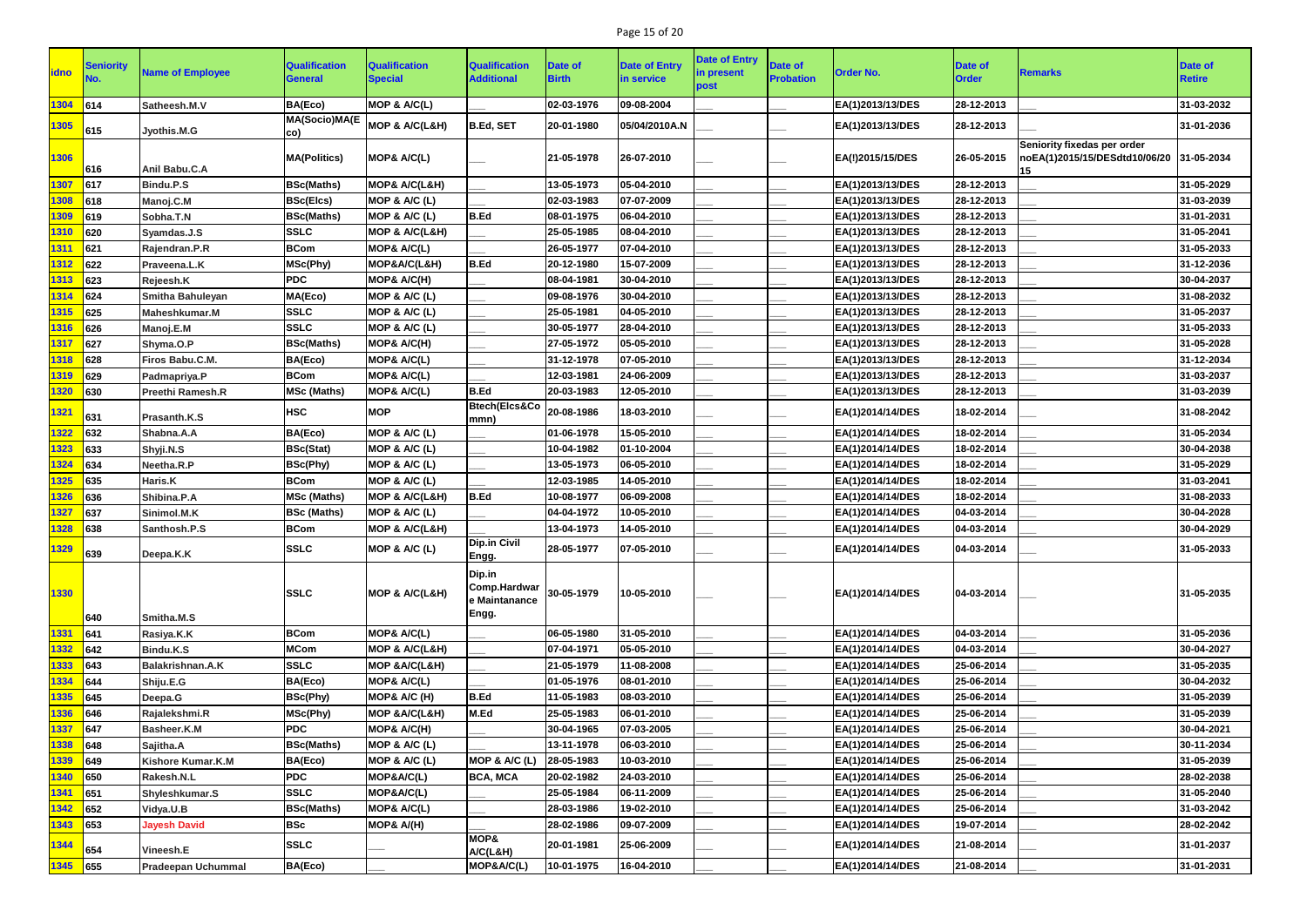| idno | Seniority No. | Name of Employee | Qualification General | Qualification Special | Qualification Additional | Date of Birth | Date of Entry in service | Date of Entry in present post | Date of Probation | Order No. | Date of Order | Remarks | Date of Retire |
|---|---|---|---|---|---|---|---|---|---|---|---|---|---|
| 1304 | 614 | Satheesh.M.V | BA(Eco) | MOP & A/C(L) | ___ | 02-03-1976 | 09-08-2004 | ___ | ___ | EA(1)2013/13/DES | 28-12-2013 | ___ | 31-03-2032 |
| 1305 | 615 | Jyothis.M.G | MA(Socio)MA(Eco) | MOP & A/C(L&H) | B.Ed, SET | 20-01-1980 | 05/04/2010A.N | ___ | ___ | EA(1)2013/13/DES | 28-12-2013 | ___ | 31-01-2036 |
| 1306 | 616 | Anil Babu.C.A | MA(Politics) | MOP& A/C(L) | ___ | 21-05-1978 | 26-07-2010 | ___ | ___ | EA(!)2015/15/DES | 26-05-2015 | Seniority fixedas per order noEA(1)2015/15/DESdtd10/06/2015 | 31-05-2034 |
| 1307 | 617 | Bindu.P.S | BSc(Maths) | MOP& A/C(L&H) | ___ | 13-05-1973 | 05-04-2010 | ___ | ___ | EA(1)2013/13/DES | 28-12-2013 | ___ | 31-05-2029 |
| 1308 | 618 | Manoj.C.M | BSc(Elcs) | MOP & A/C (L) | ___ | 02-03-1983 | 07-07-2009 | ___ | ___ | EA(1)2013/13/DES | 28-12-2013 | ___ | 31-03-2039 |
| 1309 | 619 | Sobha.T.N | BSc(Maths) | MOP & A/C (L) | B.Ed | 08-01-1975 | 06-04-2010 | ___ | ___ | EA(1)2013/13/DES | 28-12-2013 | ___ | 31-01-2031 |
| 1310 | 620 | Syamdas.J.S | SSLC | MOP & A/C(L&H) | ___ | 25-05-1985 | 08-04-2010 | ___ | ___ | EA(1)2013/13/DES | 28-12-2013 | ___ | 31-05-2041 |
| 1311 | 621 | Rajendran.P.R | BCom | MOP& A/C(L) | ___ | 26-05-1977 | 07-04-2010 | ___ | ___ | EA(1)2013/13/DES | 28-12-2013 | ___ | 31-05-2033 |
| 1312 | 622 | Praveena.L.K | MSc(Phy) | MOP&A/C(L&H) | B.Ed | 20-12-1980 | 15-07-2009 | ___ | ___ | EA(1)2013/13/DES | 28-12-2013 | ___ | 31-12-2036 |
| 1313 | 623 | Rejeesh.K | PDC | MOP& A/C(H) | ___ | 08-04-1981 | 30-04-2010 | ___ | ___ | EA(1)2013/13/DES | 28-12-2013 | ___ | 30-04-2037 |
| 1314 | 624 | Smitha Bahuleyan | MA(Eco) | MOP & A/C (L) | ___ | 09-08-1976 | 30-04-2010 | ___ | ___ | EA(1)2013/13/DES | 28-12-2013 | ___ | 31-08-2032 |
| 1315 | 625 | Maheshkumar.M | SSLC | MOP & A/C (L) | ___ | 25-05-1981 | 04-05-2010 | ___ | ___ | EA(1)2013/13/DES | 28-12-2013 | ___ | 31-05-2037 |
| 1316 | 626 | Manoj.E.M | SSLC | MOP & A/C (L) | ___ | 30-05-1977 | 28-04-2010 | ___ | ___ | EA(1)2013/13/DES | 28-12-2013 | ___ | 31-05-2033 |
| 1317 | 627 | Shyma.O.P | BSc(Maths) | MOP& A/C(H) | ___ | 27-05-1972 | 05-05-2010 | ___ | ___ | EA(1)2013/13/DES | 28-12-2013 | ___ | 31-05-2028 |
| 1318 | 628 | Firos Babu.C.M. | BA(Eco) | MOP& A/C(L) | ___ | 31-12-1978 | 07-05-2010 | ___ | ___ | EA(1)2013/13/DES | 28-12-2013 | ___ | 31-12-2034 |
| 1319 | 629 | Padmapriya.P | BCom | MOP& A/C(L) | ___ | 12-03-1981 | 24-06-2009 | ___ | ___ | EA(1)2013/13/DES | 28-12-2013 | ___ | 31-03-2037 |
| 1320 | 630 | Preethi Ramesh.R | MSc (Maths) | MOP& A/C(L) | B.Ed | 20-03-1983 | 12-05-2010 | ___ | ___ | EA(1)2013/13/DES | 28-12-2013 | ___ | 31-03-2039 |
| 1321 | 631 | Prasanth.K.S | HSC | MOP | Btech(Elcs&Commn) | 20-08-1986 | 18-03-2010 | ___ | ___ | EA(1)2014/14/DES | 18-02-2014 | ___ | 31-08-2042 |
| 1322 | 632 | Shabna.A.A | BA(Eco) | MOP & A/C (L) | ___ | 01-06-1978 | 15-05-2010 | ___ | ___ | EA(1)2014/14/DES | 18-02-2014 | ___ | 31-05-2034 |
| 1323 | 633 | Shyji.N.S | BSc(Stat) | MOP & A/C (L) | ___ | 10-04-1982 | 01-10-2004 | ___ | ___ | EA(1)2014/14/DES | 18-02-2014 | ___ | 30-04-2038 |
| 1324 | 634 | Neetha.R.P | BSc(Phy) | MOP & A/C (L) | ___ | 13-05-1973 | 06-05-2010 | ___ | ___ | EA(1)2014/14/DES | 18-02-2014 | ___ | 31-05-2029 |
| 1325 | 635 | Haris.K | BCom | MOP & A/C (L) | ___ | 12-03-1985 | 14-05-2010 | ___ | ___ | EA(1)2014/14/DES | 18-02-2014 | ___ | 31-03-2041 |
| 1326 | 636 | Shibina.P.A | MSc (Maths) | MOP & A/C(L&H) | B.Ed | 10-08-1977 | 06-09-2008 | ___ | ___ | EA(1)2014/14/DES | 18-02-2014 | ___ | 31-08-2033 |
| 1327 | 637 | Sinimol.M.K | BSc (Maths) | MOP & A/C (L) | ___ | 04-04-1972 | 10-05-2010 | ___ | ___ | EA(1)2014/14/DES | 04-03-2014 | ___ | 30-04-2028 |
| 1328 | 638 | Santhosh.P.S | BCom | MOP & A/C(L&H) | ___ | 13-04-1973 | 14-05-2010 | ___ | ___ | EA(1)2014/14/DES | 04-03-2014 | ___ | 30-04-2029 |
| 1329 | 639 | Deepa.K.K | SSLC | MOP & A/C (L) | Dip.in Civil Engg. | 28-05-1977 | 07-05-2010 | ___ | ___ | EA(1)2014/14/DES | 04-03-2014 | ___ | 31-05-2033 |
| 1330 | 640 | Smitha.M.S | SSLC | MOP & A/C(L&H) | Dip.in Comp.Hardware Maintanance Engg. | 30-05-1979 | 10-05-2010 | ___ | ___ | EA(1)2014/14/DES | 04-03-2014 | ___ | 31-05-2035 |
| 1331 | 641 | Rasiya.K.K | BCom | MOP& A/C(L) | ___ | 06-05-1980 | 31-05-2010 | ___ | ___ | EA(1)2014/14/DES | 04-03-2014 | ___ | 31-05-2036 |
| 1332 | 642 | Bindu.K.S | MCom | MOP & A/C(L&H) | ___ | 07-04-1971 | 05-05-2010 | ___ | ___ | EA(1)2014/14/DES | 04-03-2014 | ___ | 30-04-2027 |
| 1333 | 643 | Balakrishnan.A.K | SSLC | MOP &A/C(L&H) | ___ | 21-05-1979 | 11-08-2008 | ___ | ___ | EA(1)2014/14/DES | 25-06-2014 | ___ | 31-05-2035 |
| 1334 | 644 | Shiju.E.G | BA(Eco) | MOP& A/C(L) | ___ | 01-05-1976 | 08-01-2010 | ___ | ___ | EA(1)2014/14/DES | 25-06-2014 | ___ | 30-04-2032 |
| 1335 | 645 | Deepa.G | BSc(Phy) | MOP& A/C (H) | B.Ed | 11-05-1983 | 08-03-2010 | ___ | ___ | EA(1)2014/14/DES | 25-06-2014 | ___ | 31-05-2039 |
| 1336 | 646 | Rajalekshmi.R | MSc(Phy) | MOP &A/C(L&H) | M.Ed | 25-05-1983 | 06-01-2010 | ___ | ___ | EA(1)2014/14/DES | 25-06-2014 | ___ | 31-05-2039 |
| 1337 | 647 | Basheer.K.M | PDC | MOP& A/C(H) | ___ | 30-04-1965 | 07-03-2005 | ___ | ___ | EA(1)2014/14/DES | 25-06-2014 | ___ | 30-04-2021 |
| 1338 | 648 | Sajitha.A | BSc(Maths) | MOP & A/C (L) | ___ | 13-11-1978 | 06-03-2010 | ___ | ___ | EA(1)2014/14/DES | 25-06-2014 | ___ | 30-11-2034 |
| 1339 | 649 | Kishore Kumar.K.M | BA(Eco) | MOP & A/C (L) | MOP & A/C (L) | 28-05-1983 | 10-03-2010 | ___ | ___ | EA(1)2014/14/DES | 25-06-2014 | ___ | 31-05-2039 |
| 1340 | 650 | Rakesh.N.L | PDC | MOP&A/C(L) | BCA, MCA | 20-02-1982 | 24-03-2010 | ___ | ___ | EA(1)2014/14/DES | 25-06-2014 | ___ | 28-02-2038 |
| 1341 | 651 | Shyleshkumar.S | SSLC | MOP&A/C(L) | ___ | 25-05-1984 | 06-11-2009 | ___ | ___ | EA(1)2014/14/DES | 25-06-2014 | ___ | 31-05-2040 |
| 1342 | 652 | Vidya.U.B | BSc(Maths) | MOP& A/C(L) | ___ | 28-03-1986 | 19-02-2010 | ___ | ___ | EA(1)2014/14/DES | 25-06-2014 | ___ | 31-03-2042 |
| 1343 | 653 | Jayesh David | BSc | MOP& A/(H) | ___ | 28-02-1986 | 09-07-2009 | ___ | ___ | EA(1)2014/14/DES | 19-07-2014 | ___ | 28-02-2042 |
| 1344 | 654 | Vineesh.E | SSLC | ___ | MOP& A/C(L&H) | 20-01-1981 | 25-06-2009 | ___ | ___ | EA(1)2014/14/DES | 21-08-2014 | ___ | 31-01-2037 |
| 1345 | 655 | Pradeepan Uchummal | BA(Eco) | ___ | MOP&A/C(L) | 10-01-1975 | 16-04-2010 | ___ | ___ | EA(1)2014/14/DES | 21-08-2014 | ___ | 31-01-2031 |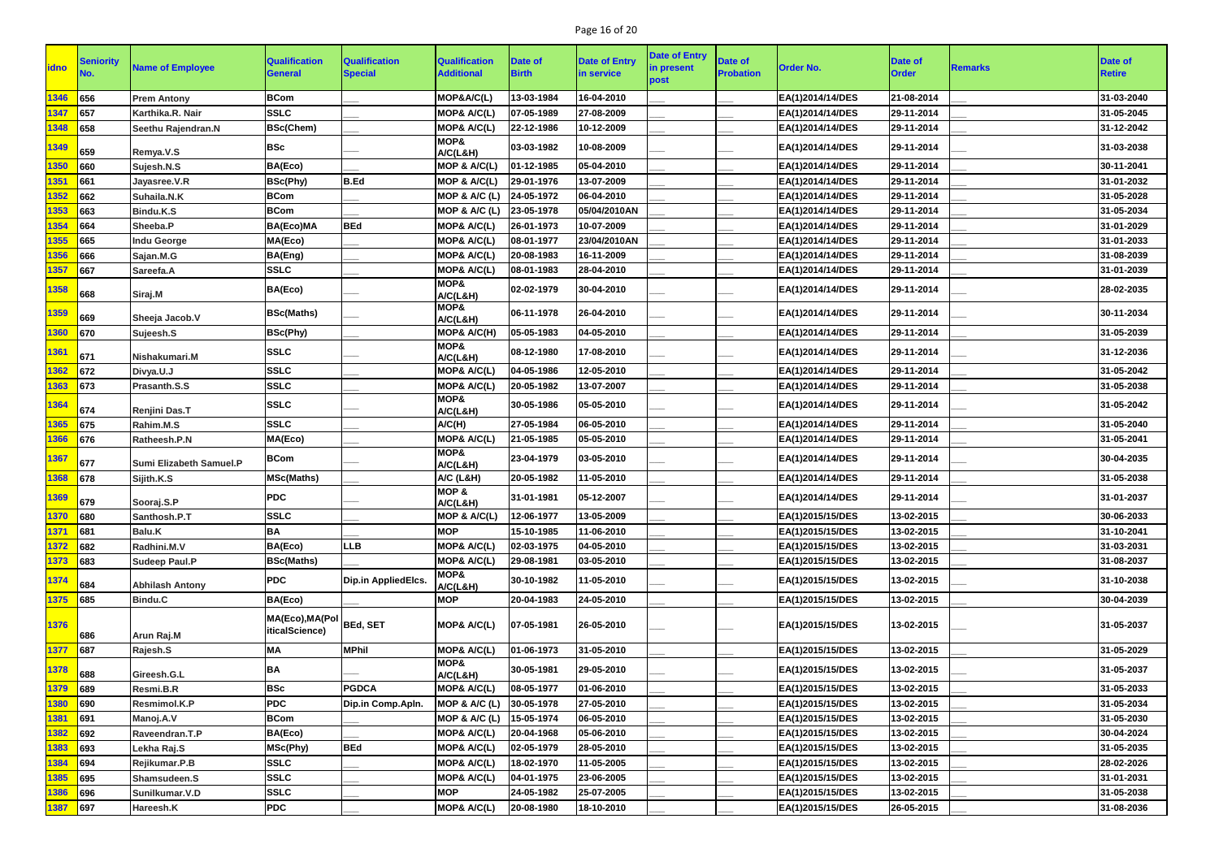| idno | Seniority No. | Name of Employee | Qualification General | Qualification Special | Qualification Additional | Date of Birth | Date of Entry in service | Date of Entry in present post | Date of Probation | Order No. | Date of Order | Remarks | Date of Retire |
|---|---|---|---|---|---|---|---|---|---|---|---|---|---|
| 1346 | 656 | Prem Antony | BCom | ___ | MOP&A/C(L) | 13-03-1984 | 16-04-2010 | ___ | ___ | EA(1)2014/14/DES | 21-08-2014 | ___ | 31-03-2040 |
| 1347 | 657 | Karthika.R. Nair | SSLC | ___ | MOP& A/C(L) | 07-05-1989 | 27-08-2009 | ___ | ___ | EA(1)2014/14/DES | 29-11-2014 | ___ | 31-05-2045 |
| 1348 | 658 | Seethu Rajendran.N | BSc(Chem) | ___ | MOP& A/C(L) | 22-12-1986 | 10-12-2009 | ___ | ___ | EA(1)2014/14/DES | 29-11-2014 | ___ | 31-12-2042 |
| 1349 | 659 | Remya.V.S | BSc | ___ | MOP& A/C(L&H) | 03-03-1982 | 10-08-2009 | ___ | ___ | EA(1)2014/14/DES | 29-11-2014 | ___ | 31-03-2038 |
| 1350 | 660 | Sujesh.N.S | BA(Eco) | ___ | MOP & A/C(L) | 01-12-1985 | 05-04-2010 | ___ | ___ | EA(1)2014/14/DES | 29-11-2014 | ___ | 30-11-2041 |
| 1351 | 661 | Jayasree.V.R | BSc(Phy) | B.Ed | MOP & A/C(L) | 29-01-1976 | 13-07-2009 | ___ | ___ | EA(1)2014/14/DES | 29-11-2014 | ___ | 31-01-2032 |
| 1352 | 662 | Suhaila.N.K | BCom | ___ | MOP & A/C (L) | 24-05-1972 | 06-04-2010 | ___ | ___ | EA(1)2014/14/DES | 29-11-2014 | ___ | 31-05-2028 |
| 1353 | 663 | Bindu.K.S | BCom | ___ | MOP & A/C (L) | 23-05-1978 | 05/04/2010AN | ___ | ___ | EA(1)2014/14/DES | 29-11-2014 | ___ | 31-05-2034 |
| 1354 | 664 | Sheeba.P | BA(Eco)MA | BEd | MOP& A/C(L) | 26-01-1973 | 10-07-2009 | ___ | ___ | EA(1)2014/14/DES | 29-11-2014 | ___ | 31-01-2029 |
| 1355 | 665 | Indu George | MA(Eco) | ___ | MOP& A/C(L) | 08-01-1977 | 23/04/2010AN | ___ | ___ | EA(1)2014/14/DES | 29-11-2014 | ___ | 31-01-2033 |
| 1356 | 666 | Sajan.M.G | BA(Eng) | ___ | MOP& A/C(L) | 20-08-1983 | 16-11-2009 | ___ | ___ | EA(1)2014/14/DES | 29-11-2014 | ___ | 31-08-2039 |
| 1357 | 667 | Sareefa.A | SSLC | ___ | MOP& A/C(L) | 08-01-1983 | 28-04-2010 | ___ | ___ | EA(1)2014/14/DES | 29-11-2014 | ___ | 31-01-2039 |
| 1358 | 668 | Siraj.M | BA(Eco) | ___ | MOP& A/C(L&H) | 02-02-1979 | 30-04-2010 | ___ | ___ | EA(1)2014/14/DES | 29-11-2014 | ___ | 28-02-2035 |
| 1359 | 669 | Sheeja Jacob.V | BSc(Maths) | ___ | MOP& A/C(L&H) | 06-11-1978 | 26-04-2010 | ___ | ___ | EA(1)2014/14/DES | 29-11-2014 | ___ | 30-11-2034 |
| 1360 | 670 | Sujeesh.S | BSc(Phy) | ___ | MOP& A/C(H) | 05-05-1983 | 04-05-2010 | ___ | ___ | EA(1)2014/14/DES | 29-11-2014 | ___ | 31-05-2039 |
| 1361 | 671 | Nishakumari.M | SSLC | ___ | MOP& A/C(L&H) | 08-12-1980 | 17-08-2010 | ___ | ___ | EA(1)2014/14/DES | 29-11-2014 | ___ | 31-12-2036 |
| 1362 | 672 | Divya.U.J | SSLC | ___ | MOP& A/C(L) | 04-05-1986 | 12-05-2010 | ___ | ___ | EA(1)2014/14/DES | 29-11-2014 | ___ | 31-05-2042 |
| 1363 | 673 | Prasanth.S.S | SSLC | ___ | MOP& A/C(L) | 20-05-1982 | 13-07-2007 | ___ | ___ | EA(1)2014/14/DES | 29-11-2014 | ___ | 31-05-2038 |
| 1364 | 674 | Renjini Das.T | SSLC | ___ | MOP& A/C(L&H) | 30-05-1986 | 05-05-2010 | ___ | ___ | EA(1)2014/14/DES | 29-11-2014 | ___ | 31-05-2042 |
| 1365 | 675 | Rahim.M.S | SSLC | ___ | A/C(H) | 27-05-1984 | 06-05-2010 | ___ | ___ | EA(1)2014/14/DES | 29-11-2014 | ___ | 31-05-2040 |
| 1366 | 676 | Ratheesh.P.N | MA(Eco) | ___ | MOP& A/C(L) | 21-05-1985 | 05-05-2010 | ___ | ___ | EA(1)2014/14/DES | 29-11-2014 | ___ | 31-05-2041 |
| 1367 | 677 | Sumi Elizabeth Samuel.P | BCom | ___ | MOP& A/C(L&H) | 23-04-1979 | 03-05-2010 | ___ | ___ | EA(1)2014/14/DES | 29-11-2014 | ___ | 30-04-2035 |
| 1368 | 678 | Sijith.K.S | MSc(Maths) | ___ | A/C (L&H) | 20-05-1982 | 11-05-2010 | ___ | ___ | EA(1)2014/14/DES | 29-11-2014 | ___ | 31-05-2038 |
| 1369 | 679 | Sooraj.S.P | PDC | ___ | MOP & A/C(L&H) | 31-01-1981 | 05-12-2007 | ___ | ___ | EA(1)2014/14/DES | 29-11-2014 | ___ | 31-01-2037 |
| 1370 | 680 | Santhosh.P.T | SSLC | ___ | MOP & A/C(L) | 12-06-1977 | 13-05-2009 | ___ | ___ | EA(1)2015/15/DES | 13-02-2015 | ___ | 30-06-2033 |
| 1371 | 681 | Balu.K | BA | ___ | MOP | 15-10-1985 | 11-06-2010 | ___ | ___ | EA(1)2015/15/DES | 13-02-2015 | ___ | 31-10-2041 |
| 1372 | 682 | Radhini.M.V | BA(Eco) | LLB | MOP& A/C(L) | 02-03-1975 | 04-05-2010 | ___ | ___ | EA(1)2015/15/DES | 13-02-2015 | ___ | 31-03-2031 |
| 1373 | 683 | Sudeep Paul.P | BSc(Maths) | ___ | MOP& A/C(L) | 29-08-1981 | 03-05-2010 | ___ | ___ | EA(1)2015/15/DES | 13-02-2015 | ___ | 31-08-2037 |
| 1374 | 684 | Abhilash Antony | PDC | Dip.in AppliedElcs. | MOP& A/C(L&H) | 30-10-1982 | 11-05-2010 | ___ | ___ | EA(1)2015/15/DES | 13-02-2015 | ___ | 31-10-2038 |
| 1375 | 685 | Bindu.C | BA(Eco) | ___ | MOP | 20-04-1983 | 24-05-2010 | ___ | ___ | EA(1)2015/15/DES | 13-02-2015 | ___ | 30-04-2039 |
| 1376 | 686 | Arun Raj.M | MA(Eco),MA(PoliticalScience) | BEd, SET | MOP& A/C(L) | 07-05-1981 | 26-05-2010 | ___ | ___ | EA(1)2015/15/DES | 13-02-2015 | ___ | 31-05-2037 |
| 1377 | 687 | Rajesh.S | MA | MPhil | MOP& A/C(L) | 01-06-1973 | 31-05-2010 | ___ | ___ | EA(1)2015/15/DES | 13-02-2015 | ___ | 31-05-2029 |
| 1378 | 688 | Gireesh.G.L | BA | ___ | MOP& A/C(L&H) | 30-05-1981 | 29-05-2010 | ___ | ___ | EA(1)2015/15/DES | 13-02-2015 | ___ | 31-05-2037 |
| 1379 | 689 | Resmi.B.R | BSc | PGDCA | MOP& A/C(L) | 08-05-1977 | 01-06-2010 | ___ | ___ | EA(1)2015/15/DES | 13-02-2015 | ___ | 31-05-2033 |
| 1380 | 690 | Resmimol.K.P | PDC | Dip.in Comp.Apln. | MOP & A/C (L) | 30-05-1978 | 27-05-2010 | ___ | ___ | EA(1)2015/15/DES | 13-02-2015 | ___ | 31-05-2034 |
| 1381 | 691 | Manoj.A.V | BCom | ___ | MOP & A/C (L) | 15-05-1974 | 06-05-2010 | ___ | ___ | EA(1)2015/15/DES | 13-02-2015 | ___ | 31-05-2030 |
| 1382 | 692 | Raveendran.T.P | BA(Eco) | ___ | MOP& A/C(L) | 20-04-1968 | 05-06-2010 | ___ | ___ | EA(1)2015/15/DES | 13-02-2015 | ___ | 30-04-2024 |
| 1383 | 693 | Lekha Raj.S | MSc(Phy) | BEd | MOP& A/C(L) | 02-05-1979 | 28-05-2010 | ___ | ___ | EA(1)2015/15/DES | 13-02-2015 | ___ | 31-05-2035 |
| 1384 | 694 | Rejikumar.P.B | SSLC | ___ | MOP& A/C(L) | 18-02-1970 | 11-05-2005 | ___ | ___ | EA(1)2015/15/DES | 13-02-2015 | ___ | 28-02-2026 |
| 1385 | 695 | Shamsudeen.S | SSLC | ___ | MOP& A/C(L) | 04-01-1975 | 23-06-2005 | ___ | ___ | EA(1)2015/15/DES | 13-02-2015 | ___ | 31-01-2031 |
| 1386 | 696 | Sunilkumar.V.D | SSLC | ___ | MOP | 24-05-1982 | 25-07-2005 | ___ | ___ | EA(1)2015/15/DES | 13-02-2015 | ___ | 31-05-2038 |
| 1387 | 697 | Hareesh.K | PDC | ___ | MOP& A/C(L) | 20-08-1980 | 18-10-2010 | ___ | ___ | EA(1)2015/15/DES | 26-05-2015 | ___ | 31-08-2036 |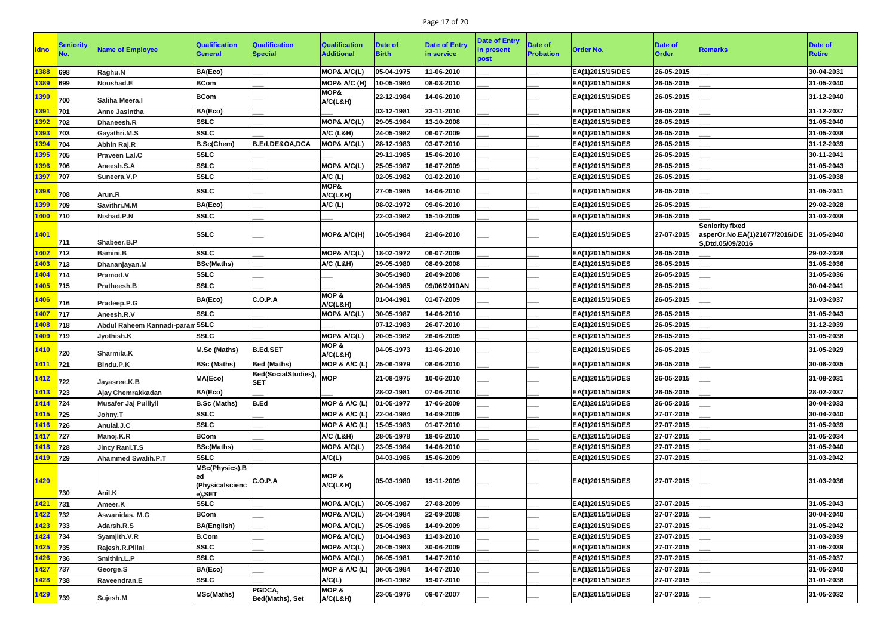| idno | Seniority No. | Name of Employee | Qualification General | Qualification Special | Qualification Additional | Date of Birth | Date of Entry in service | Date of Entry in present post | Date of Probation | Order No. | Date of Order | Remarks | Date of Retire |
|---|---|---|---|---|---|---|---|---|---|---|---|---|---|
| 1388 | 698 | Raghu.N | BA(Eco) | ___ | MOP& A/C(L) | 05-04-1975 | 11-06-2010 | ___ | ___ | EA(1)2015/15/DES | 26-05-2015 | ___ | 30-04-2031 |
| 1389 | 699 | Noushad.E | BCom | ___ | MOP& A/C (H) | 10-05-1984 | 08-03-2010 | ___ | ___ | EA(1)2015/15/DES | 26-05-2015 | ___ | 31-05-2040 |
| 1390 | 700 | Saliha Meera.I | BCom | ___ | MOP& A/C(L&H) | 22-12-1984 | 14-06-2010 | ___ | ___ | EA(1)2015/15/DES | 26-05-2015 | ___ | 31-12-2040 |
| 1391 | 701 | Anne Jasintha | BA(Eco) | ___ | ___ | 03-12-1981 | 23-11-2010 | ___ | ___ | EA(1)2015/15/DES | 26-05-2015 | ___ | 31-12-2037 |
| 1392 | 702 | Dhaneesh.R | SSLC | ___ | MOP& A/C(L) | 29-05-1984 | 13-10-2008 | ___ | ___ | EA(1)2015/15/DES | 26-05-2015 | ___ | 31-05-2040 |
| 1393 | 703 | Gayathri.M.S | SSLC | ___ | A/C (L&H) | 24-05-1982 | 06-07-2009 | ___ | ___ | EA(1)2015/15/DES | 26-05-2015 | ___ | 31-05-2038 |
| 1394 | 704 | Abhin Raj.R | B.Sc(Chem) | B.Ed,DE&OA,DCA | MOP& A/C(L) | 28-12-1983 | 03-07-2010 | ___ | ___ | EA(1)2015/15/DES | 26-05-2015 | ___ | 31-12-2039 |
| 1395 | 705 | Praveen Lal.C | SSLC | ___ | ___ | 29-11-1985 | 15-06-2010 | ___ | ___ | EA(1)2015/15/DES | 26-05-2015 | ___ | 30-11-2041 |
| 1396 | 706 | Aneesh.S.A | SSLC | ___ | MOP& A/C(L) | 25-05-1987 | 16-07-2009 | ___ | ___ | EA(1)2015/15/DES | 26-05-2015 | ___ | 31-05-2043 |
| 1397 | 707 | Suneera.V.P | SSLC | ___ | A/C (L) | 02-05-1982 | 01-02-2010 | ___ | ___ | EA(1)2015/15/DES | 26-05-2015 | ___ | 31-05-2038 |
| 1398 | 708 | Arun.R | SSLC | ___ | MOP& A/C(L&H) | 27-05-1985 | 14-06-2010 | ___ | ___ | EA(1)2015/15/DES | 26-05-2015 | ___ | 31-05-2041 |
| 1399 | 709 | Savithri.M.M | BA(Eco) | ___ | A/C (L) | 08-02-1972 | 09-06-2010 | ___ | ___ | EA(1)2015/15/DES | 26-05-2015 | ___ | 29-02-2028 |
| 1400 | 710 | Nishad.P.N | SSLC | ___ | ___ | 22-03-1982 | 15-10-2009 | ___ | ___ | EA(1)2015/15/DES | 26-05-2015 | ___ | 31-03-2038 |
| 1401 | 711 | Shabeer.B.P | SSLC | ___ | MOP& A/C(H) | 10-05-1984 | 21-06-2010 | ___ | ___ | EA(1)2015/15/DES | 27-07-2015 | Seniority fixed asperOr.No.EA(1)21077/2016/DE S,Dtd.05/09/2016 | 31-05-2040 |
| 1402 | 712 | Bamini.B | SSLC | ___ | MOP& A/C(L) | 18-02-1972 | 06-07-2009 | ___ | ___ | EA(1)2015/15/DES | 26-05-2015 | ___ | 29-02-2028 |
| 1403 | 713 | Dhananjayan.M | BSc(Maths) | ___ | A/C (L&H) | 29-05-1980 | 08-09-2008 | ___ | ___ | EA(1)2015/15/DES | 26-05-2015 | ___ | 31-05-2036 |
| 1404 | 714 | Pramod.V | SSLC | ___ | ___ | 30-05-1980 | 20-09-2008 | ___ | ___ | EA(1)2015/15/DES | 26-05-2015 | ___ | 31-05-2036 |
| 1405 | 715 | Pratheesh.B | SSLC | ___ | ___ | 20-04-1985 | 09/06/2010AN | ___ | ___ | EA(1)2015/15/DES | 26-05-2015 | ___ | 30-04-2041 |
| 1406 | 716 | Pradeep.P.G | BA(Eco) | C.O.P.A | MOP & A/C(L&H) | 01-04-1981 | 01-07-2009 | ___ | ___ | EA(1)2015/15/DES | 26-05-2015 | ___ | 31-03-2037 |
| 1407 | 717 | Aneesh.R.V | SSLC | ___ | MOP& A/C(L) | 30-05-1987 | 14-06-2010 | ___ | ___ | EA(1)2015/15/DES | 26-05-2015 | ___ | 31-05-2043 |
| 1408 | 718 | Abdul Raheem Kannadi-param | SSLC | ___ | ___ | 07-12-1983 | 26-07-2010 | ___ | ___ | EA(1)2015/15/DES | 26-05-2015 | ___ | 31-12-2039 |
| 1409 | 719 | Jyothish.K | SSLC | ___ | MOP& A/C(L) | 20-05-1982 | 26-06-2009 | ___ | ___ | EA(1)2015/15/DES | 26-05-2015 | ___ | 31-05-2038 |
| 1410 | 720 | Sharmila.K | M.Sc (Maths) | B.Ed,SET | MOP & A/C(L&H) | 04-05-1973 | 11-06-2010 | ___ | ___ | EA(1)2015/15/DES | 26-05-2015 | ___ | 31-05-2029 |
| 1411 | 721 | Bindu.P.K | BSc (Maths) | Bed (Maths) | MOP & A/C (L) | 25-06-1979 | 08-06-2010 | ___ | ___ | EA(1)2015/15/DES | 26-05-2015 | ___ | 30-06-2035 |
| 1412 | 722 | Jayasree.K.B | MA(Eco) | Bed(SocialStudies), SET | MOP | 21-08-1975 | 10-06-2010 | ___ | ___ | EA(1)2015/15/DES | 26-05-2015 | ___ | 31-08-2031 |
| 1413 | 723 | Ajay Chemrakkadan | BA(Eco) | ___ | ___ | 28-02-1981 | 07-06-2010 | ___ | ___ | EA(1)2015/15/DES | 26-05-2015 | ___ | 28-02-2037 |
| 1414 | 724 | Musafer Jaj Pulliyil | B.Sc (Maths) | B.Ed | MOP & A/C (L) | 01-05-1977 | 17-06-2009 | ___ | ___ | EA(1)2015/15/DES | 26-05-2015 | ___ | 30-04-2033 |
| 1415 | 725 | Johny.T | SSLC | ___ | MOP & A/C (L) | 22-04-1984 | 14-09-2009 | ___ | ___ | EA(1)2015/15/DES | 27-07-2015 | ___ | 30-04-2040 |
| 1416 | 726 | Anulal.J.C | SSLC | ___ | MOP & A/C (L) | 15-05-1983 | 01-07-2010 | ___ | ___ | EA(1)2015/15/DES | 27-07-2015 | ___ | 31-05-2039 |
| 1417 | 727 | Manoj.K.R | BCom | ___ | A/C (L&H) | 28-05-1978 | 18-06-2010 | ___ | ___ | EA(1)2015/15/DES | 27-07-2015 | ___ | 31-05-2034 |
| 1418 | 728 | Jincy Rani.T.S | BSc(Maths) | ___ | MOP& A/C(L) | 23-05-1984 | 14-06-2010 | ___ | ___ | EA(1)2015/15/DES | 27-07-2015 | ___ | 31-05-2040 |
| 1419 | 729 | Ahammed Swalih.P.T | SSLC | ___ | A/C(L) | 04-03-1986 | 15-06-2009 | ___ | ___ | EA(1)2015/15/DES | 27-07-2015 | ___ | 31-03-2042 |
| 1420 | 730 | Anil.K | MSc(Physics),Bed (Physicalscience),SET | C.O.P.A | MOP & A/C(L&H) | 05-03-1980 | 19-11-2009 | ___ | ___ | EA(1)2015/15/DES | 27-07-2015 | ___ | 31-03-2036 |
| 1421 | 731 | Ameer.K | SSLC | ___ | MOP& A/C(L) | 20-05-1987 | 27-08-2009 | ___ | ___ | EA(1)2015/15/DES | 27-07-2015 | ___ | 31-05-2043 |
| 1422 | 732 | Aswanidas. M.G | BCom | ___ | MOP& A/C(L) | 25-04-1984 | 22-09-2008 | ___ | ___ | EA(1)2015/15/DES | 27-07-2015 | ___ | 30-04-2040 |
| 1423 | 733 | Adarsh.R.S | BA(English) | ___ | MOP& A/C(L) | 25-05-1986 | 14-09-2009 | ___ | ___ | EA(1)2015/15/DES | 27-07-2015 | ___ | 31-05-2042 |
| 1424 | 734 | Syamjith.V.R | B.Com | ___ | MOP& A/C(L) | 01-04-1983 | 11-03-2010 | ___ | ___ | EA(1)2015/15/DES | 27-07-2015 | ___ | 31-03-2039 |
| 1425 | 735 | Rajesh.R.Pillai | SSLC | ___ | MOP& A/C(L) | 20-05-1983 | 30-06-2009 | ___ | ___ | EA(1)2015/15/DES | 27-07-2015 | ___ | 31-05-2039 |
| 1426 | 736 | Smithin.L.P | SSLC | ___ | MOP& A/C(L) | 06-05-1981 | 14-07-2010 | ___ | ___ | EA(1)2015/15/DES | 27-07-2015 | ___ | 31-05-2037 |
| 1427 | 737 | George.S | BA(Eco) | ___ | MOP & A/C (L) | 30-05-1984 | 14-07-2010 | ___ | ___ | EA(1)2015/15/DES | 27-07-2015 | ___ | 31-05-2040 |
| 1428 | 738 | Raveendran.E | SSLC | ___ | A/C(L) | 06-01-1982 | 19-07-2010 | ___ | ___ | EA(1)2015/15/DES | 27-07-2015 | ___ | 31-01-2038 |
| 1429 | 739 | Sujesh.M | MSc(Maths) | PGDCA, Bed(Maths), Set | MOP & A/C(L&H) | 23-05-1976 | 09-07-2007 | ___ | ___ | EA(1)2015/15/DES | 27-07-2015 | ___ | 31-05-2032 |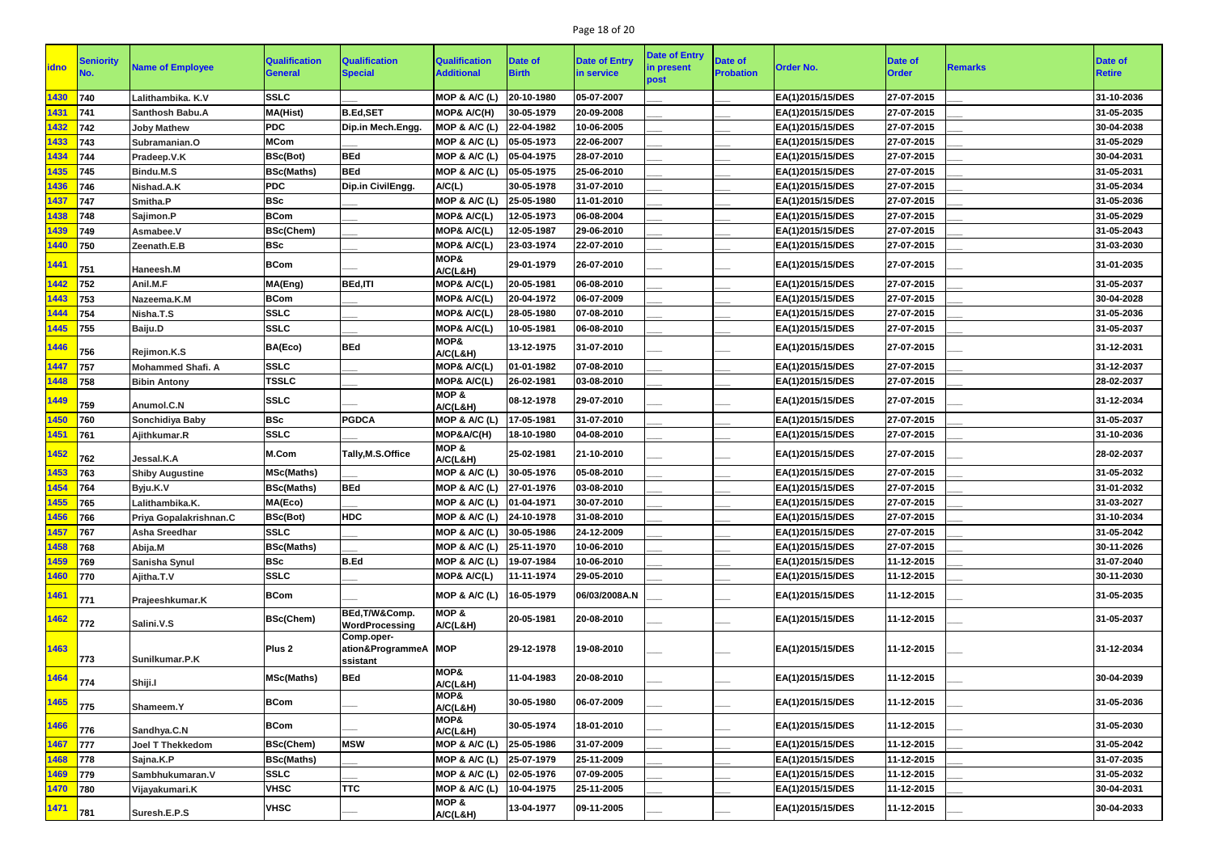| idno | Seniority No. | Name of Employee | Qualification General | Qualification Special | Qualification Additional | Date of Birth | Date of Entry in service | Date of Entry in present post | Date of Probation | Order No. | Date of Order | Remarks | Date of Retire |
|---|---|---|---|---|---|---|---|---|---|---|---|---|---|
| 1430 | 740 | Lalithambika. K.V | SSLC | ___ | MOP & A/C (L) | 20-10-1980 | 05-07-2007 | ___ | ___ | EA(1)2015/15/DES | 27-07-2015 | ___ | 31-10-2036 |
| 1431 | 741 | Santhosh Babu.A | MA(Hist) | B.Ed,SET | MOP& A/C(H) | 30-05-1979 | 20-09-2008 | ___ | ___ | EA(1)2015/15/DES | 27-07-2015 | ___ | 31-05-2035 |
| 1432 | 742 | Joby Mathew | PDC | Dip.in Mech.Engg. | MOP & A/C (L) | 22-04-1982 | 10-06-2005 | ___ | ___ | EA(1)2015/15/DES | 27-07-2015 | ___ | 30-04-2038 |
| 1433 | 743 | Subramanian.O | MCom | ___ | MOP & A/C (L) | 05-05-1973 | 22-06-2007 | ___ | ___ | EA(1)2015/15/DES | 27-07-2015 | ___ | 31-05-2029 |
| 1434 | 744 | Pradeep.V.K | BSc(Bot) | BEd | MOP & A/C (L) | 05-04-1975 | 28-07-2010 | ___ | ___ | EA(1)2015/15/DES | 27-07-2015 | ___ | 30-04-2031 |
| 1435 | 745 | Bindu.M.S | BSc(Maths) | BEd | MOP & A/C (L) | 05-05-1975 | 25-06-2010 | ___ | ___ | EA(1)2015/15/DES | 27-07-2015 | ___ | 31-05-2031 |
| 1436 | 746 | Nishad.A.K | PDC | Dip.in CivilEngg. | A/C(L) | 30-05-1978 | 31-07-2010 | ___ | ___ | EA(1)2015/15/DES | 27-07-2015 | ___ | 31-05-2034 |
| 1437 | 747 | Smitha.P | BSc | ___ | MOP & A/C (L) | 25-05-1980 | 11-01-2010 | ___ | ___ | EA(1)2015/15/DES | 27-07-2015 | ___ | 31-05-2036 |
| 1438 | 748 | Sajimon.P | BCom | ___ | MOP& A/C(L) | 12-05-1973 | 06-08-2004 | ___ | ___ | EA(1)2015/15/DES | 27-07-2015 | ___ | 31-05-2029 |
| 1439 | 749 | Asmabee.V | BSc(Chem) | ___ | MOP& A/C(L) | 12-05-1987 | 29-06-2010 | ___ | ___ | EA(1)2015/15/DES | 27-07-2015 | ___ | 31-05-2043 |
| 1440 | 750 | Zeenath.E.B | BSc | ___ | MOP& A/C(L) | 23-03-1974 | 22-07-2010 | ___ | ___ | EA(1)2015/15/DES | 27-07-2015 | ___ | 31-03-2030 |
| 1441 | 751 | Haneesh.M | BCom | ___ | MOP& A/C(L&H) | 29-01-1979 | 26-07-2010 | ___ | ___ | EA(1)2015/15/DES | 27-07-2015 | ___ | 31-01-2035 |
| 1442 | 752 | Anil.M.F | MA(Eng) | BEd,ITI | MOP& A/C(L) | 20-05-1981 | 06-08-2010 | ___ | ___ | EA(1)2015/15/DES | 27-07-2015 | ___ | 31-05-2037 |
| 1443 | 753 | Nazeema.K.M | BCom | ___ | MOP& A/C(L) | 20-04-1972 | 06-07-2009 | ___ | ___ | EA(1)2015/15/DES | 27-07-2015 | ___ | 30-04-2028 |
| 1444 | 754 | Nisha.T.S | SSLC | ___ | MOP& A/C(L) | 28-05-1980 | 07-08-2010 | ___ | ___ | EA(1)2015/15/DES | 27-07-2015 | ___ | 31-05-2036 |
| 1445 | 755 | Baiju.D | SSLC | ___ | MOP& A/C(L) | 10-05-1981 | 06-08-2010 | ___ | ___ | EA(1)2015/15/DES | 27-07-2015 | ___ | 31-05-2037 |
| 1446 | 756 | Rejimon.K.S | BA(Eco) | BEd | MOP& A/C(L&H) | 13-12-1975 | 31-07-2010 | ___ | ___ | EA(1)2015/15/DES | 27-07-2015 | ___ | 31-12-2031 |
| 1447 | 757 | Mohammed Shafi. A | SSLC | ___ | MOP& A/C(L) | 01-01-1982 | 07-08-2010 | ___ | ___ | EA(1)2015/15/DES | 27-07-2015 | ___ | 31-12-2037 |
| 1448 | 758 | Bibin Antony | TSSLC | ___ | MOP& A/C(L) | 26-02-1981 | 03-08-2010 | ___ | ___ | EA(1)2015/15/DES | 27-07-2015 | ___ | 28-02-2037 |
| 1449 | 759 | Anumol.C.N | SSLC | ___ | MOP & A/C(L&H) | 08-12-1978 | 29-07-2010 | ___ | ___ | EA(1)2015/15/DES | 27-07-2015 | ___ | 31-12-2034 |
| 1450 | 760 | Sonchidiya Baby | BSc | PGDCA | MOP & A/C (L) | 17-05-1981 | 31-07-2010 | ___ | ___ | EA(1)2015/15/DES | 27-07-2015 | ___ | 31-05-2037 |
| 1451 | 761 | Ajithkumar.R | SSLC | ___ | MOP&A/C(H) | 18-10-1980 | 04-08-2010 | ___ | ___ | EA(1)2015/15/DES | 27-07-2015 | ___ | 31-10-2036 |
| 1452 | 762 | Jessal.K.A | M.Com | Tally,M.S.Office | MOP & A/C(L&H) | 25-02-1981 | 21-10-2010 | ___ | ___ | EA(1)2015/15/DES | 27-07-2015 | ___ | 28-02-2037 |
| 1453 | 763 | Shiby Augustine | MSc(Maths) | ___ | MOP & A/C (L) | 30-05-1976 | 05-08-2010 | ___ | ___ | EA(1)2015/15/DES | 27-07-2015 | ___ | 31-05-2032 |
| 1454 | 764 | Byju.K.V | BSc(Maths) | BEd | MOP & A/C (L) | 27-01-1976 | 03-08-2010 | ___ | ___ | EA(1)2015/15/DES | 27-07-2015 | ___ | 31-01-2032 |
| 1455 | 765 | Lalithambika.K. | MA(Eco) | ___ | MOP & A/C (L) | 01-04-1971 | 30-07-2010 | ___ | ___ | EA(1)2015/15/DES | 27-07-2015 | ___ | 31-03-2027 |
| 1456 | 766 | Priya Gopalakrishnan.C | BSc(Bot) | HDC | MOP & A/C (L) | 24-10-1978 | 31-08-2010 | ___ | ___ | EA(1)2015/15/DES | 27-07-2015 | ___ | 31-10-2034 |
| 1457 | 767 | Asha Sreedhar | SSLC | ___ | MOP & A/C (L) | 30-05-1986 | 24-12-2009 | ___ | ___ | EA(1)2015/15/DES | 27-07-2015 | ___ | 31-05-2042 |
| 1458 | 768 | Abija.M | BSc(Maths) | ___ | MOP & A/C (L) | 25-11-1970 | 10-06-2010 | ___ | ___ | EA(1)2015/15/DES | 27-07-2015 | ___ | 30-11-2026 |
| 1459 | 769 | Sanisha Synul | BSc | B.Ed | MOP & A/C (L) | 19-07-1984 | 10-06-2010 | ___ | ___ | EA(1)2015/15/DES | 11-12-2015 | ___ | 31-07-2040 |
| 1460 | 770 | Ajitha.T.V | SSLC | ___ | MOP& A/C(L) | 11-11-1974 | 29-05-2010 | ___ | ___ | EA(1)2015/15/DES | 11-12-2015 | ___ | 30-11-2030 |
| 1461 | 771 | Prajeeshkumar.K | BCom | ___ | MOP & A/C (L) | 16-05-1979 | 06/03/2008A.N | ___ | ___ | EA(1)2015/15/DES | 11-12-2015 | ___ | 31-05-2035 |
| 1462 | 772 | Salini.V.S | BSc(Chem) | BEd,T/W&Comp. WordProcessing | MOP & A/C(L&H) | 20-05-1981 | 20-08-2010 | ___ | ___ | EA(1)2015/15/DES | 11-12-2015 | ___ | 31-05-2037 |
| 1463 | 773 | Sunilkumar.P.K | Plus 2 | Comp.operation&ProgrammeAssistant | MOP | 29-12-1978 | 19-08-2010 | ___ | ___ | EA(1)2015/15/DES | 11-12-2015 | ___ | 31-12-2034 |
| 1464 | 774 | Shiji.I | MSc(Maths) | BEd | MOP& A/C(L&H) | 11-04-1983 | 20-08-2010 | ___ | ___ | EA(1)2015/15/DES | 11-12-2015 | ___ | 30-04-2039 |
| 1465 | 775 | Shameem.Y | BCom | ___ | MOP& A/C(L&H) | 30-05-1980 | 06-07-2009 | ___ | ___ | EA(1)2015/15/DES | 11-12-2015 | ___ | 31-05-2036 |
| 1466 | 776 | Sandhya.C.N | BCom | ___ | MOP& A/C(L&H) | 30-05-1974 | 18-01-2010 | ___ | ___ | EA(1)2015/15/DES | 11-12-2015 | ___ | 31-05-2030 |
| 1467 | 777 | Joel T Thekkedom | BSc(Chem) | MSW | MOP & A/C (L) | 25-05-1986 | 31-07-2009 | ___ | ___ | EA(1)2015/15/DES | 11-12-2015 | ___ | 31-05-2042 |
| 1468 | 778 | Sajna.K.P | BSc(Maths) | ___ | MOP & A/C (L) | 25-07-1979 | 25-11-2009 | ___ | ___ | EA(1)2015/15/DES | 11-12-2015 | ___ | 31-07-2035 |
| 1469 | 779 | Sambhukumaran.V | SSLC | ___ | MOP & A/C (L) | 02-05-1976 | 07-09-2005 | ___ | ___ | EA(1)2015/15/DES | 11-12-2015 | ___ | 31-05-2032 |
| 1470 | 780 | Vijayakumari.K | VHSC | TTC | MOP & A/C (L) | 10-04-1975 | 25-11-2005 | ___ | ___ | EA(1)2015/15/DES | 11-12-2015 | ___ | 30-04-2031 |
| 1471 | 781 | Suresh.E.P.S | VHSC | ___ | MOP & A/C(L&H) | 13-04-1977 | 09-11-2005 | ___ | ___ | EA(1)2015/15/DES | 11-12-2015 | ___ | 30-04-2033 |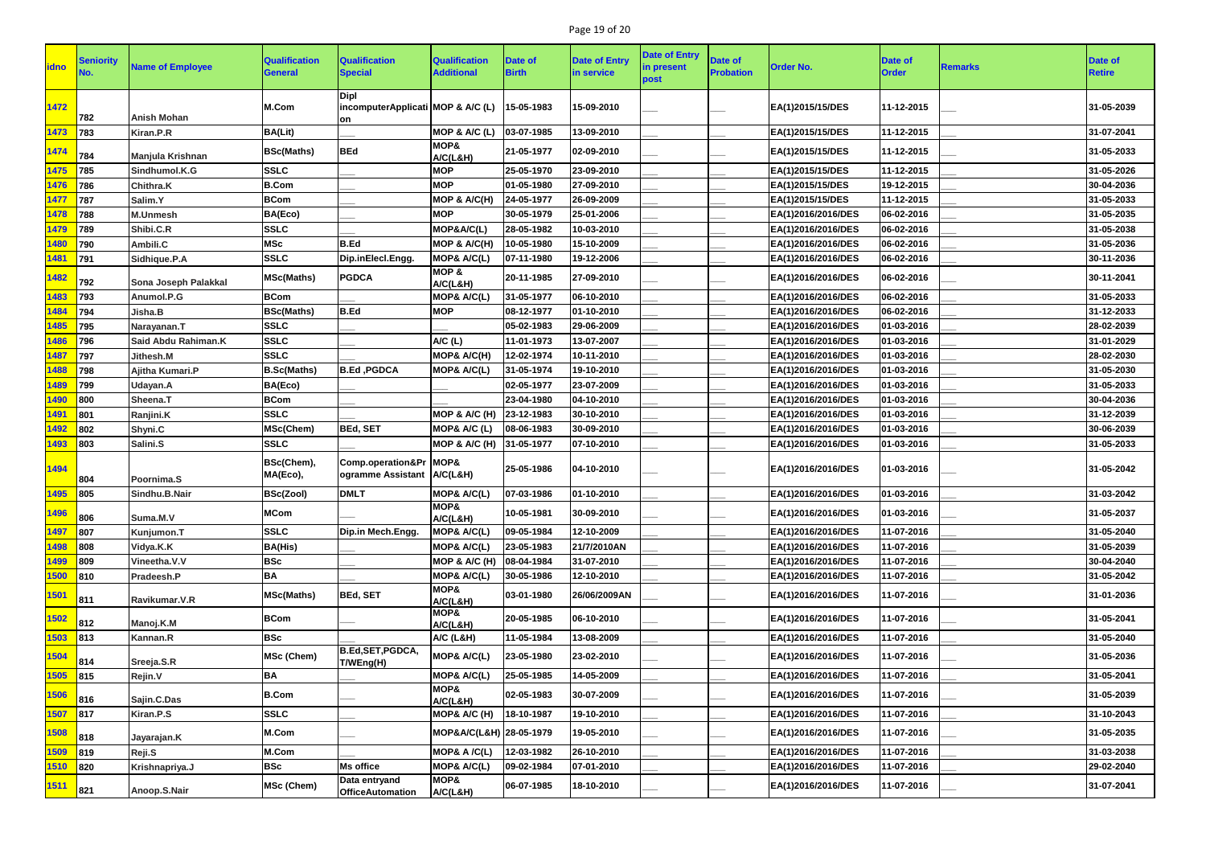| idno | Seniority No. | Name of Employee | Qualification General | Qualification Special | Qualification Additional | Date of Birth | Date of Entry in service | Date of Entry in present post | Date of Probation | Order No. | Date of Order | Remarks | Date of Retire |
|---|---|---|---|---|---|---|---|---|---|---|---|---|---|
| 1472 | 782 | Anish Mohan | M.Com | Dipl incomputerApplication | MOP & A/C (L) | 15-05-1983 | 15-09-2010 | ___ | ___ | EA(1)2015/15/DES | 11-12-2015 | ___ | 31-05-2039 |
| 1473 | 783 | Kiran.P.R | BA(Lit) | | MOP & A/C (L) | 03-07-1985 | 13-09-2010 | ___ | ___ | EA(1)2015/15/DES | 11-12-2015 | ___ | 31-07-2041 |
| 1474 | 784 | Manjula Krishnan | BSc(Maths) | BEd | MOP& A/C(L&H) | 21-05-1977 | 02-09-2010 | ___ | ___ | EA(1)2015/15/DES | 11-12-2015 | ___ | 31-05-2033 |
| 1475 | 785 | Sindhumol.K.G | SSLC | ___ | MOP | 25-05-1970 | 23-09-2010 | ___ | ___ | EA(1)2015/15/DES | 11-12-2015 | ___ | 31-05-2026 |
| 1476 | 786 | Chithra.K | B.Com | ___ | MOP | 01-05-1980 | 27-09-2010 | ___ | ___ | EA(1)2015/15/DES | 19-12-2015 | ___ | 30-04-2036 |
| 1477 | 787 | Salim.Y | BCom | ___ | MOP & A/C(H) | 24-05-1977 | 26-09-2009 | ___ | ___ | EA(1)2015/15/DES | 11-12-2015 | ___ | 31-05-2033 |
| 1478 | 788 | M.Unmesh | BA(Eco) | ___ | MOP | 30-05-1979 | 25-01-2006 | ___ | ___ | EA(1)2016/2016/DES | 06-02-2016 | ___ | 31-05-2035 |
| 1479 | 789 | Shibi.C.R | SSLC | ___ | MOP&A/C(L) | 28-05-1982 | 10-03-2010 | ___ | ___ | EA(1)2016/2016/DES | 06-02-2016 | ___ | 31-05-2038 |
| 1480 | 790 | Ambili.C | MSc | B.Ed | MOP & A/C(H) | 10-05-1980 | 15-10-2009 | ___ | ___ | EA(1)2016/2016/DES | 06-02-2016 | ___ | 31-05-2036 |
| 1481 | 791 | Sidhique.P.A | SSLC | Dip.inElecl.Engg. | MOP& A/C(L) | 07-11-1980 | 19-12-2006 | ___ | ___ | EA(1)2016/2016/DES | 06-02-2016 | ___ | 30-11-2036 |
| 1482 | 792 | Sona Joseph Palakkal | MSc(Maths) | PGDCA | MOP & A/C(L&H) | 20-11-1985 | 27-09-2010 | ___ | ___ | EA(1)2016/2016/DES | 06-02-2016 | ___ | 30-11-2041 |
| 1483 | 793 | Anumol.P.G | BCom | ___ | MOP& A/C(L) | 31-05-1977 | 06-10-2010 | ___ | ___ | EA(1)2016/2016/DES | 06-02-2016 | ___ | 31-05-2033 |
| 1484 | 794 | Jisha.B | BSc(Maths) | B.Ed | MOP | 08-12-1977 | 01-10-2010 | ___ | ___ | EA(1)2016/2016/DES | 06-02-2016 | ___ | 31-12-2033 |
| 1485 | 795 | Narayanan.T | SSLC | ___ | ___ | 05-02-1983 | 29-06-2009 | ___ | ___ | EA(1)2016/2016/DES | 01-03-2016 | ___ | 28-02-2039 |
| 1486 | 796 | Said Abdu Rahiman.K | SSLC | ___ | A/C (L) | 11-01-1973 | 13-07-2007 | ___ | ___ | EA(1)2016/2016/DES | 01-03-2016 | ___ | 31-01-2029 |
| 1487 | 797 | Jithesh.M | SSLC | ___ | MOP& A/C(H) | 12-02-1974 | 10-11-2010 | ___ | ___ | EA(1)2016/2016/DES | 01-03-2016 | ___ | 28-02-2030 |
| 1488 | 798 | Ajitha Kumari.P | B.Sc(Maths) | B.Ed ,PGDCA | MOP& A/C(L) | 31-05-1974 | 19-10-2010 | ___ | ___ | EA(1)2016/2016/DES | 01-03-2016 | ___ | 31-05-2030 |
| 1489 | 799 | Udayan.A | BA(Eco) | ___ | ___ | 02-05-1977 | 23-07-2009 | ___ | ___ | EA(1)2016/2016/DES | 01-03-2016 | ___ | 31-05-2033 |
| 1490 | 800 | Sheena.T | BCom | ___ | ___ | 23-04-1980 | 04-10-2010 | ___ | ___ | EA(1)2016/2016/DES | 01-03-2016 | ___ | 30-04-2036 |
| 1491 | 801 | Ranjini.K | SSLC | ___ | MOP & A/C (H) | 23-12-1983 | 30-10-2010 | ___ | ___ | EA(1)2016/2016/DES | 01-03-2016 | ___ | 31-12-2039 |
| 1492 | 802 | Shyni.C | MSc(Chem) | BEd, SET | MOP& A/C (L) | 08-06-1983 | 30-09-2010 | ___ | ___ | EA(1)2016/2016/DES | 01-03-2016 | ___ | 30-06-2039 |
| 1493 | 803 | Salini.S | SSLC | ___ | MOP & A/C (H) | 31-05-1977 | 07-10-2010 | ___ | ___ | EA(1)2016/2016/DES | 01-03-2016 | ___ | 31-05-2033 |
| 1494 | 804 | Poornima.S | BSc(Chem), MA(Eco), | Comp.operation&Programme Assistant | MOP& A/C(L&H) | 25-05-1986 | 04-10-2010 | ___ | ___ | EA(1)2016/2016/DES | 01-03-2016 | ___ | 31-05-2042 |
| 1495 | 805 | Sindhu.B.Nair | BSc(Zool) | DMLT | MOP& A/C(L) | 07-03-1986 | 01-10-2010 | ___ | ___ | EA(1)2016/2016/DES | 01-03-2016 | ___ | 31-03-2042 |
| 1496 | 806 | Suma.M.V | MCom | ___ | MOP& A/C(L&H) | 10-05-1981 | 30-09-2010 | ___ | ___ | EA(1)2016/2016/DES | 01-03-2016 | ___ | 31-05-2037 |
| 1497 | 807 | Kunjumon.T | SSLC | Dip.in Mech.Engg. | MOP& A/C(L) | 09-05-1984 | 12-10-2009 | ___ | ___ | EA(1)2016/2016/DES | 11-07-2016 | ___ | 31-05-2040 |
| 1498 | 808 | Vidya.K.K | BA(His) | ___ | MOP& A/C(L) | 23-05-1983 | 21/7/2010AN | ___ | ___ | EA(1)2016/2016/DES | 11-07-2016 | ___ | 31-05-2039 |
| 1499 | 809 | Vineetha.V.V | BSc | ___ | MOP & A/C (H) | 08-04-1984 | 31-07-2010 | ___ | ___ | EA(1)2016/2016/DES | 11-07-2016 | ___ | 30-04-2040 |
| 1500 | 810 | Pradeesh.P | BA | ___ | MOP& A/C(L) | 30-05-1986 | 12-10-2010 | ___ | ___ | EA(1)2016/2016/DES | 11-07-2016 | ___ | 31-05-2042 |
| 1501 | 811 | Ravikumar.V.R | MSc(Maths) | BEd, SET | MOP& A/C(L&H) | 03-01-1980 | 26/06/2009AN | ___ | ___ | EA(1)2016/2016/DES | 11-07-2016 | ___ | 31-01-2036 |
| 1502 | 812 | Manoj.K.M | BCom | ___ | MOP& A/C(L&H) | 20-05-1985 | 06-10-2010 | ___ | ___ | EA(1)2016/2016/DES | 11-07-2016 | ___ | 31-05-2041 |
| 1503 | 813 | Kannan.R | BSc | ___ | A/C (L&H) | 11-05-1984 | 13-08-2009 | ___ | ___ | EA(1)2016/2016/DES | 11-07-2016 | ___ | 31-05-2040 |
| 1504 | 814 | Sreeja.S.R | MSc (Chem) | B.Ed,SET,PGDCA, T/WEng(H) | MOP& A/C(L) | 23-05-1980 | 23-02-2010 | ___ | ___ | EA(1)2016/2016/DES | 11-07-2016 | ___ | 31-05-2036 |
| 1505 | 815 | Rejin.V | BA | ___ | MOP& A/C(L) | 25-05-1985 | 14-05-2009 | ___ | ___ | EA(1)2016/2016/DES | 11-07-2016 | ___ | 31-05-2041 |
| 1506 | 816 | Sajin.C.Das | B.Com | ___ | MOP& A/C(L&H) | 02-05-1983 | 30-07-2009 | ___ | ___ | EA(1)2016/2016/DES | 11-07-2016 | ___ | 31-05-2039 |
| 1507 | 817 | Kiran.P.S | SSLC | ___ | MOP& A/C (H) | 18-10-1987 | 19-10-2010 | ___ | ___ | EA(1)2016/2016/DES | 11-07-2016 | ___ | 31-10-2043 |
| 1508 | 818 | Jayarajan.K | M.Com | ___ | MOP&A/C(L&H) | 28-05-1979 | 19-05-2010 | ___ | ___ | EA(1)2016/2016/DES | 11-07-2016 | ___ | 31-05-2035 |
| 1509 | 819 | Reji.S | M.Com | ___ | MOP& A /C(L) | 12-03-1982 | 26-10-2010 | ___ | ___ | EA(1)2016/2016/DES | 11-07-2016 | ___ | 31-03-2038 |
| 1510 | 820 | Krishnapriya.J | BSc | Ms office | MOP& A/C(L) | 09-02-1984 | 07-01-2010 | ___ | ___ | EA(1)2016/2016/DES | 11-07-2016 | ___ | 29-02-2040 |
| 1511 | 821 | Anoop.S.Nair | MSc (Chem) | Data entryand OfficeAutomation | MOP& A/C(L&H) | 06-07-1985 | 18-10-2010 | ___ | ___ | EA(1)2016/2016/DES | 11-07-2016 | ___ | 31-07-2041 |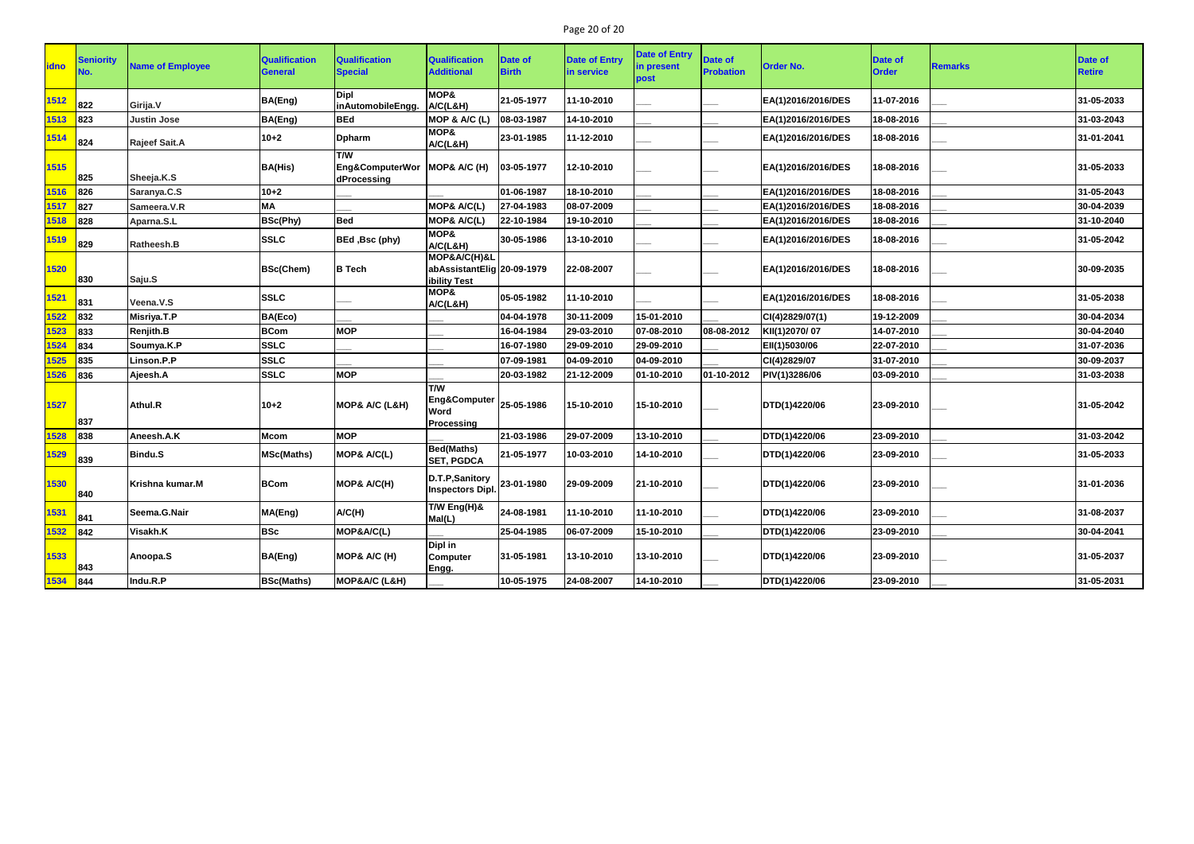| idno | Seniority No. | Name of Employee | Qualification General | Qualification Special | Qualification Additional | Date of Birth | Date of Entry in service | Date of Entry in present post | Date of Probation | Order No. | Date of Order | Remarks | Date of Retire |
|---|---|---|---|---|---|---|---|---|---|---|---|---|---|
| 1512 | 822 | Girija.V | BA(Eng) | Dipl inAutomobileEngg. | MOP& A/C(L&H) | 21-05-1977 | 11-10-2010 | ___ | ___ | EA(1)2016/2016/DES | 11-07-2016 | ___ | 31-05-2033 |
| 1513 | 823 | Justin Jose | BA(Eng) | BEd | MOP & A/C (L) | 08-03-1987 | 14-10-2010 | ___ | ___ | EA(1)2016/2016/DES | 18-08-2016 | ___ | 31-03-2043 |
| 1514 | 824 | Rajeef Sait.A | 10+2 | Dpharm | MOP& A/C(L&H) | 23-01-1985 | 11-12-2010 | ___ | ___ | EA(1)2016/2016/DES | 18-08-2016 | ___ | 31-01-2041 |
| 1515 | 825 | Sheeja.K.S | BA(His) | T/W Eng&ComputerWordProcessing | MOP& A/C (H) | 03-05-1977 | 12-10-2010 | ___ | ___ | EA(1)2016/2016/DES | 18-08-2016 | ___ | 31-05-2033 |
| 1516 | 826 | Saranya.C.S | 10+2 | ___ | ___ | 01-06-1987 | 18-10-2010 | ___ | ___ | EA(1)2016/2016/DES | 18-08-2016 | ___ | 31-05-2043 |
| 1517 | 827 | Sameera.V.R | MA | ___ | MOP& A/C(L) | 27-04-1983 | 08-07-2009 | ___ | ___ | EA(1)2016/2016/DES | 18-08-2016 | ___ | 30-04-2039 |
| 1518 | 828 | Aparna.S.L | BSc(Phy) | Bed | MOP& A/C(L) | 22-10-1984 | 19-10-2010 | ___ | ___ | EA(1)2016/2016/DES | 18-08-2016 | ___ | 31-10-2040 |
| 1519 | 829 | Ratheesh.B | SSLC | BEd ,Bsc (phy) | MOP& A/C(L&H) | 30-05-1986 | 13-10-2010 | ___ | ___ | EA(1)2016/2016/DES | 18-08-2016 | ___ | 31-05-2042 |
| 1520 | 830 | Saju.S | BSc(Chem) | B Tech | MOP&A/C(H)&LabAssistantEligibility Test | 20-09-1979 | 22-08-2007 | ___ | ___ | EA(1)2016/2016/DES | 18-08-2016 | ___ | 30-09-2035 |
| 1521 | 831 | Veena.V.S | SSLC | ___ | MOP& A/C(L&H) | 05-05-1982 | 11-10-2010 | ___ | ___ | EA(1)2016/2016/DES | 18-08-2016 | ___ | 31-05-2038 |
| 1522 | 832 | Misriya.T.P | BA(Eco) | ___ | ___ | 04-04-1978 | 30-11-2009 | 15-01-2010 | ___ | CI(4)2829/07(1) | 19-12-2009 | ___ | 30-04-2034 |
| 1523 | 833 | Renjith.B | BCom | MOP | ___ | 16-04-1984 | 29-03-2010 | 07-08-2010 | 08-08-2012 | KII(1)2070/ 07 | 14-07-2010 | ___ | 30-04-2040 |
| 1524 | 834 | Soumya.K.P | SSLC | ___ | ___ | 16-07-1980 | 29-09-2010 | 29-09-2010 | ___ | EII(1)5030/06 | 22-07-2010 | ___ | 31-07-2036 |
| 1525 | 835 | Linson.P.P | SSLC | ___ | ___ | 07-09-1981 | 04-09-2010 | 04-09-2010 | ___ | CI(4)2829/07 | 31-07-2010 | ___ | 30-09-2037 |
| 1526 | 836 | Ajeesh.A | SSLC | MOP | ___ | 20-03-1982 | 21-12-2009 | 01-10-2010 | 01-10-2012 | PIV(1)3286/06 | 03-09-2010 | ___ | 31-03-2038 |
| 1527 | 837 | Athul.R | 10+2 | MOP& A/C (L&H) | T/W Eng&Computer Word Processing | 25-05-1986 | 15-10-2010 | 15-10-2010 | ___ | DTD(1)4220/06 | 23-09-2010 | ___ | 31-05-2042 |
| 1528 | 838 | Aneesh.A.K | Mcom | MOP | ___ | 21-03-1986 | 29-07-2009 | 13-10-2010 | ___ | DTD(1)4220/06 | 23-09-2010 | ___ | 31-03-2042 |
| 1529 | 839 | Bindu.S | MSc(Maths) | MOP& A/C(L) | Bed(Maths) SET, PGDCA | 21-05-1977 | 10-03-2010 | 14-10-2010 | ___ | DTD(1)4220/06 | 23-09-2010 | ___ | 31-05-2033 |
| 1530 | 840 | Krishna kumar.M | BCom | MOP& A/C(H) | D.T.P,Sanitory Inspectors Dipl. | 23-01-1980 | 29-09-2009 | 21-10-2010 | ___ | DTD(1)4220/06 | 23-09-2010 | ___ | 31-01-2036 |
| 1531 | 841 | Seema.G.Nair | MA(Eng) | A/C(H) | T/W Eng(H)& Mal(L) | 24-08-1981 | 11-10-2010 | 11-10-2010 | ___ | DTD(1)4220/06 | 23-09-2010 | ___ | 31-08-2037 |
| 1532 | 842 | Visakh.K | BSc | MOP&A/C(L) | ___ | 25-04-1985 | 06-07-2009 | 15-10-2010 | ___ | DTD(1)4220/06 | 23-09-2010 | ___ | 30-04-2041 |
| 1533 | 843 | Anoopa.S | BA(Eng) | MOP& A/C (H) | Dipl in Computer Engg. | 31-05-1981 | 13-10-2010 | 13-10-2010 | ___ | DTD(1)4220/06 | 23-09-2010 | ___ | 31-05-2037 |
| 1534 | 844 | Indu.R.P | BSc(Maths) | MOP&A/C (L&H) | ___ | 10-05-1975 | 24-08-2007 | 14-10-2010 | ___ | DTD(1)4220/06 | 23-09-2010 | ___ | 31-05-2031 |